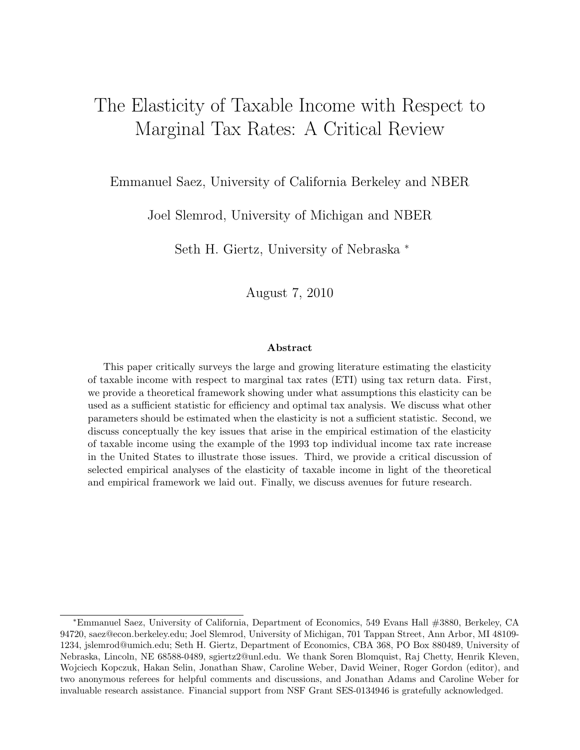# The Elasticity of Taxable Income with Respect to Marginal Tax Rates: A Critical Review

Emmanuel Saez, University of California Berkeley and NBER

Joel Slemrod, University of Michigan and NBER

Seth H. Giertz, University of Nebraska [*]

August 7, 2010

### Abstract

This paper critically surveys the large and growing literature estimating the elasticity of taxable income with respect to marginal tax rates (ETI) using tax return data. First, we provide a theoretical framework showing under what assumptions this elasticity can be used as a sufficient statistic for efficiency and optimal tax analysis. We discuss what other parameters should be estimated when the elasticity is not a sufficient statistic. Second, we discuss conceptually the key issues that arise in the empirical estimation of the elasticity of taxable income using the example of the 1993 top individual income tax rate increase in the United States to illustrate those issues. Third, we provide a critical discussion of selected empirical analyses of the elasticity of taxable income in light of the theoretical and empirical framework we laid out. Finally, we discuss avenues for future research.

---

[*] Emmanuel Saez, University of California, Department of Economics, 549 Evans Hall #3880, Berkeley, CA 94720, saez@econ.berkeley.edu; Joel Slemrod, University of Michigan, 701 Tappan Street, Ann Arbor, MI 48109-1234, jslemrod@umich.edu; Seth H. Giertz, Department of Economics, CBA 368, PO Box 880489, University of Nebraska, Lincoln, NE 68588-0489, sgiertz2@unl.edu. We thank Soren Blomquist, Raj Chetty, Henrik Kleven, Wojciech Kopczuk, Hakan Selin, Jonathan Shaw, Caroline Weber, David Weiner, Roger Gordon (editor), and two anonymous referees for helpful comments and discussions, and Jonathan Adams and Caroline Weber for invaluable research assistance. Financial support from NSF Grant SES-0134946 is gratefully acknowledged.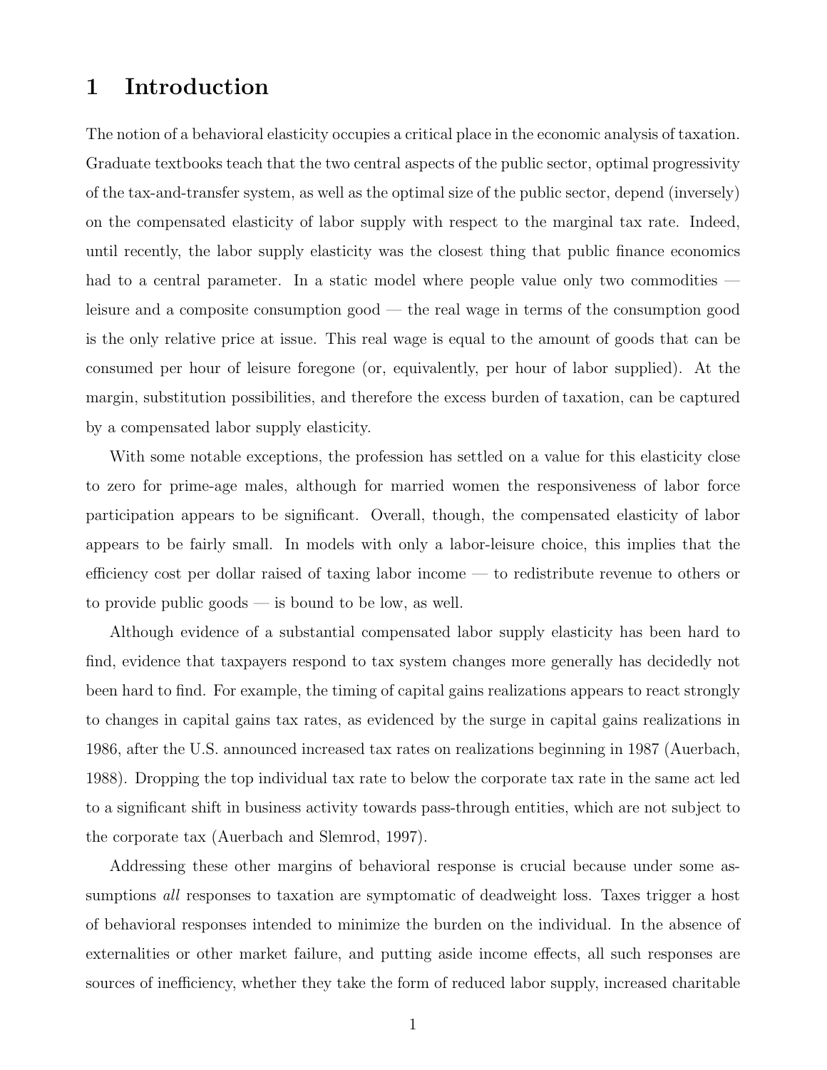# 1 Introduction

The notion of a behavioral elasticity occupies a critical place in the economic analysis of taxation. Graduate textbooks teach that the two central aspects of the public sector, optimal progressivity of the tax-and-transfer system, as well as the optimal size of the public sector, depend (inversely) on the compensated elasticity of labor supply with respect to the marginal tax rate. Indeed, until recently, the labor supply elasticity was the closest thing that public finance economics had to a central parameter. In a static model where people value only two commodities — leisure and a composite consumption good — the real wage in terms of the consumption good is the only relative price at issue. This real wage is equal to the amount of goods that can be consumed per hour of leisure foregone (or, equivalently, per hour of labor supplied). At the margin, substitution possibilities, and therefore the excess burden of taxation, can be captured by a compensated labor supply elasticity.

With some notable exceptions, the profession has settled on a value for this elasticity close to zero for prime-age males, although for married women the responsiveness of labor force participation appears to be significant. Overall, though, the compensated elasticity of labor appears to be fairly small. In models with only a labor-leisure choice, this implies that the efficiency cost per dollar raised of taxing labor income — to redistribute revenue to others or to provide public goods — is bound to be low, as well.

Although evidence of a substantial compensated labor supply elasticity has been hard to find, evidence that taxpayers respond to tax system changes more generally has decidedly not been hard to find. For example, the timing of capital gains realizations appears to react strongly to changes in capital gains tax rates, as evidenced by the surge in capital gains realizations in 1986, after the U.S. announced increased tax rates on realizations beginning in 1987 (Auerbach, 1988). Dropping the top individual tax rate to below the corporate tax rate in the same act led to a significant shift in business activity towards pass-through entities, which are not subject to the corporate tax (Auerbach and Slemrod, 1997).

Addressing these other margins of behavioral response is crucial because under some assumptions *all* responses to taxation are symptomatic of deadweight loss. Taxes trigger a host of behavioral responses intended to minimize the burden on the individual. In the absence of externalities or other market failure, and putting aside income effects, all such responses are sources of inefficiency, whether they take the form of reduced labor supply, increased charitable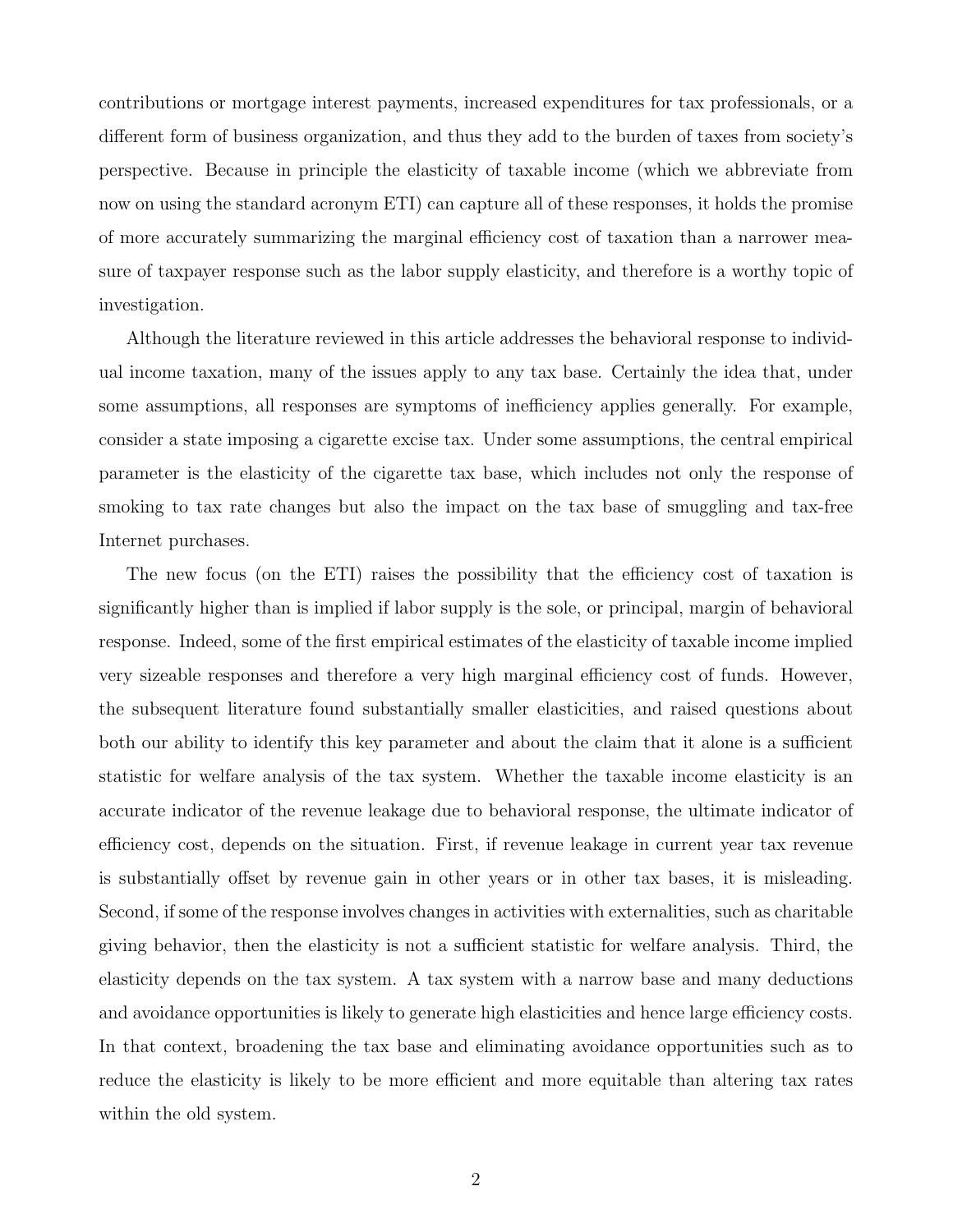contributions or mortgage interest payments, increased expenditures for tax professionals, or a different form of business organization, and thus they add to the burden of taxes from society's perspective. Because in principle the elasticity of taxable income (which we abbreviate from now on using the standard acronym ETI) can capture all of these responses, it holds the promise of more accurately summarizing the marginal efficiency cost of taxation than a narrower measure of taxpayer response such as the labor supply elasticity, and therefore is a worthy topic of investigation.

Although the literature reviewed in this article addresses the behavioral response to individual income taxation, many of the issues apply to any tax base. Certainly the idea that, under some assumptions, all responses are symptoms of inefficiency applies generally. For example, consider a state imposing a cigarette excise tax. Under some assumptions, the central empirical parameter is the elasticity of the cigarette tax base, which includes not only the response of smoking to tax rate changes but also the impact on the tax base of smuggling and tax-free Internet purchases.

The new focus (on the ETI) raises the possibility that the efficiency cost of taxation is significantly higher than is implied if labor supply is the sole, or principal, margin of behavioral response. Indeed, some of the first empirical estimates of the elasticity of taxable income implied very sizeable responses and therefore a very high marginal efficiency cost of funds. However, the subsequent literature found substantially smaller elasticities, and raised questions about both our ability to identify this key parameter and about the claim that it alone is a sufficient statistic for welfare analysis of the tax system. Whether the taxable income elasticity is an accurate indicator of the revenue leakage due to behavioral response, the ultimate indicator of efficiency cost, depends on the situation. First, if revenue leakage in current year tax revenue is substantially offset by revenue gain in other years or in other tax bases, it is misleading. Second, if some of the response involves changes in activities with externalities, such as charitable giving behavior, then the elasticity is not a sufficient statistic for welfare analysis. Third, the elasticity depends on the tax system. A tax system with a narrow base and many deductions and avoidance opportunities is likely to generate high elasticities and hence large efficiency costs. In that context, broadening the tax base and eliminating avoidance opportunities such as to reduce the elasticity is likely to be more efficient and more equitable than altering tax rates within the old system.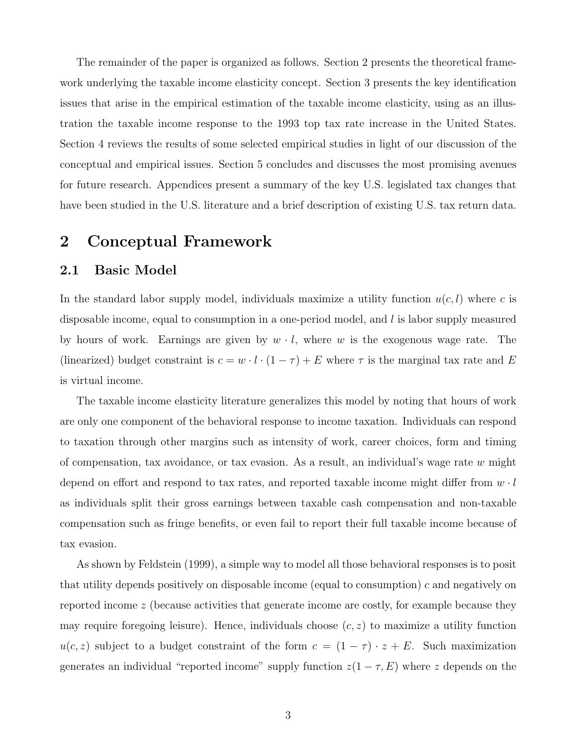The remainder of the paper is organized as follows. Section 2 presents the theoretical framework underlying the taxable income elasticity concept. Section 3 presents the key identification issues that arise in the empirical estimation of the taxable income elasticity, using as an illustration the taxable income response to the 1993 top tax rate increase in the United States. Section 4 reviews the results of some selected empirical studies in light of our discussion of the conceptual and empirical issues. Section 5 concludes and discusses the most promising avenues for future research. Appendices present a summary of the key U.S. legislated tax changes that have been studied in the U.S. literature and a brief description of existing U.S. tax return data.

# 2 Conceptual Framework

## 2.1 Basic Model

In the standard labor supply model, individuals maximize a utility function $u(c, l)$ where $c$ is disposable income, equal to consumption in a one-period model, and $l$ is labor supply measured by hours of work. Earnings are given by $w \cdot l$, where $w$ is the exogenous wage rate. The (linearized) budget constraint is $c = w \cdot l \cdot (1 - \tau) + E$ where $\tau$ is the marginal tax rate and $E$ is virtual income.

The taxable income elasticity literature generalizes this model by noting that hours of work are only one component of the behavioral response to income taxation. Individuals can respond to taxation through other margins such as intensity of work, career choices, form and timing of compensation, tax avoidance, or tax evasion. As a result, an individual's wage rate $w$ might depend on effort and respond to tax rates, and reported taxable income might differ from $w \cdot l$ as individuals split their gross earnings between taxable cash compensation and non-taxable compensation such as fringe benefits, or even fail to report their full taxable income because of tax evasion.

As shown by Feldstein (1999), a simple way to model all those behavioral responses is to posit that utility depends positively on disposable income (equal to consumption) $c$ and negatively on reported income $z$ (because activities that generate income are costly, for example because they may require foregoing leisure). Hence, individuals choose $(c, z)$ to maximize a utility function $u(c, z)$ subject to a budget constraint of the form $c = (1 - \tau) \cdot z + E$. Such maximization generates an individual "reported income" supply function $z(1 - \tau, E)$ where $z$ depends on the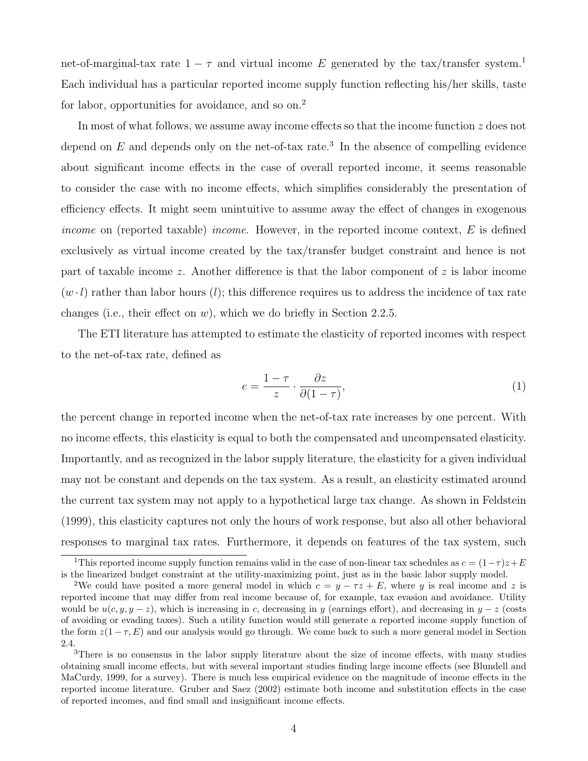net-of-marginal-tax rate $1 - \tau$ and virtual income $E$ generated by the tax/transfer system.[1] Each individual has a particular reported income supply function reflecting his/her skills, taste for labor, opportunities for avoidance, and so on.[2]

In most of what follows, we assume away income effects so that the income function $z$ does not depend on $E$ and depends only on the net-of-tax rate.[3] In the absence of compelling evidence about significant income effects in the case of overall reported income, it seems reasonable to consider the case with no income effects, which simplifies considerably the presentation of efficiency effects. It might seem unintuitive to assume away the effect of changes in exogenous *income* on (reported taxable) *income*. However, in the reported income context, $E$ is defined exclusively as virtual income created by the tax/transfer budget constraint and hence is not part of taxable income $z$. Another difference is that the labor component of $z$ is labor income $(w \cdot l)$ rather than labor hours $(l)$; this difference requires us to address the incidence of tax rate changes (i.e., their effect on $w$), which we do briefly in Section 2.2.5.

The ETI literature has attempted to estimate the elasticity of reported incomes with respect to the net-of-tax rate, defined as

$$e = \frac{1 - \tau}{z} \cdot \frac{\partial z}{\partial (1 - \tau)}, \tag{1}$$

the percent change in reported income when the net-of-tax rate increases by one percent. With no income effects, this elasticity is equal to both the compensated and uncompensated elasticity. Importantly, and as recognized in the labor supply literature, the elasticity for a given individual may not be constant and depends on the tax system. As a result, an elasticity estimated around the current tax system may not apply to a hypothetical large tax change. As shown in Feldstein (1999), this elasticity captures not only the hours of work response, but also all other behavioral responses to marginal tax rates. Furthermore, it depends on features of the tax system, such

---

[1] This reported income supply function remains valid in the case of non-linear tax schedules as $c = (1-\tau)z + E$ is the linearized budget constraint at the utility-maximizing point, just as in the basic labor supply model.

[2] We could have posited a more general model in which $c = y - \tau z + E$, where $y$ is real income and $z$ is reported income that may differ from real income because of, for example, tax evasion and avoidance. Utility would be $u(c, y, y - z)$, which is increasing in $c$, decreasing in $y$ (earnings effort), and decreasing in $y - z$ (costs of avoiding or evading taxes). Such a utility function would still generate a reported income supply function of the form $z(1 - \tau, E)$ and our analysis would go through. We come back to such a more general model in Section 2.4.

[3] There is no consensus in the labor supply literature about the size of income effects, with many studies obtaining small income effects, but with several important studies finding large income effects (see Blundell and MaCurdy, 1999, for a survey). There is much less empirical evidence on the magnitude of income effects in the reported income literature. Gruber and Saez (2002) estimate both income and substitution effects in the case of reported incomes, and find small and insignificant income effects.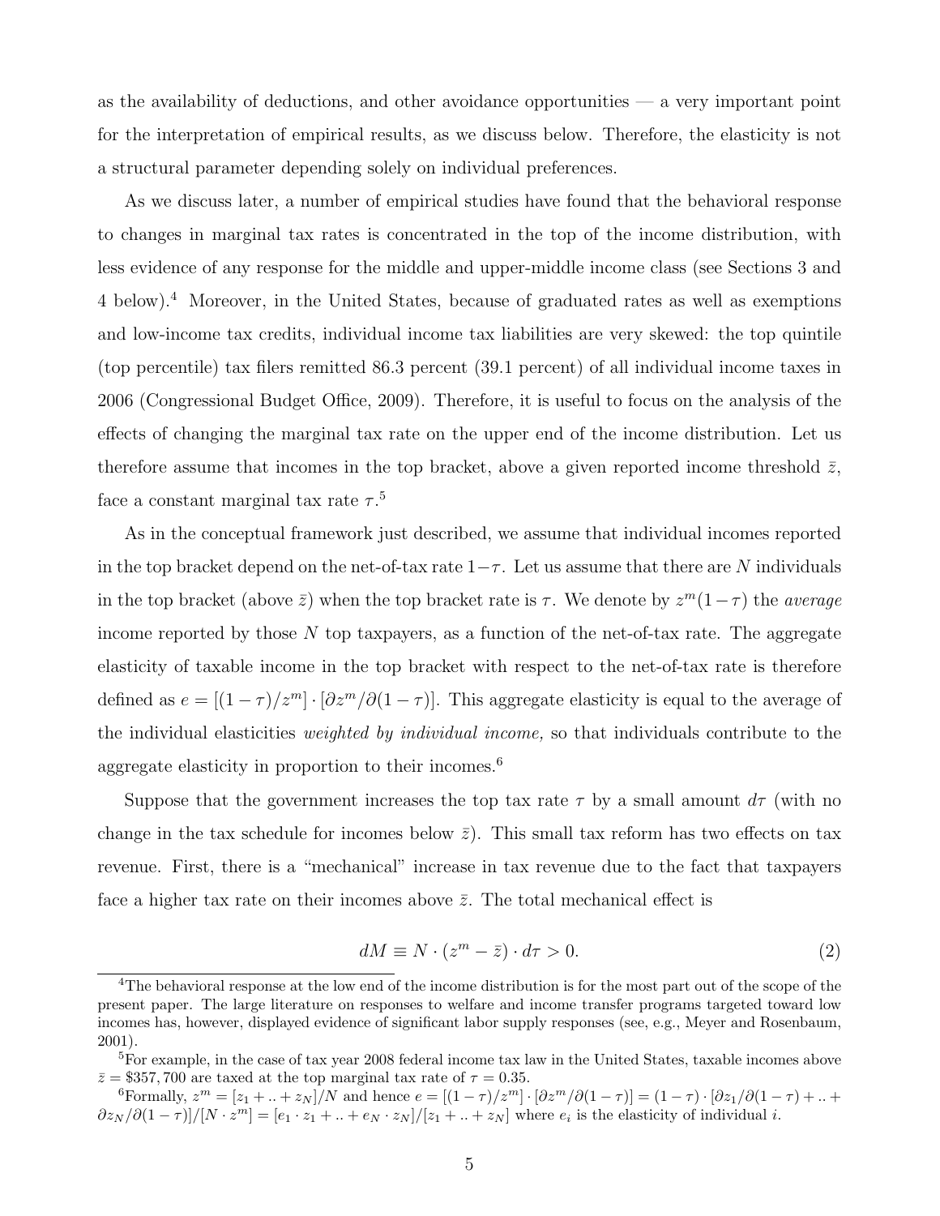as the availability of deductions, and other avoidance opportunities — a very important point for the interpretation of empirical results, as we discuss below. Therefore, the elasticity is not a structural parameter depending solely on individual preferences.

As we discuss later, a number of empirical studies have found that the behavioral response to changes in marginal tax rates is concentrated in the top of the income distribution, with less evidence of any response for the middle and upper-middle income class (see Sections 3 and 4 below).[4] Moreover, in the United States, because of graduated rates as well as exemptions and low-income tax credits, individual income tax liabilities are very skewed: the top quintile (top percentile) tax filers remitted 86.3 percent (39.1 percent) of all individual income taxes in 2006 (Congressional Budget Office, 2009). Therefore, it is useful to focus on the analysis of the effects of changing the marginal tax rate on the upper end of the income distribution. Let us therefore assume that incomes in the top bracket, above a given reported income threshold $\bar{z}$, face a constant marginal tax rate $\tau$.[5]

As in the conceptual framework just described, we assume that individual incomes reported in the top bracket depend on the net-of-tax rate $1-\tau$. Let us assume that there are $N$ individuals in the top bracket (above $\bar{z}$) when the top bracket rate is $\tau$. We denote by $z^m(1-\tau)$ the *average* income reported by those $N$ top taxpayers, as a function of the net-of-tax rate. The aggregate elasticity of taxable income in the top bracket with respect to the net-of-tax rate is therefore defined as $e = [(1-\tau)/z^m] \cdot [\partial z^m / \partial(1-\tau)]$. This aggregate elasticity is equal to the average of the individual elasticities *weighted by individual income,* so that individuals contribute to the aggregate elasticity in proportion to their incomes.[6]

Suppose that the government increases the top tax rate $\tau$ by a small amount $d\tau$ (with no change in the tax schedule for incomes below $\bar{z}$). This small tax reform has two effects on tax revenue. First, there is a "mechanical" increase in tax revenue due to the fact that taxpayers face a higher tax rate on their incomes above $\bar{z}$. The total mechanical effect is

$$dM \equiv N \cdot (z^m - \bar{z}) \cdot d\tau > 0. \tag{2}$$

---

[4] The behavioral response at the low end of the income distribution is for the most part out of the scope of the present paper. The large literature on responses to welfare and income transfer programs targeted toward low incomes has, however, displayed evidence of significant labor supply responses (see, e.g., Meyer and Rosenbaum, 2001).

[5] For example, in the case of tax year 2008 federal income tax law in the United States, taxable incomes above $\bar{z} = \$357,700$ are taxed at the top marginal tax rate of $\tau = 0.35$.

[6] Formally, $z^m = [z_1 + .. + z_N]/N$ and hence $e = [(1-\tau)/z^m] \cdot [\partial z^m / \partial(1-\tau)] = (1-\tau) \cdot [\partial z_1 / \partial(1-\tau) + .. + \partial z_N / \partial(1-\tau)]/[N \cdot z^m] = [e_1 \cdot z_1 + .. + e_N \cdot z_N]/[z_1 + .. + z_N]$ where $e_i$ is the elasticity of individual $i$.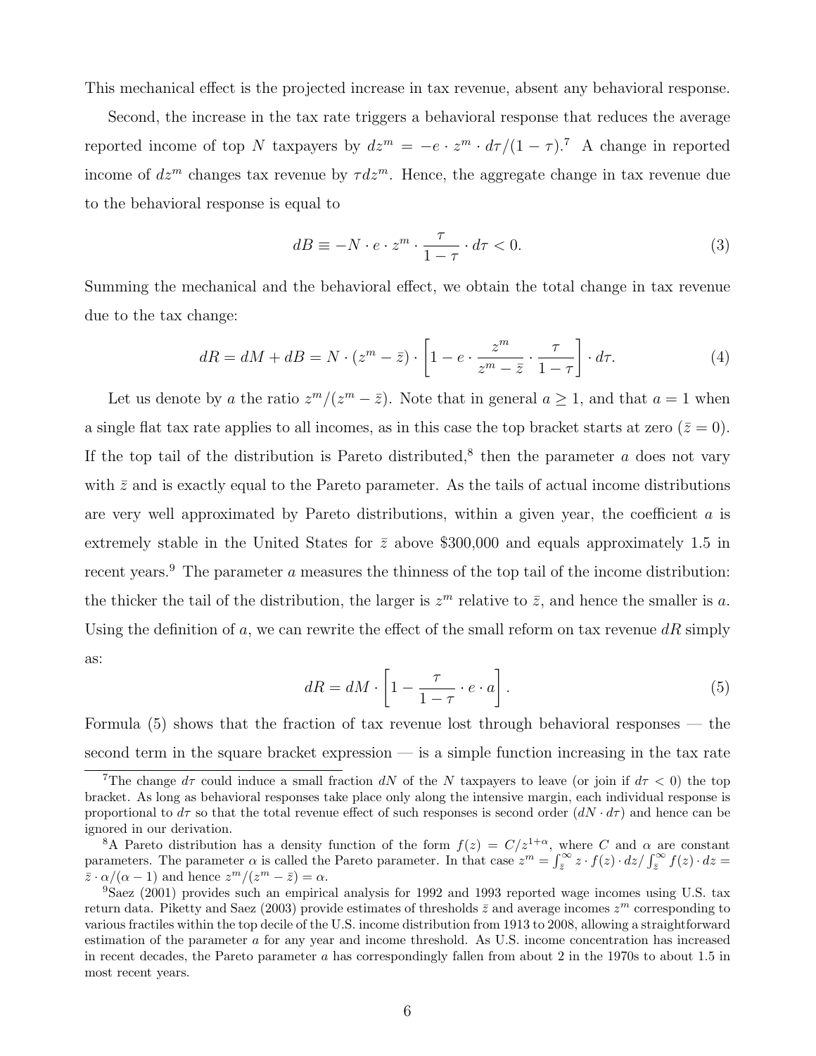This mechanical effect is the projected increase in tax revenue, absent any behavioral response.

Second, the increase in the tax rate triggers a behavioral response that reduces the average reported income of top $N$ taxpayers by $dz^m = -e \cdot z^m \cdot d\tau/(1-\tau)$.[7] A change in reported income of $dz^m$ changes tax revenue by $\tau dz^m$. Hence, the aggregate change in tax revenue due to the behavioral response is equal to

$$dB \equiv -N \cdot e \cdot z^m \cdot \frac{\tau}{1-\tau} \cdot d\tau < 0. \tag{3}$$

Summing the mechanical and the behavioral effect, we obtain the total change in tax revenue due to the tax change:

$$dR = dM + dB = N \cdot (z^m - \bar{z}) \cdot \left[1 - e \cdot \frac{z^m}{z^m - \bar{z}} \cdot \frac{\tau}{1-\tau}\right] \cdot d\tau. \tag{4}$$

Let us denote by $a$ the ratio $z^m/(z^m - \bar{z})$. Note that in general $a \geq 1$, and that $a = 1$ when a single flat tax rate applies to all incomes, as in this case the top bracket starts at zero ($\bar{z} = 0$). If the top tail of the distribution is Pareto distributed,[8] then the parameter $a$ does not vary with $\bar{z}$ and is exactly equal to the Pareto parameter. As the tails of actual income distributions are very well approximated by Pareto distributions, within a given year, the coefficient $a$ is extremely stable in the United States for $\bar{z}$ above \$300,000 and equals approximately 1.5 in recent years.[9] The parameter $a$ measures the thinness of the top tail of the income distribution: the thicker the tail of the distribution, the larger is $z^m$ relative to $\bar{z}$, and hence the smaller is $a$. Using the definition of $a$, we can rewrite the effect of the small reform on tax revenue $dR$ simply as:

$$dR = dM \cdot \left[1 - \frac{\tau}{1-\tau} \cdot e \cdot a\right]. \tag{5}$$

Formula (5) shows that the fraction of tax revenue lost through behavioral responses — the second term in the square bracket expression — is a simple function increasing in the tax rate

---

[7] The change $d\tau$ could induce a small fraction $dN$ of the $N$ taxpayers to leave (or join if $d\tau < 0$) the top bracket. As long as behavioral responses take place only along the intensive margin, each individual response is proportional to $d\tau$ so that the total revenue effect of such responses is second order ($dN \cdot d\tau$) and hence can be ignored in our derivation.

[8] A Pareto distribution has a density function of the form $f(z) = C/z^{1+\alpha}$, where $C$ and $\alpha$ are constant parameters. The parameter $\alpha$ is called the Pareto parameter. In that case $z^m = \int_{\bar{z}}^{\infty} z \cdot f(z) \cdot dz / \int_{\bar{z}}^{\infty} f(z) \cdot dz = \bar{z} \cdot \alpha/(\alpha - 1)$ and hence $z^m/(z^m - \bar{z}) = \alpha$.

[9] Saez (2001) provides such an empirical analysis for 1992 and 1993 reported wage incomes using U.S. tax return data. Piketty and Saez (2003) provide estimates of thresholds $\bar{z}$ and average incomes $z^m$ corresponding to various fractiles within the top decile of the U.S. income distribution from 1913 to 2008, allowing a straightforward estimation of the parameter $a$ for any year and income threshold. As U.S. income concentration has increased in recent decades, the Pareto parameter $a$ has correspondingly fallen from about 2 in the 1970s to about 1.5 in most recent years.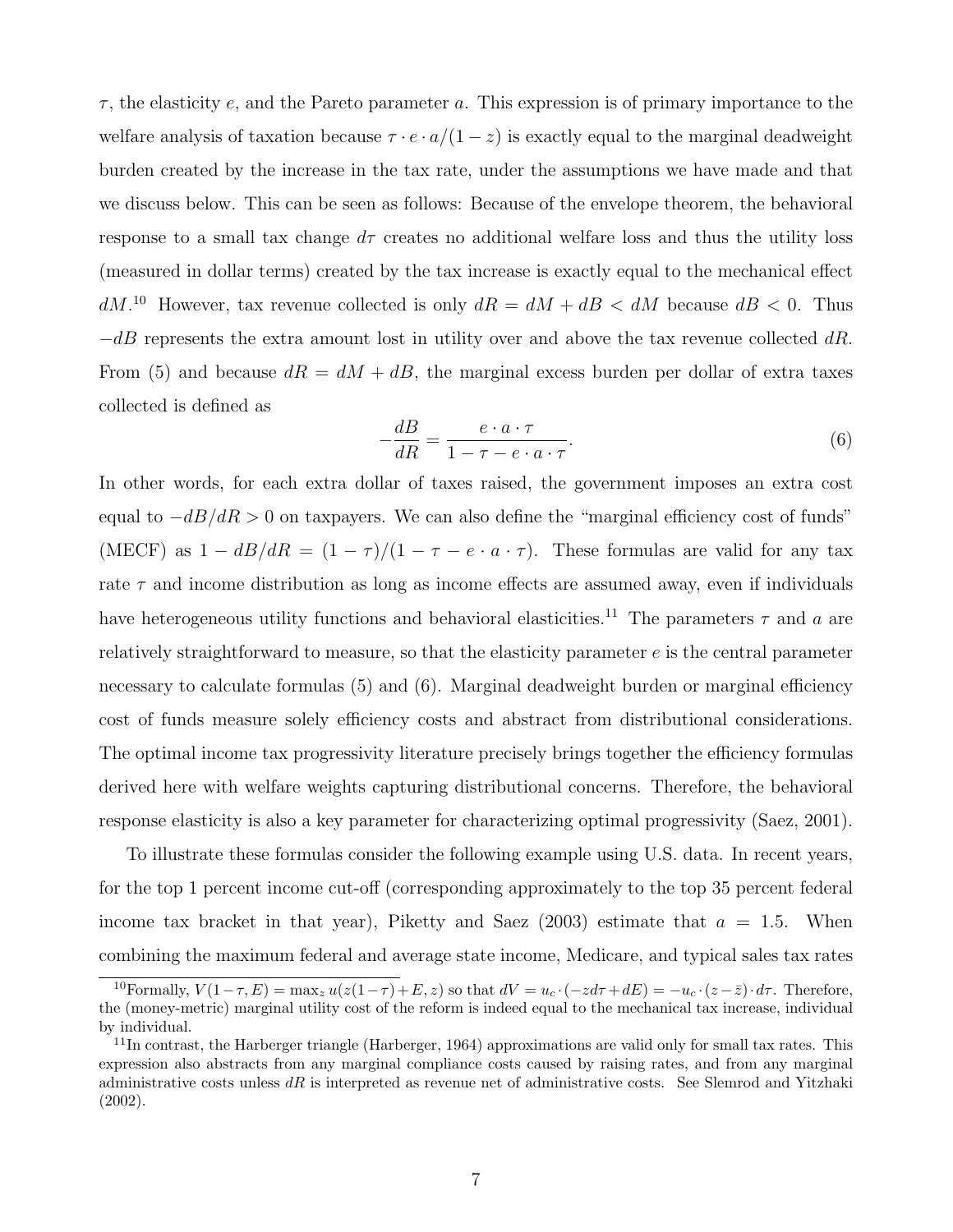$\tau$, the elasticity $e$, and the Pareto parameter $a$. This expression is of primary importance to the welfare analysis of taxation because $\tau \cdot e \cdot a/(1-z)$ is exactly equal to the marginal deadweight burden created by the increase in the tax rate, under the assumptions we have made and that we discuss below. This can be seen as follows: Because of the envelope theorem, the behavioral response to a small tax change $d\tau$ creates no additional welfare loss and thus the utility loss (measured in dollar terms) created by the tax increase is exactly equal to the mechanical effect $dM$.[10] However, tax revenue collected is only $dR = dM + dB < dM$ because $dB < 0$. Thus $-dB$ represents the extra amount lost in utility over and above the tax revenue collected $dR$. From (5) and because $dR = dM + dB$, the marginal excess burden per dollar of extra taxes collected is defined as

$$-\frac{dB}{dR} = \frac{e \cdot a \cdot \tau}{1 - \tau - e \cdot a \cdot \tau}. \tag{6}$$

In other words, for each extra dollar of taxes raised, the government imposes an extra cost equal to $-dB/dR > 0$ on taxpayers. We can also define the "marginal efficiency cost of funds" (MECF) as $1 - dB/dR = (1-\tau)/(1 - \tau - e \cdot a \cdot \tau)$. These formulas are valid for any tax rate $\tau$ and income distribution as long as income effects are assumed away, even if individuals have heterogeneous utility functions and behavioral elasticities.[11] The parameters $\tau$ and $a$ are relatively straightforward to measure, so that the elasticity parameter $e$ is the central parameter necessary to calculate formulas (5) and (6). Marginal deadweight burden or marginal efficiency cost of funds measure solely efficiency costs and abstract from distributional considerations. The optimal income tax progressivity literature precisely brings together the efficiency formulas derived here with welfare weights capturing distributional concerns. Therefore, the behavioral response elasticity is also a key parameter for characterizing optimal progressivity (Saez, 2001).

To illustrate these formulas consider the following example using U.S. data. In recent years, for the top 1 percent income cut-off (corresponding approximately to the top 35 percent federal income tax bracket in that year), Piketty and Saez (2003) estimate that $a = 1.5$. When combining the maximum federal and average state income, Medicare, and typical sales tax rates

[10] Formally, $V(1-\tau, E) = \max_z u(z(1-\tau)+E, z)$ so that $dV = u_c \cdot (-zd\tau + dE) = -u_c \cdot (z - \bar{z}) \cdot d\tau$. Therefore, the (money-metric) marginal utility cost of the reform is indeed equal to the mechanical tax increase, individual by individual.

[11] In contrast, the Harberger triangle (Harberger, 1964) approximations are valid only for small tax rates. This expression also abstracts from any marginal compliance costs caused by raising rates, and from any marginal administrative costs unless $dR$ is interpreted as revenue net of administrative costs. See Slemrod and Yitzhaki (2002).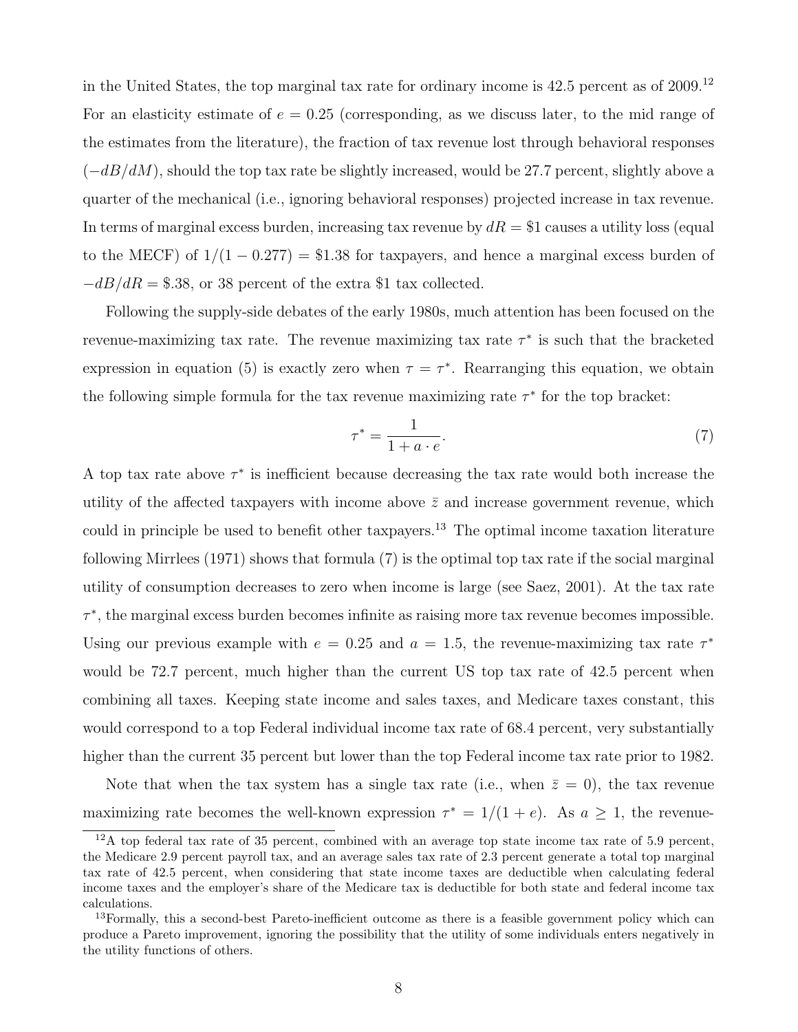in the United States, the top marginal tax rate for ordinary income is 42.5 percent as of 2009.[12] For an elasticity estimate of $e = 0.25$ (corresponding, as we discuss later, to the mid range of the estimates from the literature), the fraction of tax revenue lost through behavioral responses ($-dB/dM$), should the top tax rate be slightly increased, would be 27.7 percent, slightly above a quarter of the mechanical (i.e., ignoring behavioral responses) projected increase in tax revenue. In terms of marginal excess burden, increasing tax revenue by $dR = \$1$ causes a utility loss (equal to the MECF) of $1/(1-0.277) = \$1.38$ for taxpayers, and hence a marginal excess burden of $-dB/dR = \$.38$, or 38 percent of the extra \$1 tax collected.

Following the supply-side debates of the early 1980s, much attention has been focused on the revenue-maximizing tax rate. The revenue maximizing tax rate $\tau^*$ is such that the bracketed expression in equation (5) is exactly zero when $\tau = \tau^*$. Rearranging this equation, we obtain the following simple formula for the tax revenue maximizing rate $\tau^*$ for the top bracket:

$$\tau^* = \frac{1}{1 + a \cdot e}. \tag{7}$$

A top tax rate above $\tau^*$ is inefficient because decreasing the tax rate would both increase the utility of the affected taxpayers with income above $\bar{z}$ and increase government revenue, which could in principle be used to benefit other taxpayers.[13] The optimal income taxation literature following Mirrlees (1971) shows that formula (7) is the optimal top tax rate if the social marginal utility of consumption decreases to zero when income is large (see Saez, 2001). At the tax rate $\tau^*$, the marginal excess burden becomes infinite as raising more tax revenue becomes impossible. Using our previous example with $e = 0.25$ and $a = 1.5$, the revenue-maximizing tax rate $\tau^*$ would be 72.7 percent, much higher than the current US top tax rate of 42.5 percent when combining all taxes. Keeping state income and sales taxes, and Medicare taxes constant, this would correspond to a top Federal individual income tax rate of 68.4 percent, very substantially higher than the current 35 percent but lower than the top Federal income tax rate prior to 1982.

Note that when the tax system has a single tax rate (i.e., when $\bar{z} = 0$), the tax revenue maximizing rate becomes the well-known expression $\tau^* = 1/(1+e)$. As $a \geq 1$, the revenue-

[12] A top federal tax rate of 35 percent, combined with an average top state income tax rate of 5.9 percent, the Medicare 2.9 percent payroll tax, and an average sales tax rate of 2.3 percent generate a total top marginal tax rate of 42.5 percent, when considering that state income taxes are deductible when calculating federal income taxes and the employer's share of the Medicare tax is deductible for both state and federal income tax calculations.

[13] Formally, this a second-best Pareto-inefficient outcome as there is a feasible government policy which can produce a Pareto improvement, ignoring the possibility that the utility of some individuals enters negatively in the utility functions of others.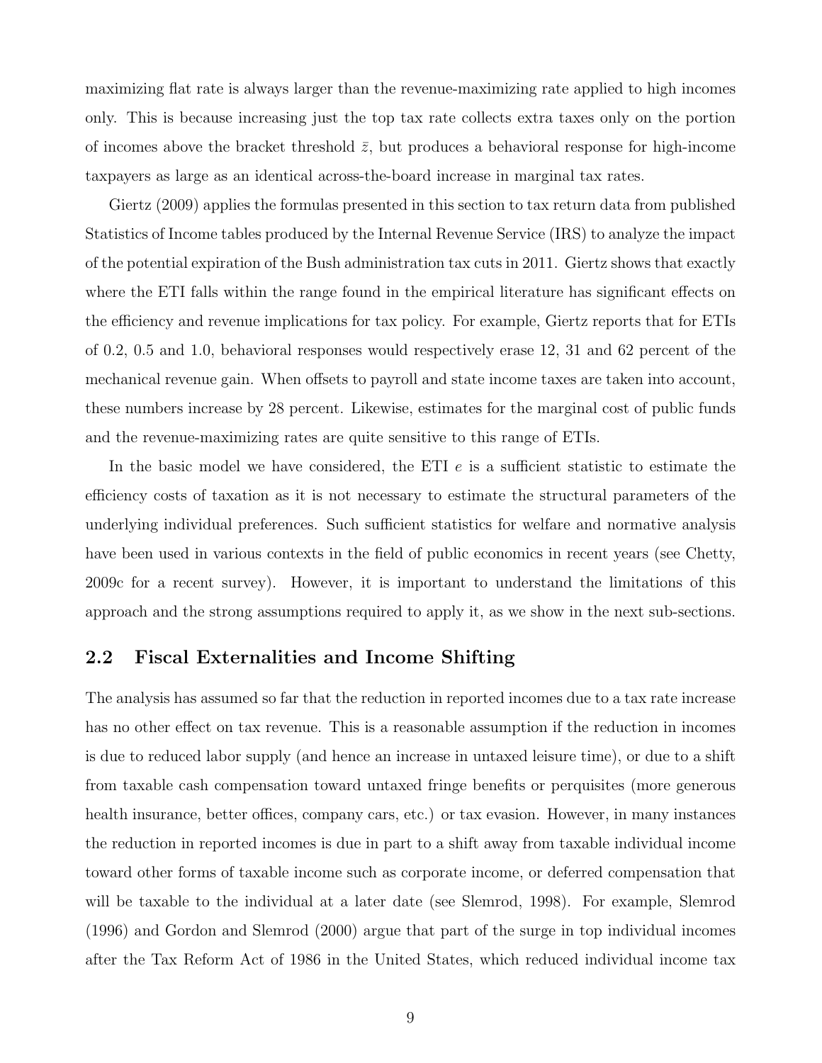maximizing flat rate is always larger than the revenue-maximizing rate applied to high incomes only. This is because increasing just the top tax rate collects extra taxes only on the portion of incomes above the bracket threshold $\bar{z}$, but produces a behavioral response for high-income taxpayers as large as an identical across-the-board increase in marginal tax rates.

Giertz (2009) applies the formulas presented in this section to tax return data from published Statistics of Income tables produced by the Internal Revenue Service (IRS) to analyze the impact of the potential expiration of the Bush administration tax cuts in 2011. Giertz shows that exactly where the ETI falls within the range found in the empirical literature has significant effects on the efficiency and revenue implications for tax policy. For example, Giertz reports that for ETIs of 0.2, 0.5 and 1.0, behavioral responses would respectively erase 12, 31 and 62 percent of the mechanical revenue gain. When offsets to payroll and state income taxes are taken into account, these numbers increase by 28 percent. Likewise, estimates for the marginal cost of public funds and the revenue-maximizing rates are quite sensitive to this range of ETIs.

In the basic model we have considered, the ETI $e$ is a sufficient statistic to estimate the efficiency costs of taxation as it is not necessary to estimate the structural parameters of the underlying individual preferences. Such sufficient statistics for welfare and normative analysis have been used in various contexts in the field of public economics in recent years (see Chetty, 2009c for a recent survey). However, it is important to understand the limitations of this approach and the strong assumptions required to apply it, as we show in the next sub-sections.

## 2.2 Fiscal Externalities and Income Shifting

The analysis has assumed so far that the reduction in reported incomes due to a tax rate increase has no other effect on tax revenue. This is a reasonable assumption if the reduction in incomes is due to reduced labor supply (and hence an increase in untaxed leisure time), or due to a shift from taxable cash compensation toward untaxed fringe benefits or perquisites (more generous health insurance, better offices, company cars, etc.) or tax evasion. However, in many instances the reduction in reported incomes is due in part to a shift away from taxable individual income toward other forms of taxable income such as corporate income, or deferred compensation that will be taxable to the individual at a later date (see Slemrod, 1998). For example, Slemrod (1996) and Gordon and Slemrod (2000) argue that part of the surge in top individual incomes after the Tax Reform Act of 1986 in the United States, which reduced individual income tax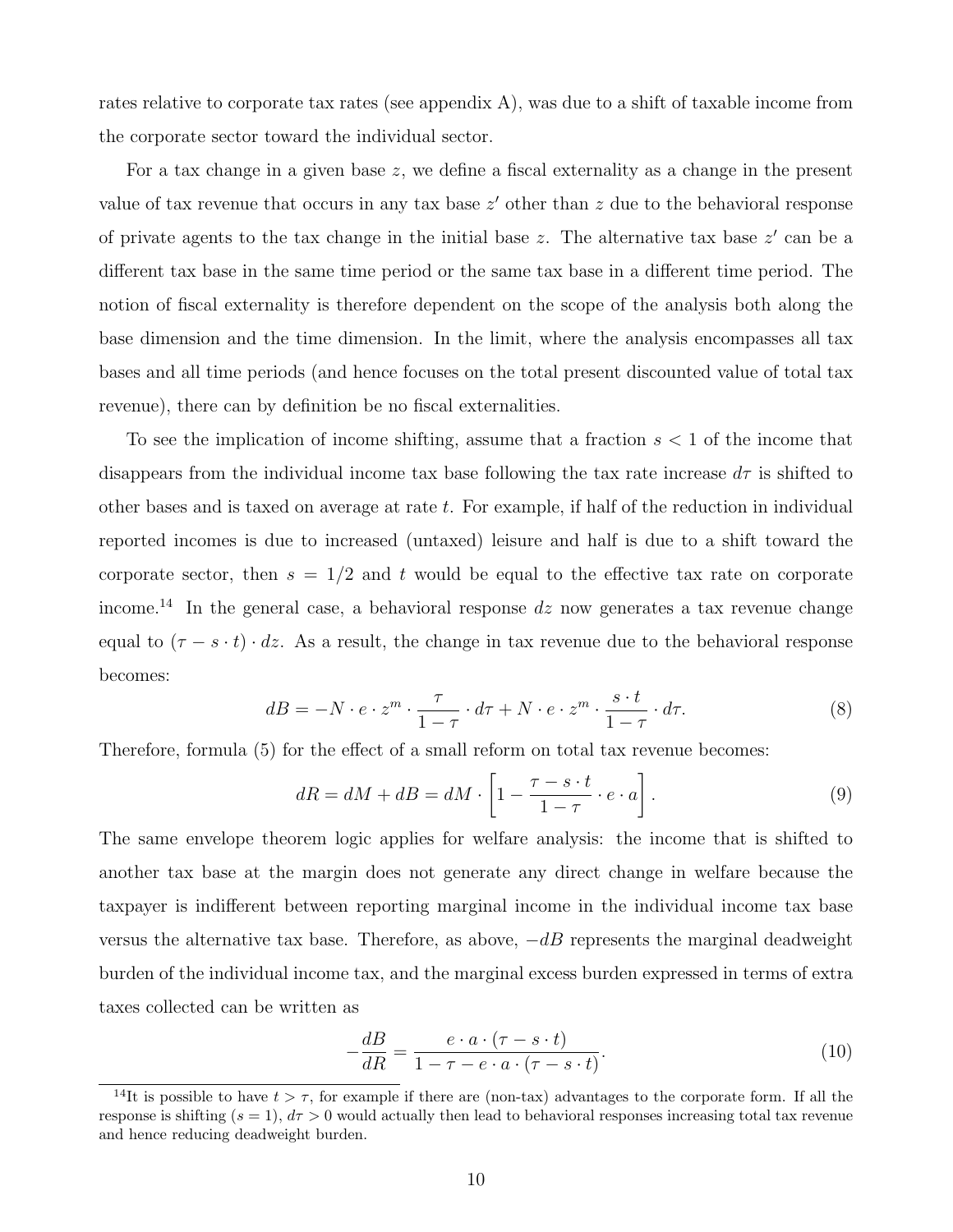rates relative to corporate tax rates (see appendix A), was due to a shift of taxable income from the corporate sector toward the individual sector.

For a tax change in a given base $z$, we define a fiscal externality as a change in the present value of tax revenue that occurs in any tax base $z'$ other than $z$ due to the behavioral response of private agents to the tax change in the initial base $z$. The alternative tax base $z'$ can be a different tax base in the same time period or the same tax base in a different time period. The notion of fiscal externality is therefore dependent on the scope of the analysis both along the base dimension and the time dimension. In the limit, where the analysis encompasses all tax bases and all time periods (and hence focuses on the total present discounted value of total tax revenue), there can by definition be no fiscal externalities.

To see the implication of income shifting, assume that a fraction $s < 1$ of the income that disappears from the individual income tax base following the tax rate increase $d\tau$ is shifted to other bases and is taxed on average at rate $t$. For example, if half of the reduction in individual reported incomes is due to increased (untaxed) leisure and half is due to a shift toward the corporate sector, then $s = 1/2$ and $t$ would be equal to the effective tax rate on corporate income.[14] In the general case, a behavioral response $dz$ now generates a tax revenue change equal to $(\tau - s \cdot t) \cdot dz$. As a result, the change in tax revenue due to the behavioral response becomes:

$$dB = -N \cdot e \cdot z^m \cdot \frac{\tau}{1-\tau} \cdot d\tau + N \cdot e \cdot z^m \cdot \frac{s \cdot t}{1-\tau} \cdot d\tau. \tag{8}$$

Therefore, formula (5) for the effect of a small reform on total tax revenue becomes:

$$dR = dM + dB = dM \cdot \left[1 - \frac{\tau - s \cdot t}{1-\tau} \cdot e \cdot a\right]. \tag{9}$$

The same envelope theorem logic applies for welfare analysis: the income that is shifted to another tax base at the margin does not generate any direct change in welfare because the taxpayer is indifferent between reporting marginal income in the individual income tax base versus the alternative tax base. Therefore, as above, $-dB$ represents the marginal deadweight burden of the individual income tax, and the marginal excess burden expressed in terms of extra taxes collected can be written as

$$-\frac{dB}{dR} = \frac{e \cdot a \cdot (\tau - s \cdot t)}{1 - \tau - e \cdot a \cdot (\tau - s \cdot t)}. \tag{10}$$

[14] It is possible to have $t > \tau$, for example if there are (non-tax) advantages to the corporate form. If all the response is shifting ($s = 1$), $d\tau > 0$ would actually then lead to behavioral responses increasing total tax revenue and hence reducing deadweight burden.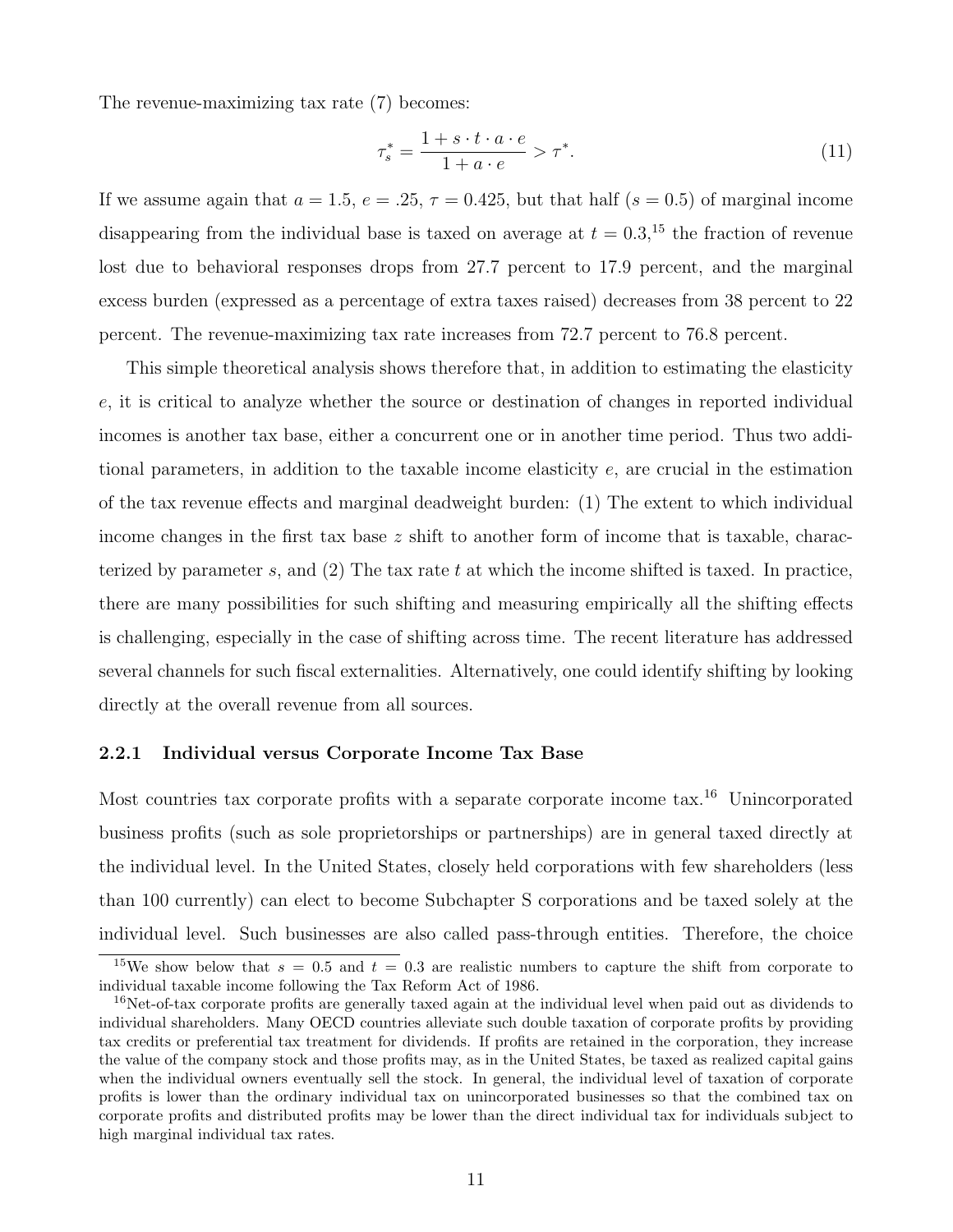The revenue-maximizing tax rate (7) becomes:

$$\tau_s^* = \frac{1 + s \cdot t \cdot a \cdot e}{1 + a \cdot e} > \tau^*. \tag{11}$$

If we assume again that $a = 1.5$, $e = .25$, $\tau = 0.425$, but that half ($s = 0.5$) of marginal income disappearing from the individual base is taxed on average at $t = 0.3$,[15] the fraction of revenue lost due to behavioral responses drops from 27.7 percent to 17.9 percent, and the marginal excess burden (expressed as a percentage of extra taxes raised) decreases from 38 percent to 22 percent. The revenue-maximizing tax rate increases from 72.7 percent to 76.8 percent.

This simple theoretical analysis shows therefore that, in addition to estimating the elasticity $e$, it is critical to analyze whether the source or destination of changes in reported individual incomes is another tax base, either a concurrent one or in another time period. Thus two additional parameters, in addition to the taxable income elasticity $e$, are crucial in the estimation of the tax revenue effects and marginal deadweight burden: (1) The extent to which individual income changes in the first tax base $z$ shift to another form of income that is taxable, characterized by parameter $s$, and (2) The tax rate $t$ at which the income shifted is taxed. In practice, there are many possibilities for such shifting and measuring empirically all the shifting effects is challenging, especially in the case of shifting across time. The recent literature has addressed several channels for such fiscal externalities. Alternatively, one could identify shifting by looking directly at the overall revenue from all sources.

### 2.2.1 Individual versus Corporate Income Tax Base

Most countries tax corporate profits with a separate corporate income tax.[16] Unincorporated business profits (such as sole proprietorships or partnerships) are in general taxed directly at the individual level. In the United States, closely held corporations with few shareholders (less than 100 currently) can elect to become Subchapter S corporations and be taxed solely at the individual level. Such businesses are also called pass-through entities. Therefore, the choice

[15] We show below that $s = 0.5$ and $t = 0.3$ are realistic numbers to capture the shift from corporate to individual taxable income following the Tax Reform Act of 1986.

[16] Net-of-tax corporate profits are generally taxed again at the individual level when paid out as dividends to individual shareholders. Many OECD countries alleviate such double taxation of corporate profits by providing tax credits or preferential tax treatment for dividends. If profits are retained in the corporation, they increase the value of the company stock and those profits may, as in the United States, be taxed as realized capital gains when the individual owners eventually sell the stock. In general, the individual level of taxation of corporate profits is lower than the ordinary individual tax on unincorporated businesses so that the combined tax on corporate profits and distributed profits may be lower than the direct individual tax for individuals subject to high marginal individual tax rates.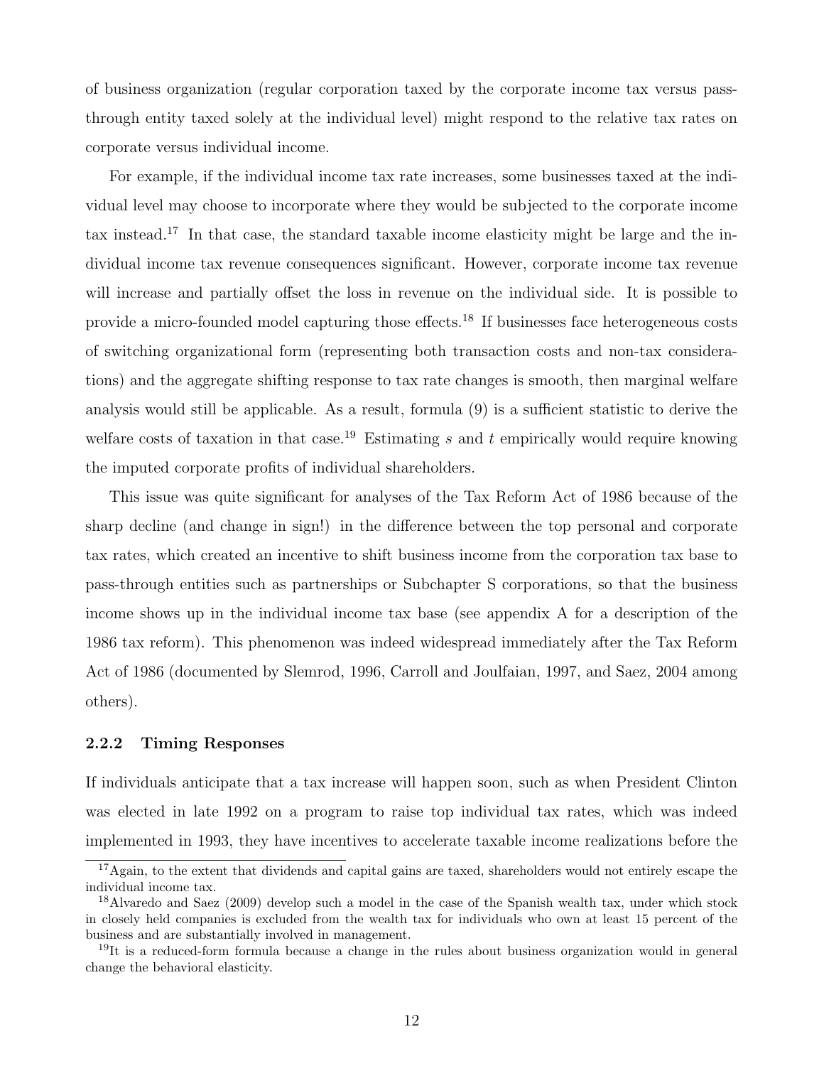of business organization (regular corporation taxed by the corporate income tax versus pass-through entity taxed solely at the individual level) might respond to the relative tax rates on corporate versus individual income.

For example, if the individual income tax rate increases, some businesses taxed at the individual level may choose to incorporate where they would be subjected to the corporate income tax instead.[17] In that case, the standard taxable income elasticity might be large and the individual income tax revenue consequences significant. However, corporate income tax revenue will increase and partially offset the loss in revenue on the individual side. It is possible to provide a micro-founded model capturing those effects.[18] If businesses face heterogeneous costs of switching organizational form (representing both transaction costs and non-tax considerations) and the aggregate shifting response to tax rate changes is smooth, then marginal welfare analysis would still be applicable. As a result, formula (9) is a sufficient statistic to derive the welfare costs of taxation in that case.[19] Estimating $s$ and $t$ empirically would require knowing the imputed corporate profits of individual shareholders.

This issue was quite significant for analyses of the Tax Reform Act of 1986 because of the sharp decline (and change in sign!) in the difference between the top personal and corporate tax rates, which created an incentive to shift business income from the corporation tax base to pass-through entities such as partnerships or Subchapter S corporations, so that the business income shows up in the individual income tax base (see appendix A for a description of the 1986 tax reform). This phenomenon was indeed widespread immediately after the Tax Reform Act of 1986 (documented by Slemrod, 1996, Carroll and Joulfaian, 1997, and Saez, 2004 among others).

### 2.2.2 Timing Responses

If individuals anticipate that a tax increase will happen soon, such as when President Clinton was elected in late 1992 on a program to raise top individual tax rates, which was indeed implemented in 1993, they have incentives to accelerate taxable income realizations before the

[17]Again, to the extent that dividends and capital gains are taxed, shareholders would not entirely escape the individual income tax.

[18]Alvaredo and Saez (2009) develop such a model in the case of the Spanish wealth tax, under which stock in closely held companies is excluded from the wealth tax for individuals who own at least 15 percent of the business and are substantially involved in management.

[19]It is a reduced-form formula because a change in the rules about business organization would in general change the behavioral elasticity.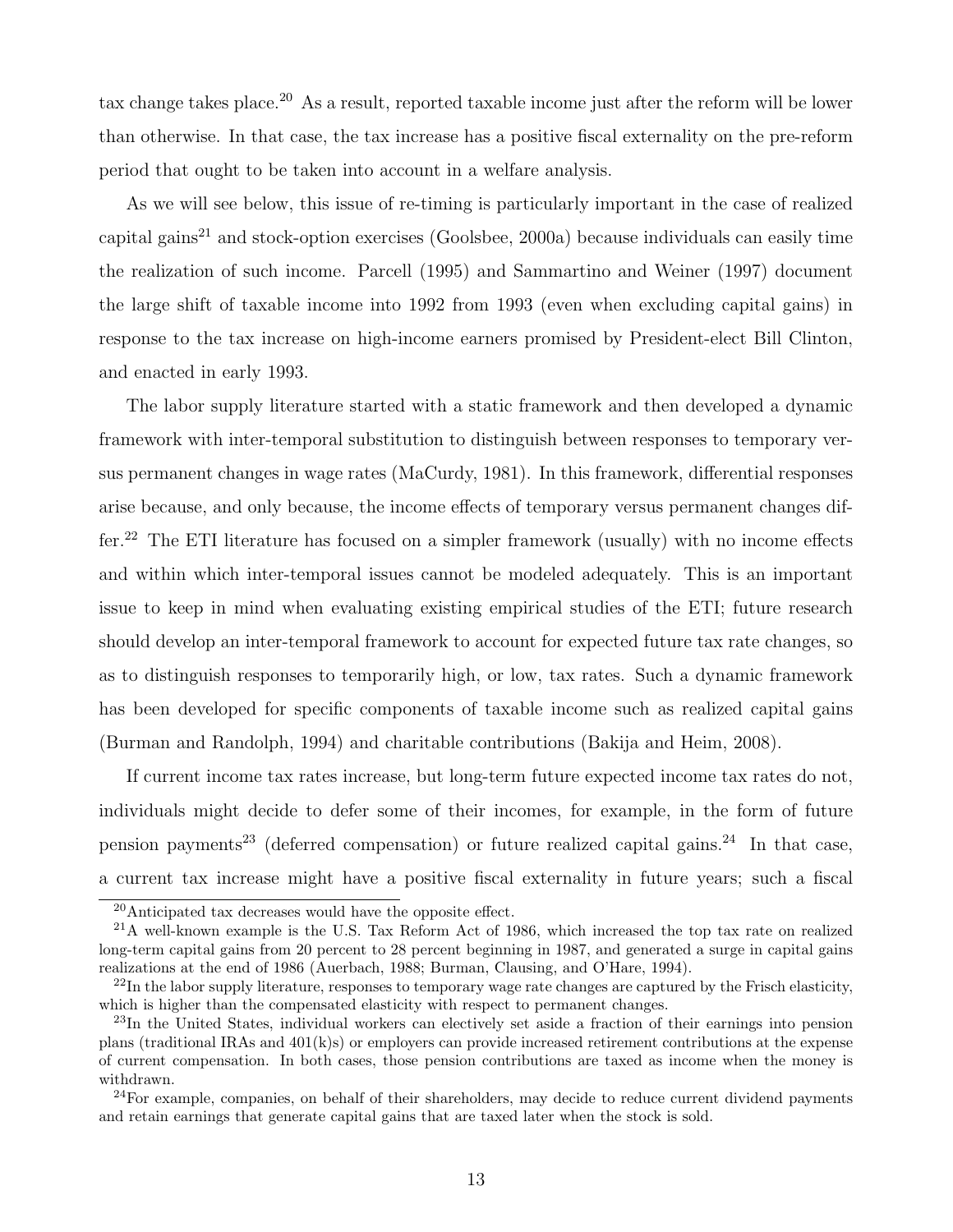tax change takes place.[20] As a result, reported taxable income just after the reform will be lower than otherwise. In that case, the tax increase has a positive fiscal externality on the pre-reform period that ought to be taken into account in a welfare analysis.

As we will see below, this issue of re-timing is particularly important in the case of realized capital gains[21] and stock-option exercises (Goolsbee, 2000a) because individuals can easily time the realization of such income. Parcell (1995) and Sammartino and Weiner (1997) document the large shift of taxable income into 1992 from 1993 (even when excluding capital gains) in response to the tax increase on high-income earners promised by President-elect Bill Clinton, and enacted in early 1993.

The labor supply literature started with a static framework and then developed a dynamic framework with inter-temporal substitution to distinguish between responses to temporary versus permanent changes in wage rates (MaCurdy, 1981). In this framework, differential responses arise because, and only because, the income effects of temporary versus permanent changes differ.[22] The ETI literature has focused on a simpler framework (usually) with no income effects and within which inter-temporal issues cannot be modeled adequately. This is an important issue to keep in mind when evaluating existing empirical studies of the ETI; future research should develop an inter-temporal framework to account for expected future tax rate changes, so as to distinguish responses to temporarily high, or low, tax rates. Such a dynamic framework has been developed for specific components of taxable income such as realized capital gains (Burman and Randolph, 1994) and charitable contributions (Bakija and Heim, 2008).

If current income tax rates increase, but long-term future expected income tax rates do not, individuals might decide to defer some of their incomes, for example, in the form of future pension payments[23] (deferred compensation) or future realized capital gains.[24] In that case, a current tax increase might have a positive fiscal externality in future years; such a fiscal

[20] Anticipated tax decreases would have the opposite effect.

[21] A well-known example is the U.S. Tax Reform Act of 1986, which increased the top tax rate on realized long-term capital gains from 20 percent to 28 percent beginning in 1987, and generated a surge in capital gains realizations at the end of 1986 (Auerbach, 1988; Burman, Clausing, and O'Hare, 1994).

[22] In the labor supply literature, responses to temporary wage rate changes are captured by the Frisch elasticity, which is higher than the compensated elasticity with respect to permanent changes.

[23] In the United States, individual workers can electively set aside a fraction of their earnings into pension plans (traditional IRAs and 401(k)s) or employers can provide increased retirement contributions at the expense of current compensation. In both cases, those pension contributions are taxed as income when the money is withdrawn.

[24] For example, companies, on behalf of their shareholders, may decide to reduce current dividend payments and retain earnings that generate capital gains that are taxed later when the stock is sold.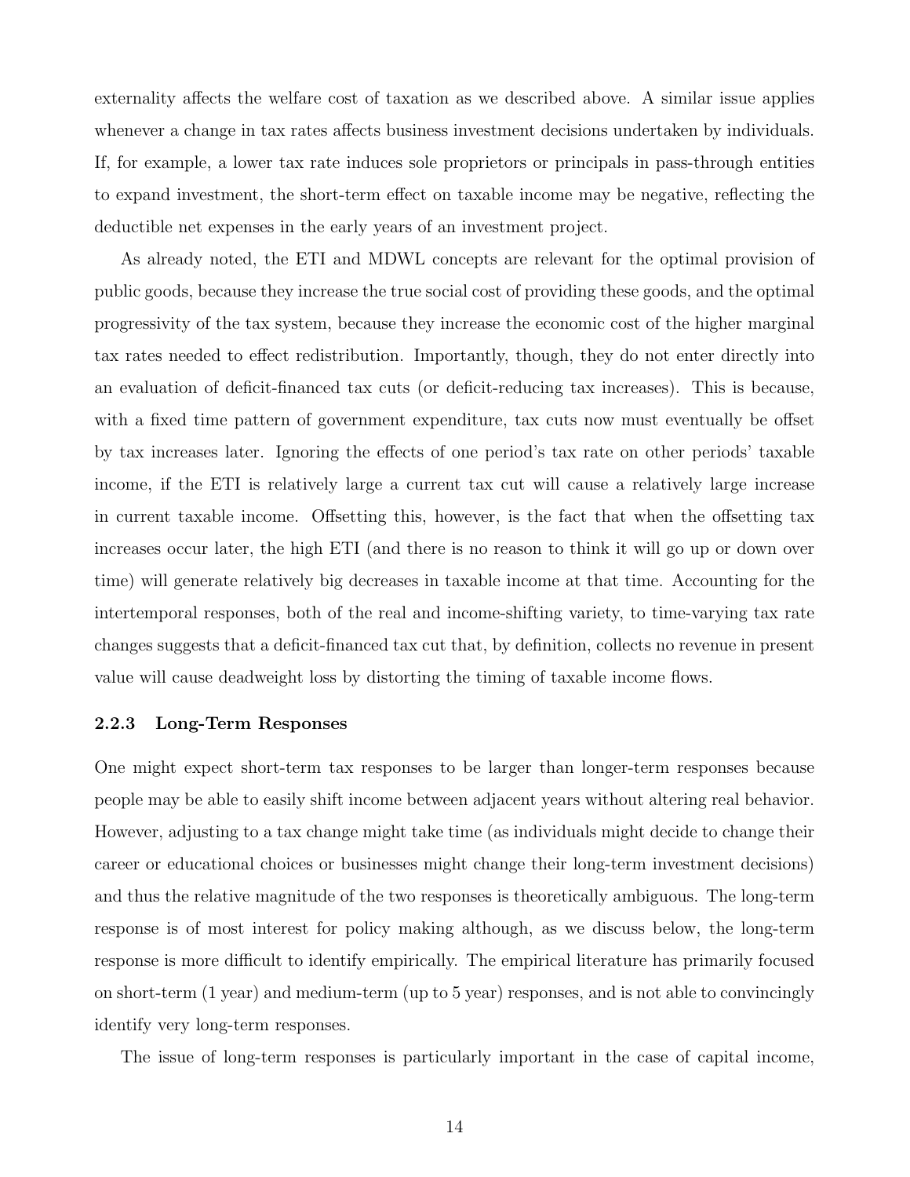externality affects the welfare cost of taxation as we described above. A similar issue applies whenever a change in tax rates affects business investment decisions undertaken by individuals. If, for example, a lower tax rate induces sole proprietors or principals in pass-through entities to expand investment, the short-term effect on taxable income may be negative, reflecting the deductible net expenses in the early years of an investment project.

As already noted, the ETI and MDWL concepts are relevant for the optimal provision of public goods, because they increase the true social cost of providing these goods, and the optimal progressivity of the tax system, because they increase the economic cost of the higher marginal tax rates needed to effect redistribution. Importantly, though, they do not enter directly into an evaluation of deficit-financed tax cuts (or deficit-reducing tax increases). This is because, with a fixed time pattern of government expenditure, tax cuts now must eventually be offset by tax increases later. Ignoring the effects of one period's tax rate on other periods' taxable income, if the ETI is relatively large a current tax cut will cause a relatively large increase in current taxable income. Offsetting this, however, is the fact that when the offsetting tax increases occur later, the high ETI (and there is no reason to think it will go up or down over time) will generate relatively big decreases in taxable income at that time. Accounting for the intertemporal responses, both of the real and income-shifting variety, to time-varying tax rate changes suggests that a deficit-financed tax cut that, by definition, collects no revenue in present value will cause deadweight loss by distorting the timing of taxable income flows.

### 2.2.3 Long-Term Responses

One might expect short-term tax responses to be larger than longer-term responses because people may be able to easily shift income between adjacent years without altering real behavior. However, adjusting to a tax change might take time (as individuals might decide to change their career or educational choices or businesses might change their long-term investment decisions) and thus the relative magnitude of the two responses is theoretically ambiguous. The long-term response is of most interest for policy making although, as we discuss below, the long-term response is more difficult to identify empirically. The empirical literature has primarily focused on short-term (1 year) and medium-term (up to 5 year) responses, and is not able to convincingly identify very long-term responses.

The issue of long-term responses is particularly important in the case of capital income,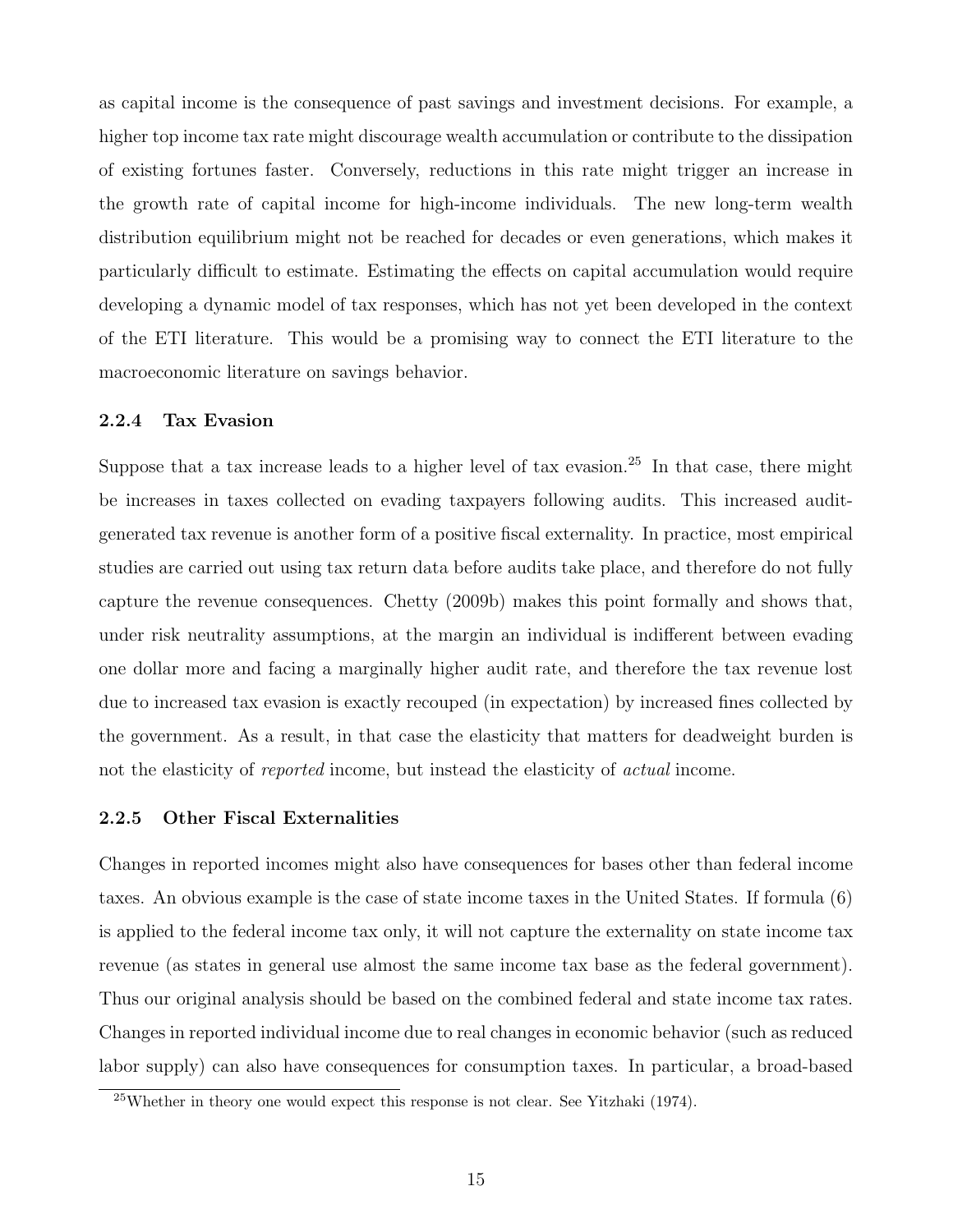as capital income is the consequence of past savings and investment decisions. For example, a higher top income tax rate might discourage wealth accumulation or contribute to the dissipation of existing fortunes faster. Conversely, reductions in this rate might trigger an increase in the growth rate of capital income for high-income individuals. The new long-term wealth distribution equilibrium might not be reached for decades or even generations, which makes it particularly difficult to estimate. Estimating the effects on capital accumulation would require developing a dynamic model of tax responses, which has not yet been developed in the context of the ETI literature. This would be a promising way to connect the ETI literature to the macroeconomic literature on savings behavior.

### 2.2.4 Tax Evasion

Suppose that a tax increase leads to a higher level of tax evasion.[25] In that case, there might be increases in taxes collected on evading taxpayers following audits. This increased audit-generated tax revenue is another form of a positive fiscal externality. In practice, most empirical studies are carried out using tax return data before audits take place, and therefore do not fully capture the revenue consequences. Chetty (2009b) makes this point formally and shows that, under risk neutrality assumptions, at the margin an individual is indifferent between evading one dollar more and facing a marginally higher audit rate, and therefore the tax revenue lost due to increased tax evasion is exactly recouped (in expectation) by increased fines collected by the government. As a result, in that case the elasticity that matters for deadweight burden is not the elasticity of *reported* income, but instead the elasticity of *actual* income.

### 2.2.5 Other Fiscal Externalities

Changes in reported incomes might also have consequences for bases other than federal income taxes. An obvious example is the case of state income taxes in the United States. If formula (6) is applied to the federal income tax only, it will not capture the externality on state income tax revenue (as states in general use almost the same income tax base as the federal government). Thus our original analysis should be based on the combined federal and state income tax rates. Changes in reported individual income due to real changes in economic behavior (such as reduced labor supply) can also have consequences for consumption taxes. In particular, a broad-based

[25] Whether in theory one would expect this response is not clear. See Yitzhaki (1974).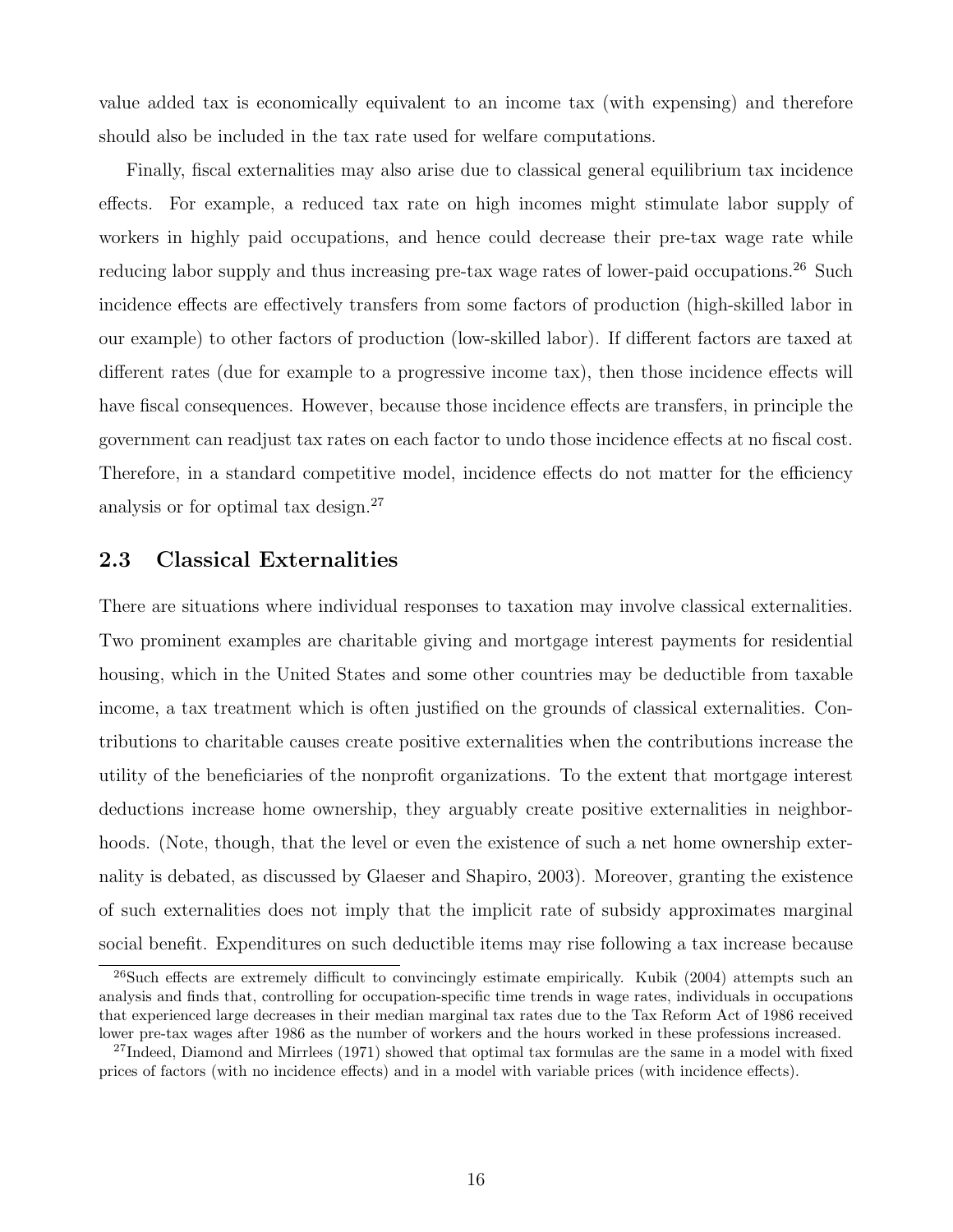value added tax is economically equivalent to an income tax (with expensing) and therefore should also be included in the tax rate used for welfare computations.

Finally, fiscal externalities may also arise due to classical general equilibrium tax incidence effects. For example, a reduced tax rate on high incomes might stimulate labor supply of workers in highly paid occupations, and hence could decrease their pre-tax wage rate while reducing labor supply and thus increasing pre-tax wage rates of lower-paid occupations.[26] Such incidence effects are effectively transfers from some factors of production (high-skilled labor in our example) to other factors of production (low-skilled labor). If different factors are taxed at different rates (due for example to a progressive income tax), then those incidence effects will have fiscal consequences. However, because those incidence effects are transfers, in principle the government can readjust tax rates on each factor to undo those incidence effects at no fiscal cost. Therefore, in a standard competitive model, incidence effects do not matter for the efficiency analysis or for optimal tax design.[27]

## 2.3 Classical Externalities

There are situations where individual responses to taxation may involve classical externalities. Two prominent examples are charitable giving and mortgage interest payments for residential housing, which in the United States and some other countries may be deductible from taxable income, a tax treatment which is often justified on the grounds of classical externalities. Contributions to charitable causes create positive externalities when the contributions increase the utility of the beneficiaries of the nonprofit organizations. To the extent that mortgage interest deductions increase home ownership, they arguably create positive externalities in neighborhoods. (Note, though, that the level or even the existence of such a net home ownership externality is debated, as discussed by Glaeser and Shapiro, 2003). Moreover, granting the existence of such externalities does not imply that the implicit rate of subsidy approximates marginal social benefit. Expenditures on such deductible items may rise following a tax increase because

[26] Such effects are extremely difficult to convincingly estimate empirically. Kubik (2004) attempts such an analysis and finds that, controlling for occupation-specific time trends in wage rates, individuals in occupations that experienced large decreases in their median marginal tax rates due to the Tax Reform Act of 1986 received lower pre-tax wages after 1986 as the number of workers and the hours worked in these professions increased.

[27] Indeed, Diamond and Mirrlees (1971) showed that optimal tax formulas are the same in a model with fixed prices of factors (with no incidence effects) and in a model with variable prices (with incidence effects).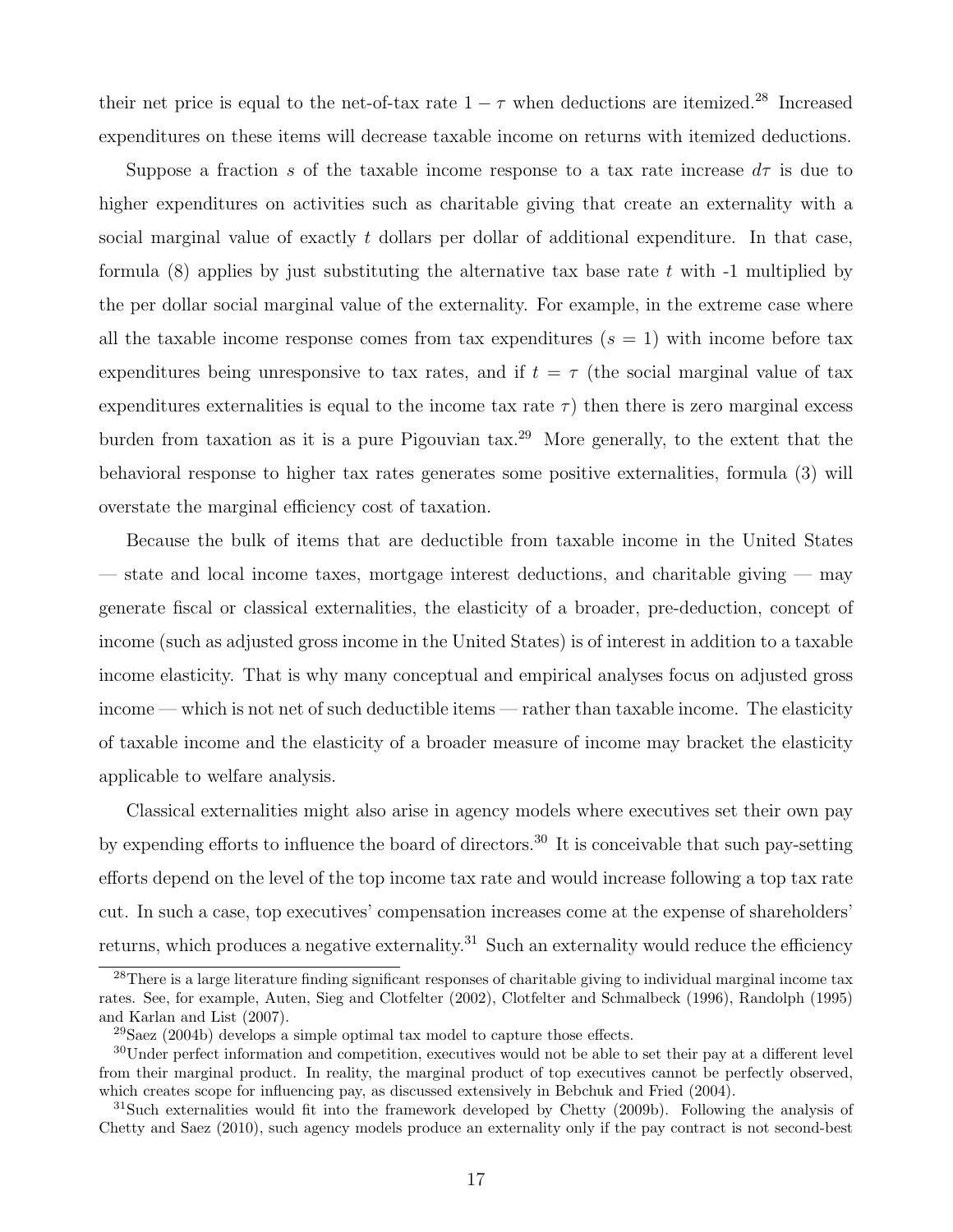their net price is equal to the net-of-tax rate $1 - \tau$ when deductions are itemized.[28] Increased expenditures on these items will decrease taxable income on returns with itemized deductions.

Suppose a fraction $s$ of the taxable income response to a tax rate increase $d\tau$ is due to higher expenditures on activities such as charitable giving that create an externality with a social marginal value of exactly $t$ dollars per dollar of additional expenditure. In that case, formula (8) applies by just substituting the alternative tax base rate $t$ with -1 multiplied by the per dollar social marginal value of the externality. For example, in the extreme case where all the taxable income response comes from tax expenditures ($s = 1$) with income before tax expenditures being unresponsive to tax rates, and if $t = \tau$ (the social marginal value of tax expenditures externalities is equal to the income tax rate $\tau$) then there is zero marginal excess burden from taxation as it is a pure Pigouvian tax.[29] More generally, to the extent that the behavioral response to higher tax rates generates some positive externalities, formula (3) will overstate the marginal efficiency cost of taxation.

Because the bulk of items that are deductible from taxable income in the United States — state and local income taxes, mortgage interest deductions, and charitable giving — may generate fiscal or classical externalities, the elasticity of a broader, pre-deduction, concept of income (such as adjusted gross income in the United States) is of interest in addition to a taxable income elasticity. That is why many conceptual and empirical analyses focus on adjusted gross income — which is not net of such deductible items — rather than taxable income. The elasticity of taxable income and the elasticity of a broader measure of income may bracket the elasticity applicable to welfare analysis.

Classical externalities might also arise in agency models where executives set their own pay by expending efforts to influence the board of directors.[30] It is conceivable that such pay-setting efforts depend on the level of the top income tax rate and would increase following a top tax rate cut. In such a case, top executives' compensation increases come at the expense of shareholders' returns, which produces a negative externality.[31] Such an externality would reduce the efficiency

[28] There is a large literature finding significant responses of charitable giving to individual marginal income tax rates. See, for example, Auten, Sieg and Clotfelter (2002), Clotfelter and Schmalbeck (1996), Randolph (1995) and Karlan and List (2007).

[29] Saez (2004b) develops a simple optimal tax model to capture those effects.

[30] Under perfect information and competition, executives would not be able to set their pay at a different level from their marginal product. In reality, the marginal product of top executives cannot be perfectly observed, which creates scope for influencing pay, as discussed extensively in Bebchuk and Fried (2004).

[31] Such externalities would fit into the framework developed by Chetty (2009b). Following the analysis of Chetty and Saez (2010), such agency models produce an externality only if the pay contract is not second-best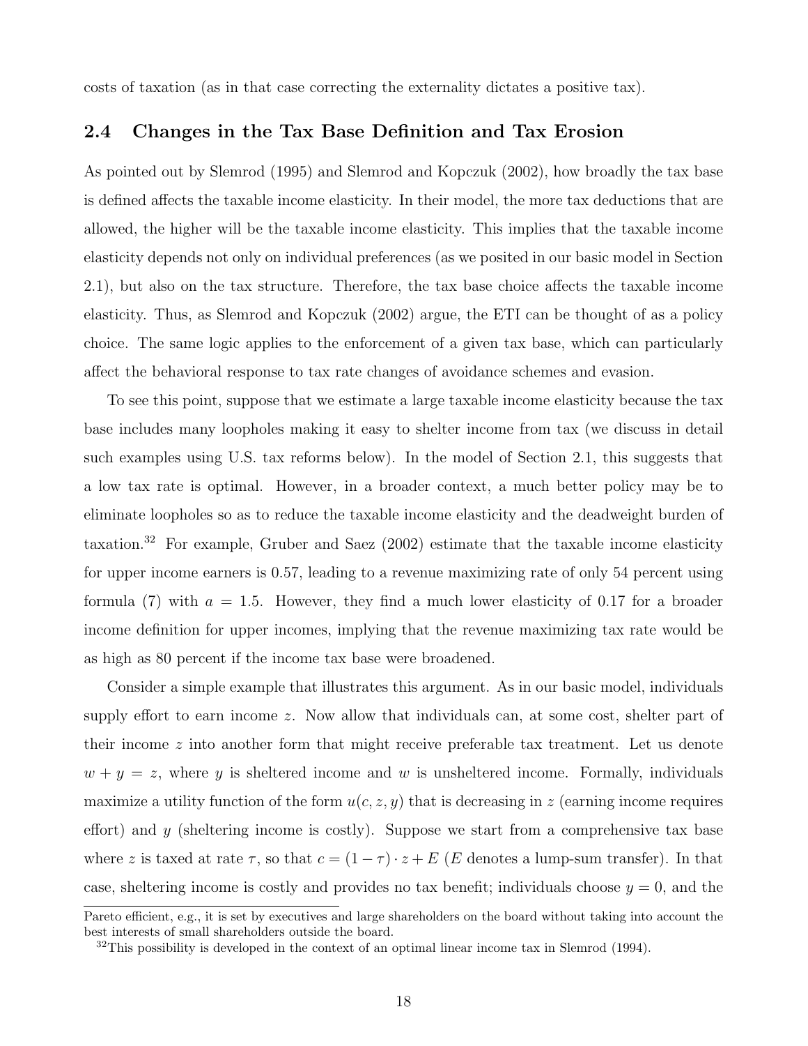costs of taxation (as in that case correcting the externality dictates a positive tax).

## 2.4 Changes in the Tax Base Definition and Tax Erosion

As pointed out by Slemrod (1995) and Slemrod and Kopczuk (2002), how broadly the tax base is defined affects the taxable income elasticity. In their model, the more tax deductions that are allowed, the higher will be the taxable income elasticity. This implies that the taxable income elasticity depends not only on individual preferences (as we posited in our basic model in Section 2.1), but also on the tax structure. Therefore, the tax base choice affects the taxable income elasticity. Thus, as Slemrod and Kopczuk (2002) argue, the ETI can be thought of as a policy choice. The same logic applies to the enforcement of a given tax base, which can particularly affect the behavioral response to tax rate changes of avoidance schemes and evasion.

To see this point, suppose that we estimate a large taxable income elasticity because the tax base includes many loopholes making it easy to shelter income from tax (we discuss in detail such examples using U.S. tax reforms below). In the model of Section 2.1, this suggests that a low tax rate is optimal. However, in a broader context, a much better policy may be to eliminate loopholes so as to reduce the taxable income elasticity and the deadweight burden of taxation.[32] For example, Gruber and Saez (2002) estimate that the taxable income elasticity for upper income earners is 0.57, leading to a revenue maximizing rate of only 54 percent using formula (7) with $a = 1.5$. However, they find a much lower elasticity of 0.17 for a broader income definition for upper incomes, implying that the revenue maximizing tax rate would be as high as 80 percent if the income tax base were broadened.

Consider a simple example that illustrates this argument. As in our basic model, individuals supply effort to earn income $z$. Now allow that individuals can, at some cost, shelter part of their income $z$ into another form that might receive preferable tax treatment. Let us denote $w + y = z$, where $y$ is sheltered income and $w$ is unsheltered income. Formally, individuals maximize a utility function of the form $u(c, z, y)$ that is decreasing in $z$ (earning income requires effort) and $y$ (sheltering income is costly). Suppose we start from a comprehensive tax base where $z$ is taxed at rate $\tau$, so that $c = (1 - \tau) \cdot z + E$ ($E$ denotes a lump-sum transfer). In that case, sheltering income is costly and provides no tax benefit; individuals choose $y = 0$, and the

Pareto efficient, e.g., it is set by executives and large shareholders on the board without taking into account the best interests of small shareholders outside the board.

[32] This possibility is developed in the context of an optimal linear income tax in Slemrod (1994).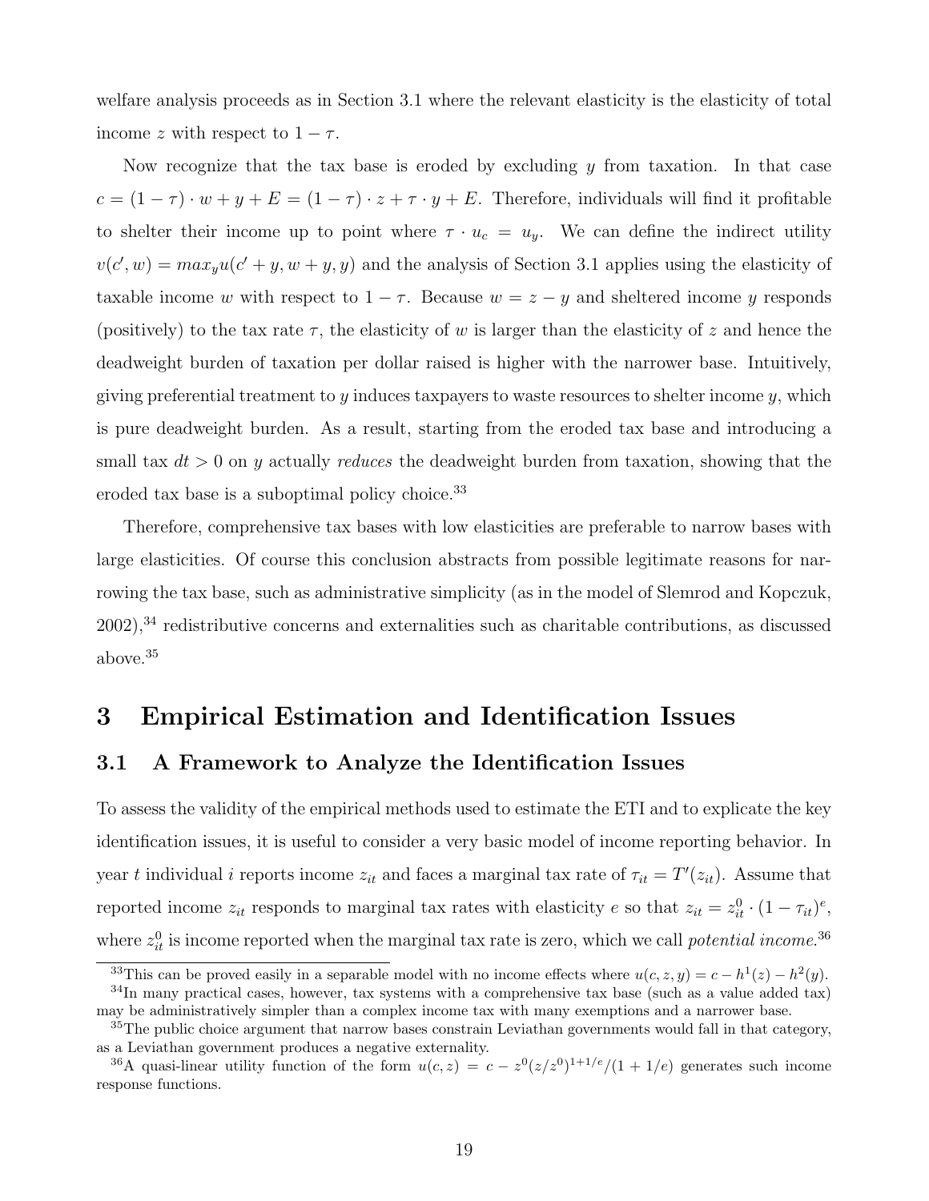welfare analysis proceeds as in Section 3.1 where the relevant elasticity is the elasticity of total income $z$ with respect to $1-\tau$.

Now recognize that the tax base is eroded by excluding $y$ from taxation. In that case $c = (1-\tau)\cdot w + y + E = (1-\tau)\cdot z + \tau \cdot y + E$. Therefore, individuals will find it profitable to shelter their income up to point where $\tau \cdot u_c = u_y$. We can define the indirect utility $v(c', w) = max_y u(c' + y, w + y, y)$ and the analysis of Section 3.1 applies using the elasticity of taxable income $w$ with respect to $1-\tau$. Because $w = z - y$ and sheltered income $y$ responds (positively) to the tax rate $\tau$, the elasticity of $w$ is larger than the elasticity of $z$ and hence the deadweight burden of taxation per dollar raised is higher with the narrower base. Intuitively, giving preferential treatment to $y$ induces taxpayers to waste resources to shelter income $y$, which is pure deadweight burden. As a result, starting from the eroded tax base and introducing a small tax $dt > 0$ on $y$ actually *reduces* the deadweight burden from taxation, showing that the eroded tax base is a suboptimal policy choice.[33]

Therefore, comprehensive tax bases with low elasticities are preferable to narrow bases with large elasticities. Of course this conclusion abstracts from possible legitimate reasons for narrowing the tax base, such as administrative simplicity (as in the model of Slemrod and Kopczuk, 2002),[34] redistributive concerns and externalities such as charitable contributions, as discussed above.[35]

# 3 Empirical Estimation and Identification Issues

## 3.1 A Framework to Analyze the Identification Issues

To assess the validity of the empirical methods used to estimate the ETI and to explicate the key identification issues, it is useful to consider a very basic model of income reporting behavior. In year $t$ individual $i$ reports income $z_{it}$ and faces a marginal tax rate of $\tau_{it} = T'(z_{it})$. Assume that reported income $z_{it}$ responds to marginal tax rates with elasticity $e$ so that $z_{it} = z_{it}^0 \cdot (1-\tau_{it})^e$, where $z_{it}^0$ is income reported when the marginal tax rate is zero, which we call *potential income*.[36]

---

[33] This can be proved easily in a separable model with no income effects where $u(c, z, y) = c - h^1(z) - h^2(y)$.

[34] In many practical cases, however, tax systems with a comprehensive tax base (such as a value added tax) may be administratively simpler than a complex income tax with many exemptions and a narrower base.

[35] The public choice argument that narrow bases constrain Leviathan governments would fall in that category, as a Leviathan government produces a negative externality.

[36] A quasi-linear utility function of the form $u(c, z) = c - z^0(z/z^0)^{1+1/e}/(1+1/e)$ generates such income response functions.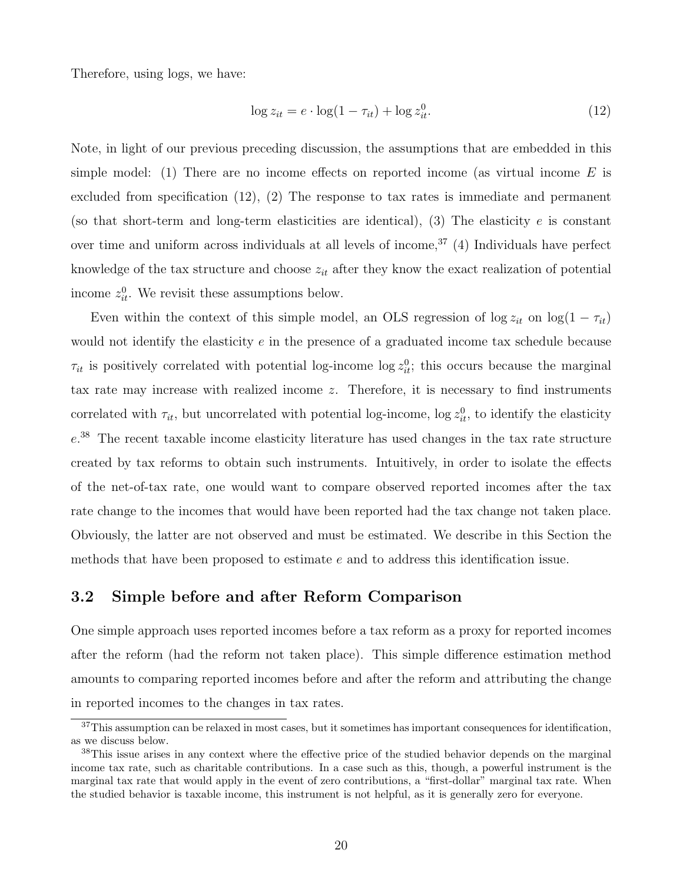Therefore, using logs, we have:

$$\log z_{it} = e \cdot \log(1 - \tau_{it}) + \log z_{it}^0. \tag{12}$$

Note, in light of our previous preceding discussion, the assumptions that are embedded in this simple model: (1) There are no income effects on reported income (as virtual income $E$ is excluded from specification (12), (2) The response to tax rates is immediate and permanent (so that short-term and long-term elasticities are identical), (3) The elasticity $e$ is constant over time and uniform across individuals at all levels of income,[37] (4) Individuals have perfect knowledge of the tax structure and choose $z_{it}$ after they know the exact realization of potential income $z_{it}^0$. We revisit these assumptions below.

Even within the context of this simple model, an OLS regression of $\log z_{it}$ on $\log(1 - \tau_{it})$ would not identify the elasticity $e$ in the presence of a graduated income tax schedule because $\tau_{it}$ is positively correlated with potential log-income $\log z_{it}^0$; this occurs because the marginal tax rate may increase with realized income $z$. Therefore, it is necessary to find instruments correlated with $\tau_{it}$, but uncorrelated with potential log-income, $\log z_{it}^0$, to identify the elasticity $e$.[38] The recent taxable income elasticity literature has used changes in the tax rate structure created by tax reforms to obtain such instruments. Intuitively, in order to isolate the effects of the net-of-tax rate, one would want to compare observed reported incomes after the tax rate change to the incomes that would have been reported had the tax change not taken place. Obviously, the latter are not observed and must be estimated. We describe in this Section the methods that have been proposed to estimate $e$ and to address this identification issue.

## 3.2 Simple before and after Reform Comparison

One simple approach uses reported incomes before a tax reform as a proxy for reported incomes after the reform (had the reform not taken place). This simple difference estimation method amounts to comparing reported incomes before and after the reform and attributing the change in reported incomes to the changes in tax rates.

---

[37] This assumption can be relaxed in most cases, but it sometimes has important consequences for identification, as we discuss below.

[38] This issue arises in any context where the effective price of the studied behavior depends on the marginal income tax rate, such as charitable contributions. In a case such as this, though, a powerful instrument is the marginal tax rate that would apply in the event of zero contributions, a "first-dollar" marginal tax rate. When the studied behavior is taxable income, this instrument is not helpful, as it is generally zero for everyone.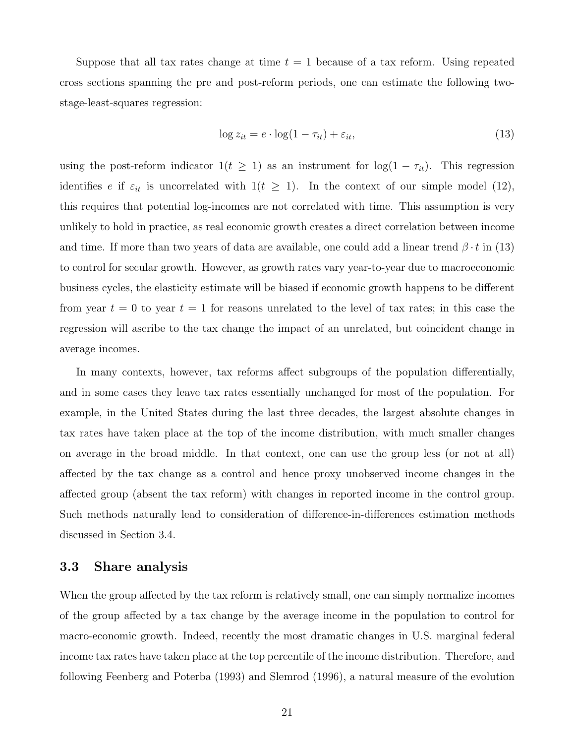Suppose that all tax rates change at time $t = 1$ because of a tax reform. Using repeated cross sections spanning the pre and post-reform periods, one can estimate the following two-stage-least-squares regression:

$$\log z_{it} = e \cdot \log(1 - \tau_{it}) + \varepsilon_{it}, \tag{13}$$

using the post-reform indicator $1(t \geq 1)$ as an instrument for $\log(1 - \tau_{it})$. This regression identifies $e$ if $\varepsilon_{it}$ is uncorrelated with $1(t \geq 1)$. In the context of our simple model (12), this requires that potential log-incomes are not correlated with time. This assumption is very unlikely to hold in practice, as real economic growth creates a direct correlation between income and time. If more than two years of data are available, one could add a linear trend $\beta \cdot t$ in (13) to control for secular growth. However, as growth rates vary year-to-year due to macroeconomic business cycles, the elasticity estimate will be biased if economic growth happens to be different from year $t = 0$ to year $t = 1$ for reasons unrelated to the level of tax rates; in this case the regression will ascribe to the tax change the impact of an unrelated, but coincident change in average incomes.

In many contexts, however, tax reforms affect subgroups of the population differentially, and in some cases they leave tax rates essentially unchanged for most of the population. For example, in the United States during the last three decades, the largest absolute changes in tax rates have taken place at the top of the income distribution, with much smaller changes on average in the broad middle. In that context, one can use the group less (or not at all) affected by the tax change as a control and hence proxy unobserved income changes in the affected group (absent the tax reform) with changes in reported income in the control group. Such methods naturally lead to consideration of difference-in-differences estimation methods discussed in Section 3.4.

## 3.3 Share analysis

When the group affected by the tax reform is relatively small, one can simply normalize incomes of the group affected by a tax change by the average income in the population to control for macro-economic growth. Indeed, recently the most dramatic changes in U.S. marginal federal income tax rates have taken place at the top percentile of the income distribution. Therefore, and following Feenberg and Poterba (1993) and Slemrod (1996), a natural measure of the evolution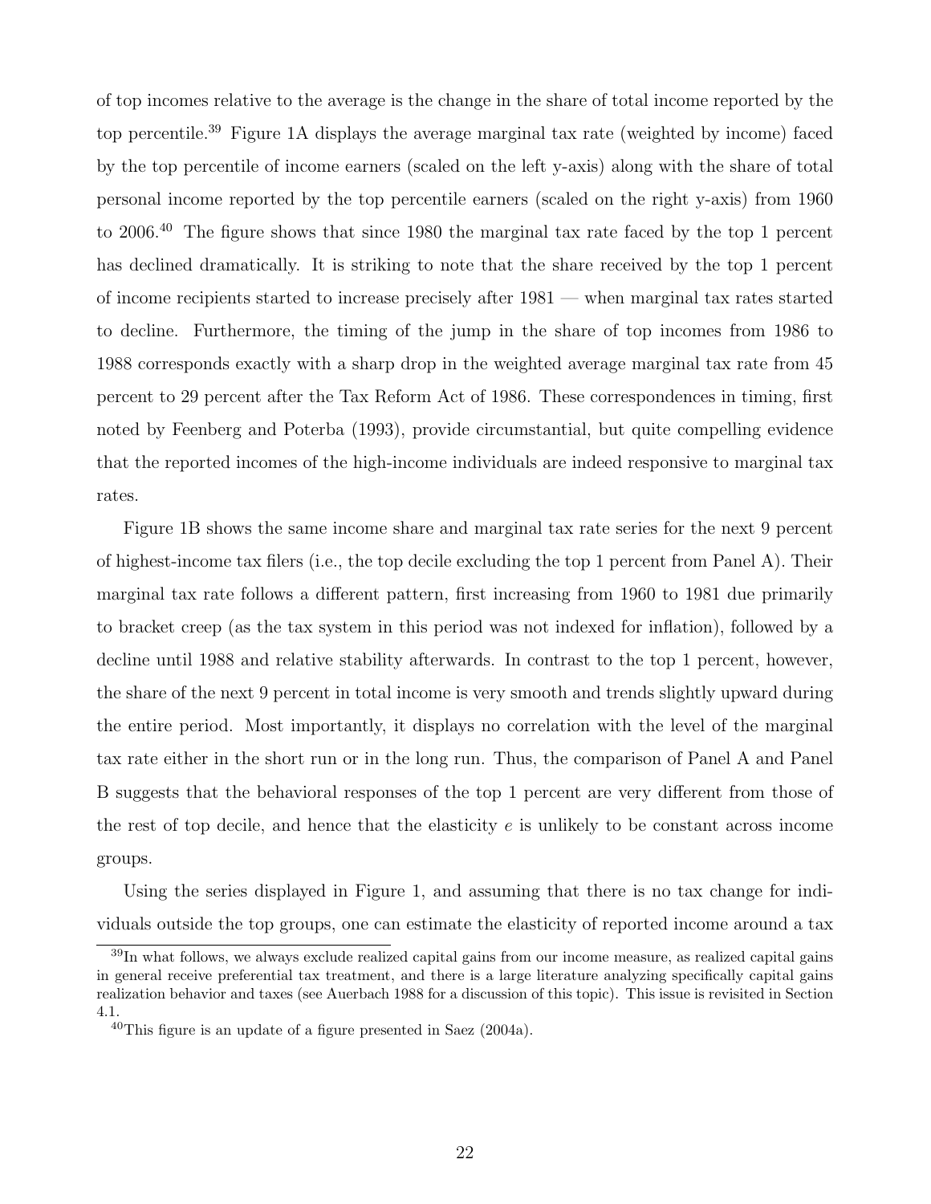of top incomes relative to the average is the change in the share of total income reported by the top percentile.[39] Figure 1A displays the average marginal tax rate (weighted by income) faced by the top percentile of income earners (scaled on the left y-axis) along with the share of total personal income reported by the top percentile earners (scaled on the right y-axis) from 1960 to 2006.[40] The figure shows that since 1980 the marginal tax rate faced by the top 1 percent has declined dramatically. It is striking to note that the share received by the top 1 percent of income recipients started to increase precisely after 1981 — when marginal tax rates started to decline. Furthermore, the timing of the jump in the share of top incomes from 1986 to 1988 corresponds exactly with a sharp drop in the weighted average marginal tax rate from 45 percent to 29 percent after the Tax Reform Act of 1986. These correspondences in timing, first noted by Feenberg and Poterba (1993), provide circumstantial, but quite compelling evidence that the reported incomes of the high-income individuals are indeed responsive to marginal tax rates.

Figure 1B shows the same income share and marginal tax rate series for the next 9 percent of highest-income tax filers (i.e., the top decile excluding the top 1 percent from Panel A). Their marginal tax rate follows a different pattern, first increasing from 1960 to 1981 due primarily to bracket creep (as the tax system in this period was not indexed for inflation), followed by a decline until 1988 and relative stability afterwards. In contrast to the top 1 percent, however, the share of the next 9 percent in total income is very smooth and trends slightly upward during the entire period. Most importantly, it displays no correlation with the level of the marginal tax rate either in the short run or in the long run. Thus, the comparison of Panel A and Panel B suggests that the behavioral responses of the top 1 percent are very different from those of the rest of top decile, and hence that the elasticity $e$ is unlikely to be constant across income groups.

Using the series displayed in Figure 1, and assuming that there is no tax change for individuals outside the top groups, one can estimate the elasticity of reported income around a tax

[39] In what follows, we always exclude realized capital gains from our income measure, as realized capital gains in general receive preferential tax treatment, and there is a large literature analyzing specifically capital gains realization behavior and taxes (see Auerbach 1988 for a discussion of this topic). This issue is revisited in Section 4.1.

[40] This figure is an update of a figure presented in Saez (2004a).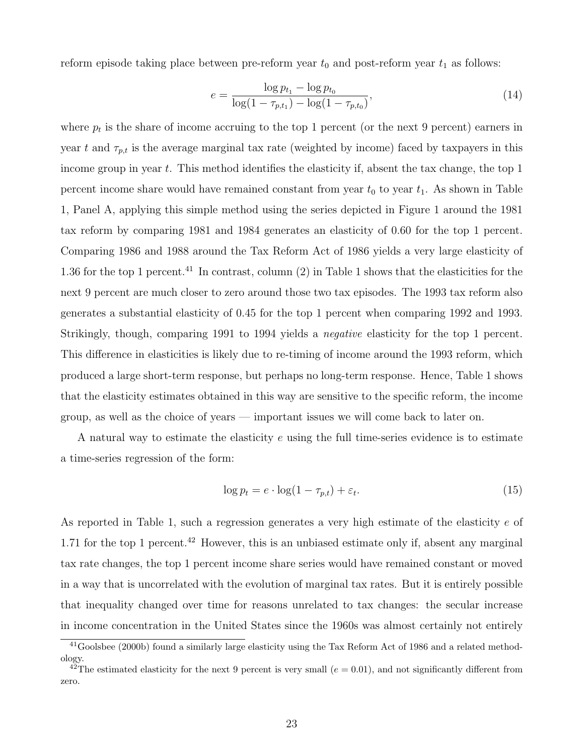reform episode taking place between pre-reform year $t_0$ and post-reform year $t_1$ as follows:

$$e = \frac{\log p_{t_1} - \log p_{t_0}}{\log(1 - \tau_{p,t_1}) - \log(1 - \tau_{p,t_0})}, \tag{14}$$

where $p_t$ is the share of income accruing to the top 1 percent (or the next 9 percent) earners in year $t$ and $\tau_{p,t}$ is the average marginal tax rate (weighted by income) faced by taxpayers in this income group in year $t$. This method identifies the elasticity if, absent the tax change, the top 1 percent income share would have remained constant from year $t_0$ to year $t_1$. As shown in Table 1, Panel A, applying this simple method using the series depicted in Figure 1 around the 1981 tax reform by comparing 1981 and 1984 generates an elasticity of 0.60 for the top 1 percent. Comparing 1986 and 1988 around the Tax Reform Act of 1986 yields a very large elasticity of 1.36 for the top 1 percent.[41] In contrast, column (2) in Table 1 shows that the elasticities for the next 9 percent are much closer to zero around those two tax episodes. The 1993 tax reform also generates a substantial elasticity of 0.45 for the top 1 percent when comparing 1992 and 1993. Strikingly, though, comparing 1991 to 1994 yields a *negative* elasticity for the top 1 percent. This difference in elasticities is likely due to re-timing of income around the 1993 reform, which produced a large short-term response, but perhaps no long-term response. Hence, Table 1 shows that the elasticity estimates obtained in this way are sensitive to the specific reform, the income group, as well as the choice of years — important issues we will come back to later on.

A natural way to estimate the elasticity $e$ using the full time-series evidence is to estimate a time-series regression of the form:

$$\log p_t = e \cdot \log(1 - \tau_{p,t}) + \varepsilon_t. \tag{15}$$

As reported in Table 1, such a regression generates a very high estimate of the elasticity $e$ of 1.71 for the top 1 percent.[42] However, this is an unbiased estimate only if, absent any marginal tax rate changes, the top 1 percent income share series would have remained constant or moved in a way that is uncorrelated with the evolution of marginal tax rates. But it is entirely possible that inequality changed over time for reasons unrelated to tax changes: the secular increase in income concentration in the United States since the 1960s was almost certainly not entirely

[41] Goolsbee (2000b) found a similarly large elasticity using the Tax Reform Act of 1986 and a related methodology.

[42] The estimated elasticity for the next 9 percent is very small ($e = 0.01$), and not significantly different from zero.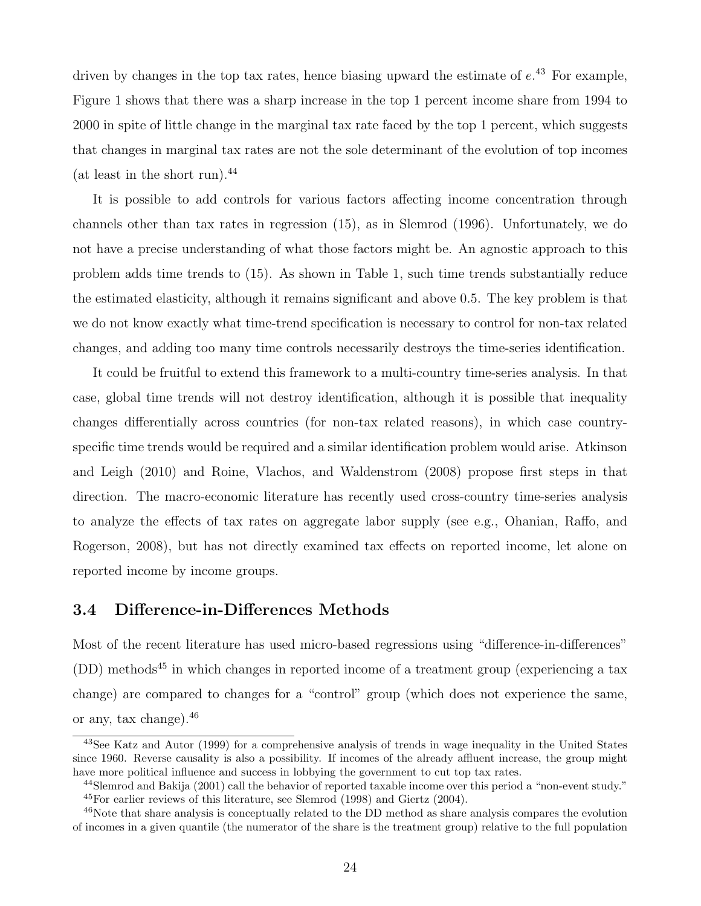driven by changes in the top tax rates, hence biasing upward the estimate of $e$.[43] For example, Figure 1 shows that there was a sharp increase in the top 1 percent income share from 1994 to 2000 in spite of little change in the marginal tax rate faced by the top 1 percent, which suggests that changes in marginal tax rates are not the sole determinant of the evolution of top incomes (at least in the short run).[44]

It is possible to add controls for various factors affecting income concentration through channels other than tax rates in regression (15), as in Slemrod (1996). Unfortunately, we do not have a precise understanding of what those factors might be. An agnostic approach to this problem adds time trends to (15). As shown in Table 1, such time trends substantially reduce the estimated elasticity, although it remains significant and above 0.5. The key problem is that we do not know exactly what time-trend specification is necessary to control for non-tax related changes, and adding too many time controls necessarily destroys the time-series identification.

It could be fruitful to extend this framework to a multi-country time-series analysis. In that case, global time trends will not destroy identification, although it is possible that inequality changes differentially across countries (for non-tax related reasons), in which case country-specific time trends would be required and a similar identification problem would arise. Atkinson and Leigh (2010) and Roine, Vlachos, and Waldenstrom (2008) propose first steps in that direction. The macro-economic literature has recently used cross-country time-series analysis to analyze the effects of tax rates on aggregate labor supply (see e.g., Ohanian, Raffo, and Rogerson, 2008), but has not directly examined tax effects on reported income, let alone on reported income by income groups.

### 3.4 Difference-in-Differences Methods

Most of the recent literature has used micro-based regressions using "difference-in-differences" (DD) methods[45] in which changes in reported income of a treatment group (experiencing a tax change) are compared to changes for a "control" group (which does not experience the same, or any, tax change).[46]

---

[43] See Katz and Autor (1999) for a comprehensive analysis of trends in wage inequality in the United States since 1960. Reverse causality is also a possibility. If incomes of the already affluent increase, the group might have more political influence and success in lobbying the government to cut top tax rates.

[44] Slemrod and Bakija (2001) call the behavior of reported taxable income over this period a "non-event study."

[45] For earlier reviews of this literature, see Slemrod (1998) and Giertz (2004).

[46] Note that share analysis is conceptually related to the DD method as share analysis compares the evolution of incomes in a given quantile (the numerator of the share is the treatment group) relative to the full population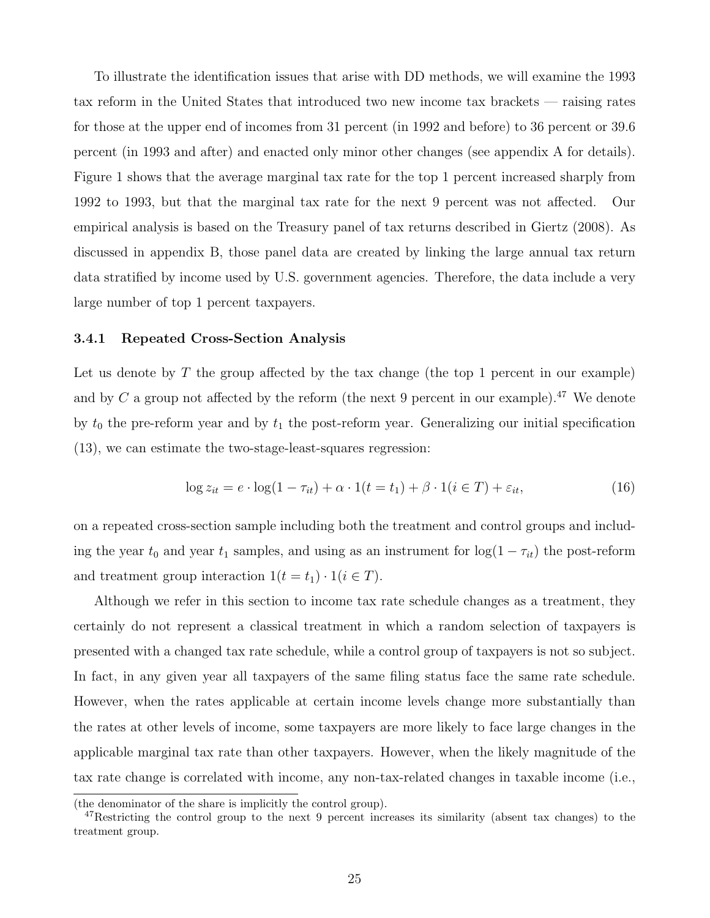To illustrate the identification issues that arise with DD methods, we will examine the 1993 tax reform in the United States that introduced two new income tax brackets — raising rates for those at the upper end of incomes from 31 percent (in 1992 and before) to 36 percent or 39.6 percent (in 1993 and after) and enacted only minor other changes (see appendix A for details). Figure 1 shows that the average marginal tax rate for the top 1 percent increased sharply from 1992 to 1993, but that the marginal tax rate for the next 9 percent was not affected. Our empirical analysis is based on the Treasury panel of tax returns described in Giertz (2008). As discussed in appendix B, those panel data are created by linking the large annual tax return data stratified by income used by U.S. government agencies. Therefore, the data include a very large number of top 1 percent taxpayers.

### 3.4.1 Repeated Cross-Section Analysis

Let us denote by $T$ the group affected by the tax change (the top 1 percent in our example) and by $C$ a group not affected by the reform (the next 9 percent in our example).[47] We denote by $t_0$ the pre-reform year and by $t_1$ the post-reform year. Generalizing our initial specification (13), we can estimate the two-stage-least-squares regression:

$$\log z_{it} = e \cdot \log(1 - \tau_{it}) + \alpha \cdot 1(t = t_1) + \beta \cdot 1(i \in T) + \varepsilon_{it}, \tag{16}$$

on a repeated cross-section sample including both the treatment and control groups and including the year $t_0$ and year $t_1$ samples, and using as an instrument for $\log(1 - \tau_{it})$ the post-reform and treatment group interaction $1(t = t_1) \cdot 1(i \in T)$.

Although we refer in this section to income tax rate schedule changes as a treatment, they certainly do not represent a classical treatment in which a random selection of taxpayers is presented with a changed tax rate schedule, while a control group of taxpayers is not so subject. In fact, in any given year all taxpayers of the same filing status face the same rate schedule. However, when the rates applicable at certain income levels change more substantially than the rates at other levels of income, some taxpayers are more likely to face large changes in the applicable marginal tax rate than other taxpayers. However, when the likely magnitude of the tax rate change is correlated with income, any non-tax-related changes in taxable income (i.e.,

(the denominator of the share is implicitly the control group).

[47]Restricting the control group to the next 9 percent increases its similarity (absent tax changes) to the treatment group.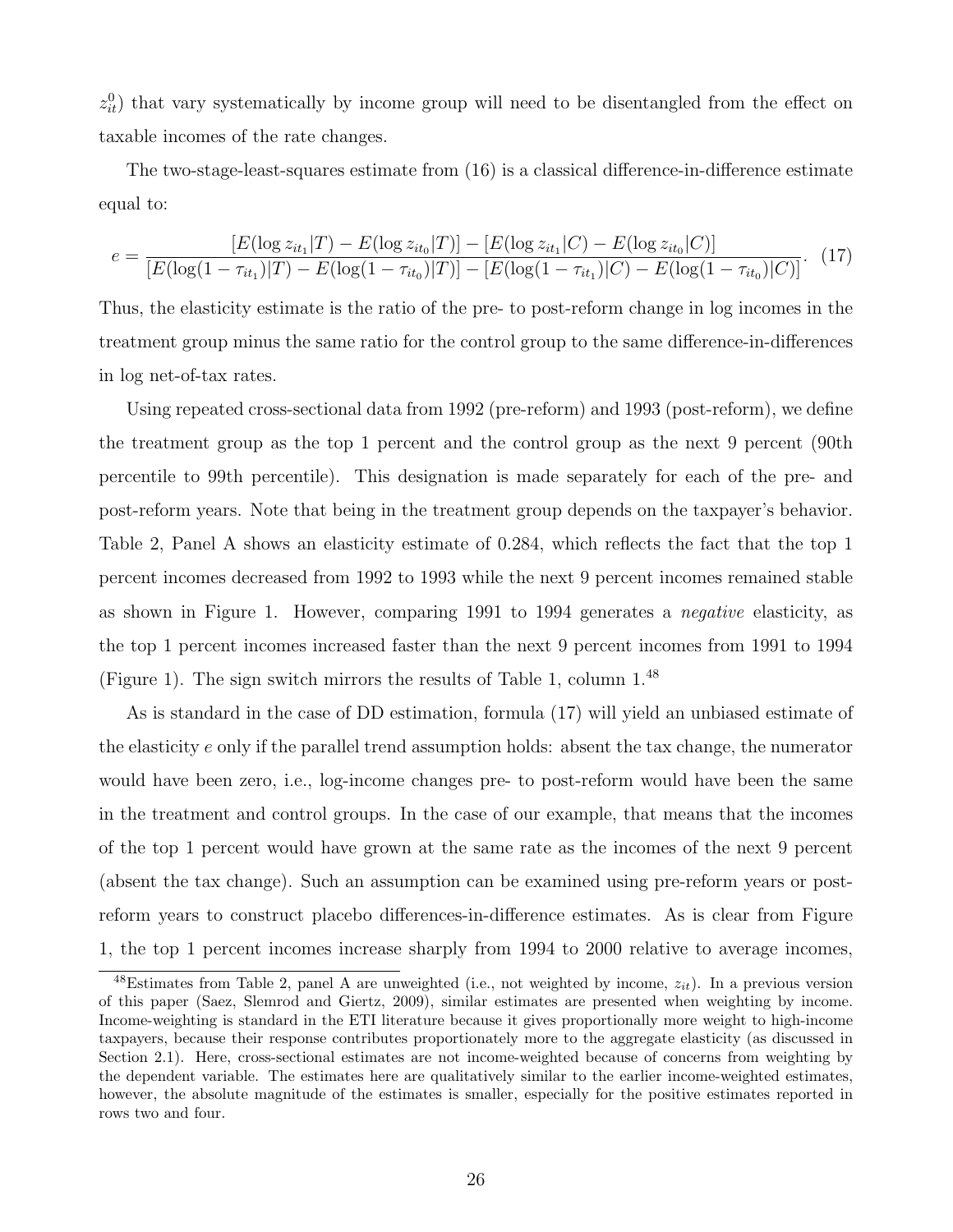$z_{it}^0$) that vary systematically by income group will need to be disentangled from the effect on taxable incomes of the rate changes.

The two-stage-least-squares estimate from (16) is a classical difference-in-difference estimate equal to:

$$e = \frac{[E(\log z_{it_1}|T) - E(\log z_{it_0}|T)] - [E(\log z_{it_1}|C) - E(\log z_{it_0}|C)]}{[E(\log(1-\tau_{it_1})|T) - E(\log(1-\tau_{it_0})|T)] - [E(\log(1-\tau_{it_1})|C) - E(\log(1-\tau_{it_0})|C)]}. \quad (17)$$

Thus, the elasticity estimate is the ratio of the pre- to post-reform change in log incomes in the treatment group minus the same ratio for the control group to the same difference-in-differences in log net-of-tax rates.

Using repeated cross-sectional data from 1992 (pre-reform) and 1993 (post-reform), we define the treatment group as the top 1 percent and the control group as the next 9 percent (90th percentile to 99th percentile). This designation is made separately for each of the pre- and post-reform years. Note that being in the treatment group depends on the taxpayer's behavior. Table 2, Panel A shows an elasticity estimate of 0.284, which reflects the fact that the top 1 percent incomes decreased from 1992 to 1993 while the next 9 percent incomes remained stable as shown in Figure 1. However, comparing 1991 to 1994 generates a *negative* elasticity, as the top 1 percent incomes increased faster than the next 9 percent incomes from 1991 to 1994 (Figure 1). The sign switch mirrors the results of Table 1, column 1.[48]

As is standard in the case of DD estimation, formula (17) will yield an unbiased estimate of the elasticity $e$ only if the parallel trend assumption holds: absent the tax change, the numerator would have been zero, i.e., log-income changes pre- to post-reform would have been the same in the treatment and control groups. In the case of our example, that means that the incomes of the top 1 percent would have grown at the same rate as the incomes of the next 9 percent (absent the tax change). Such an assumption can be examined using pre-reform years or post-reform years to construct placebo differences-in-difference estimates. As is clear from Figure 1, the top 1 percent incomes increase sharply from 1994 to 2000 relative to average incomes,

[48]Estimates from Table 2, panel A are unweighted (i.e., not weighted by income, $z_{it}$). In a previous version of this paper (Saez, Slemrod and Giertz, 2009), similar estimates are presented when weighting by income. Income-weighting is standard in the ETI literature because it gives proportionally more weight to high-income taxpayers, because their response contributes proportionately more to the aggregate elasticity (as discussed in Section 2.1). Here, cross-sectional estimates are not income-weighted because of concerns from weighting by the dependent variable. The estimates here are qualitatively similar to the earlier income-weighted estimates, however, the absolute magnitude of the estimates is smaller, especially for the positive estimates reported in rows two and four.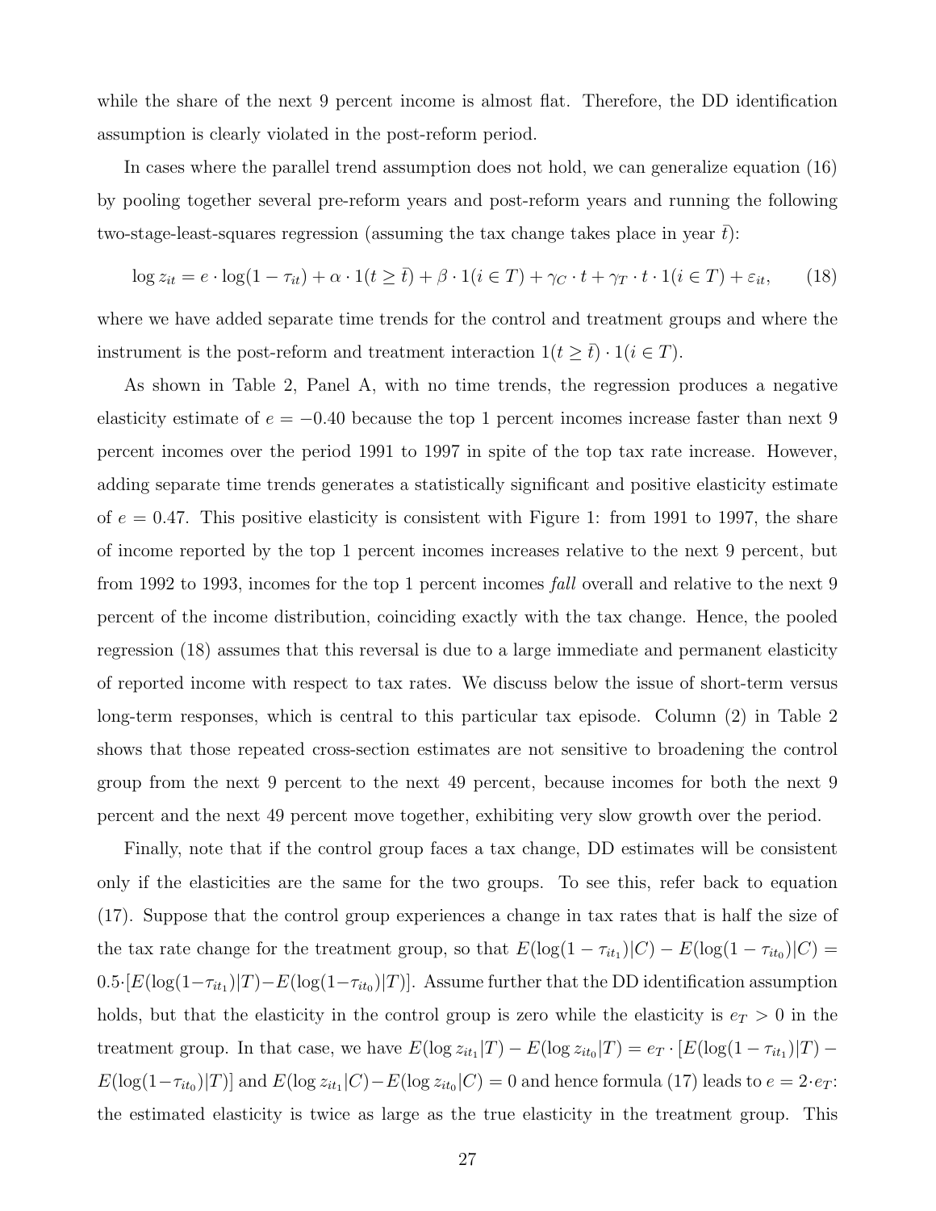while the share of the next 9 percent income is almost flat. Therefore, the DD identification assumption is clearly violated in the post-reform period.

In cases where the parallel trend assumption does not hold, we can generalize equation (16) by pooling together several pre-reform years and post-reform years and running the following two-stage-least-squares regression (assuming the tax change takes place in year $\bar{t}$):

$$\log z_{it} = e \cdot \log(1 - \tau_{it}) + \alpha \cdot 1(t \geq \bar{t}) + \beta \cdot 1(i \in T) + \gamma_C \cdot t + \gamma_T \cdot t \cdot 1(i \in T) + \varepsilon_{it}, \qquad (18)$$

where we have added separate time trends for the control and treatment groups and where the instrument is the post-reform and treatment interaction $1(t \geq \bar{t}) \cdot 1(i \in T)$.

As shown in Table 2, Panel A, with no time trends, the regression produces a negative elasticity estimate of $e = -0.40$ because the top 1 percent incomes increase faster than next 9 percent incomes over the period 1991 to 1997 in spite of the top tax rate increase. However, adding separate time trends generates a statistically significant and positive elasticity estimate of $e = 0.47$. This positive elasticity is consistent with Figure 1: from 1991 to 1997, the share of income reported by the top 1 percent incomes increases relative to the next 9 percent, but from 1992 to 1993, incomes for the top 1 percent incomes *fall* overall and relative to the next 9 percent of the income distribution, coinciding exactly with the tax change. Hence, the pooled regression (18) assumes that this reversal is due to a large immediate and permanent elasticity of reported income with respect to tax rates. We discuss below the issue of short-term versus long-term responses, which is central to this particular tax episode. Column (2) in Table 2 shows that those repeated cross-section estimates are not sensitive to broadening the control group from the next 9 percent to the next 49 percent, because incomes for both the next 9 percent and the next 49 percent move together, exhibiting very slow growth over the period.

Finally, note that if the control group faces a tax change, DD estimates will be consistent only if the elasticities are the same for the two groups. To see this, refer back to equation (17). Suppose that the control group experiences a change in tax rates that is half the size of the tax rate change for the treatment group, so that $E(\log(1 - \tau_{it_1})|C) - E(\log(1 - \tau_{it_0})|C) = 0.5 \cdot [E(\log(1 - \tau_{it_1})|T) - E(\log(1 - \tau_{it_0})|T)]$. Assume further that the DD identification assumption holds, but that the elasticity in the control group is zero while the elasticity is $e_T > 0$ in the treatment group. In that case, we have $E(\log z_{it_1}|T) - E(\log z_{it_0}|T) = e_T \cdot [E(\log(1 - \tau_{it_1})|T) - E(\log(1 - \tau_{it_0})|T)]$ and $E(\log z_{it_1}|C) - E(\log z_{it_0}|C) = 0$ and hence formula (17) leads to $e = 2 \cdot e_T$: the estimated elasticity is twice as large as the true elasticity in the treatment group. This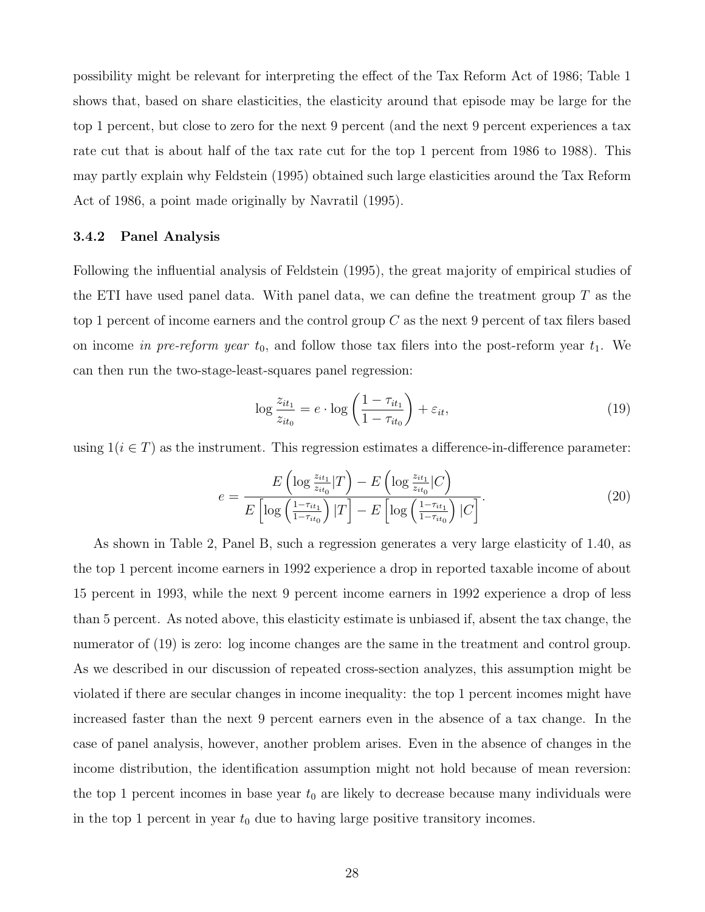possibility might be relevant for interpreting the effect of the Tax Reform Act of 1986; Table 1 shows that, based on share elasticities, the elasticity around that episode may be large for the top 1 percent, but close to zero for the next 9 percent (and the next 9 percent experiences a tax rate cut that is about half of the tax rate cut for the top 1 percent from 1986 to 1988). This may partly explain why Feldstein (1995) obtained such large elasticities around the Tax Reform Act of 1986, a point made originally by Navratil (1995).

### 3.4.2 Panel Analysis

Following the influential analysis of Feldstein (1995), the great majority of empirical studies of the ETI have used panel data. With panel data, we can define the treatment group $T$ as the top 1 percent of income earners and the control group $C$ as the next 9 percent of tax filers based on income *in pre-reform year* $t_0$, and follow those tax filers into the post-reform year $t_1$. We can then run the two-stage-least-squares panel regression:

$$\log \frac{z_{it_1}}{z_{it_0}} = e \cdot \log \left( \frac{1 - \tau_{it_1}}{1 - \tau_{it_0}} \right) + \varepsilon_{it}, \tag{19}$$

using $1(i \in T)$ as the instrument. This regression estimates a difference-in-difference parameter:

$$e = \frac{E\left(\log \frac{z_{it_1}}{z_{it_0}}|T\right) - E\left(\log \frac{z_{it_1}}{z_{it_0}}|C\right)}{E\left[\log\left(\frac{1-\tau_{it_1}}{1-\tau_{it_0}}\right)|T\right] - E\left[\log\left(\frac{1-\tau_{it_1}}{1-\tau_{it_0}}\right)|C\right]}. \tag{20}$$

As shown in Table 2, Panel B, such a regression generates a very large elasticity of 1.40, as the top 1 percent income earners in 1992 experience a drop in reported taxable income of about 15 percent in 1993, while the next 9 percent income earners in 1992 experience a drop of less than 5 percent. As noted above, this elasticity estimate is unbiased if, absent the tax change, the numerator of (19) is zero: log income changes are the same in the treatment and control group. As we described in our discussion of repeated cross-section analyzes, this assumption might be violated if there are secular changes in income inequality: the top 1 percent incomes might have increased faster than the next 9 percent earners even in the absence of a tax change. In the case of panel analysis, however, another problem arises. Even in the absence of changes in the income distribution, the identification assumption might not hold because of mean reversion: the top 1 percent incomes in base year $t_0$ are likely to decrease because many individuals were in the top 1 percent in year $t_0$ due to having large positive transitory incomes.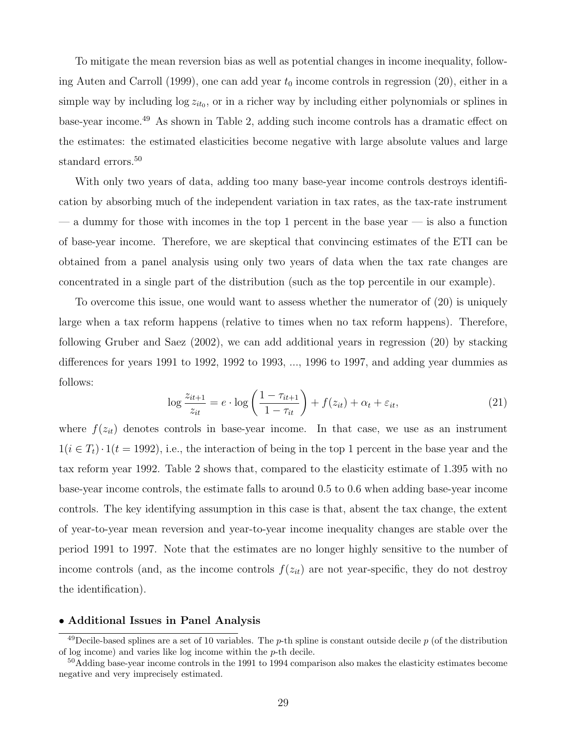To mitigate the mean reversion bias as well as potential changes in income inequality, following Auten and Carroll (1999), one can add year $t_0$ income controls in regression (20), either in a simple way by including $\log z_{it_0}$, or in a richer way by including either polynomials or splines in base-year income.[49] As shown in Table 2, adding such income controls has a dramatic effect on the estimates: the estimated elasticities become negative with large absolute values and large standard errors.[50]

With only two years of data, adding too many base-year income controls destroys identification by absorbing much of the independent variation in tax rates, as the tax-rate instrument — a dummy for those with incomes in the top 1 percent in the base year — is also a function of base-year income. Therefore, we are skeptical that convincing estimates of the ETI can be obtained from a panel analysis using only two years of data when the tax rate changes are concentrated in a single part of the distribution (such as the top percentile in our example).

To overcome this issue, one would want to assess whether the numerator of (20) is uniquely large when a tax reform happens (relative to times when no tax reform happens). Therefore, following Gruber and Saez (2002), we can add additional years in regression (20) by stacking differences for years 1991 to 1992, 1992 to 1993, ..., 1996 to 1997, and adding year dummies as follows:

$$\log \frac{z_{it+1}}{z_{it}} = e \cdot \log \left( \frac{1 - \tau_{it+1}}{1 - \tau_{it}} \right) + f(z_{it}) + \alpha_t + \varepsilon_{it}, \tag{21}$$

where $f(z_{it})$ denotes controls in base-year income. In that case, we use as an instrument $1(i \in T_t) \cdot 1(t = 1992)$, i.e., the interaction of being in the top 1 percent in the base year and the tax reform year 1992. Table 2 shows that, compared to the elasticity estimate of 1.395 with no base-year income controls, the estimate falls to around 0.5 to 0.6 when adding base-year income controls. The key identifying assumption in this case is that, absent the tax change, the extent of year-to-year mean reversion and year-to-year income inequality changes are stable over the period 1991 to 1997. Note that the estimates are no longer highly sensitive to the number of income controls (and, as the income controls $f(z_{it})$ are not year-specific, they do not destroy the identification).

- **Additional Issues in Panel Analysis**

[49] Decile-based splines are a set of 10 variables. The $p$-th spline is constant outside decile $p$ (of the distribution of log income) and varies like log income within the $p$-th decile.

[50] Adding base-year income controls in the 1991 to 1994 comparison also makes the elasticity estimates become negative and very imprecisely estimated.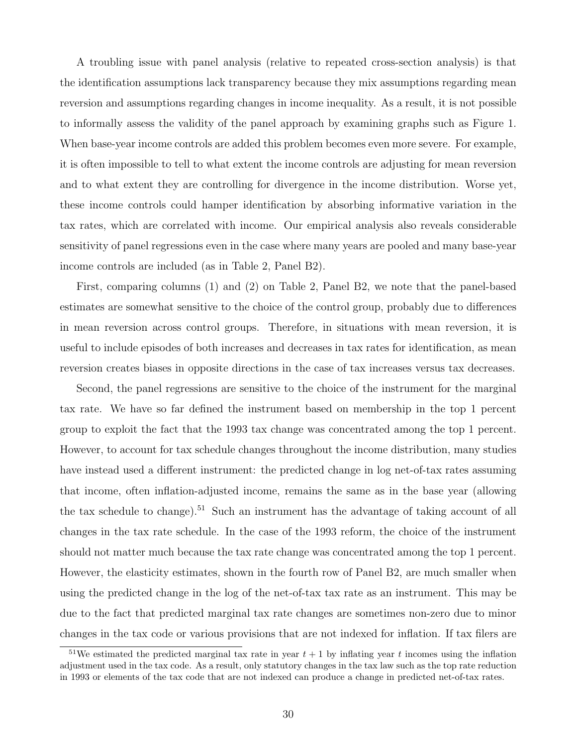A troubling issue with panel analysis (relative to repeated cross-section analysis) is that the identification assumptions lack transparency because they mix assumptions regarding mean reversion and assumptions regarding changes in income inequality. As a result, it is not possible to informally assess the validity of the panel approach by examining graphs such as Figure 1. When base-year income controls are added this problem becomes even more severe. For example, it is often impossible to tell to what extent the income controls are adjusting for mean reversion and to what extent they are controlling for divergence in the income distribution. Worse yet, these income controls could hamper identification by absorbing informative variation in the tax rates, which are correlated with income. Our empirical analysis also reveals considerable sensitivity of panel regressions even in the case where many years are pooled and many base-year income controls are included (as in Table 2, Panel B2).

First, comparing columns (1) and (2) on Table 2, Panel B2, we note that the panel-based estimates are somewhat sensitive to the choice of the control group, probably due to differences in mean reversion across control groups. Therefore, in situations with mean reversion, it is useful to include episodes of both increases and decreases in tax rates for identification, as mean reversion creates biases in opposite directions in the case of tax increases versus tax decreases.

Second, the panel regressions are sensitive to the choice of the instrument for the marginal tax rate. We have so far defined the instrument based on membership in the top 1 percent group to exploit the fact that the 1993 tax change was concentrated among the top 1 percent. However, to account for tax schedule changes throughout the income distribution, many studies have instead used a different instrument: the predicted change in log net-of-tax rates assuming that income, often inflation-adjusted income, remains the same as in the base year (allowing the tax schedule to change).[51] Such an instrument has the advantage of taking account of all changes in the tax rate schedule. In the case of the 1993 reform, the choice of the instrument should not matter much because the tax rate change was concentrated among the top 1 percent. However, the elasticity estimates, shown in the fourth row of Panel B2, are much smaller when using the predicted change in the log of the net-of-tax tax rate as an instrument. This may be due to the fact that predicted marginal tax rate changes are sometimes non-zero due to minor changes in the tax code or various provisions that are not indexed for inflation. If tax filers are

[51]We estimated the predicted marginal tax rate in year $t + 1$ by inflating year $t$ incomes using the inflation adjustment used in the tax code. As a result, only statutory changes in the tax law such as the top rate reduction in 1993 or elements of the tax code that are not indexed can produce a change in predicted net-of-tax rates.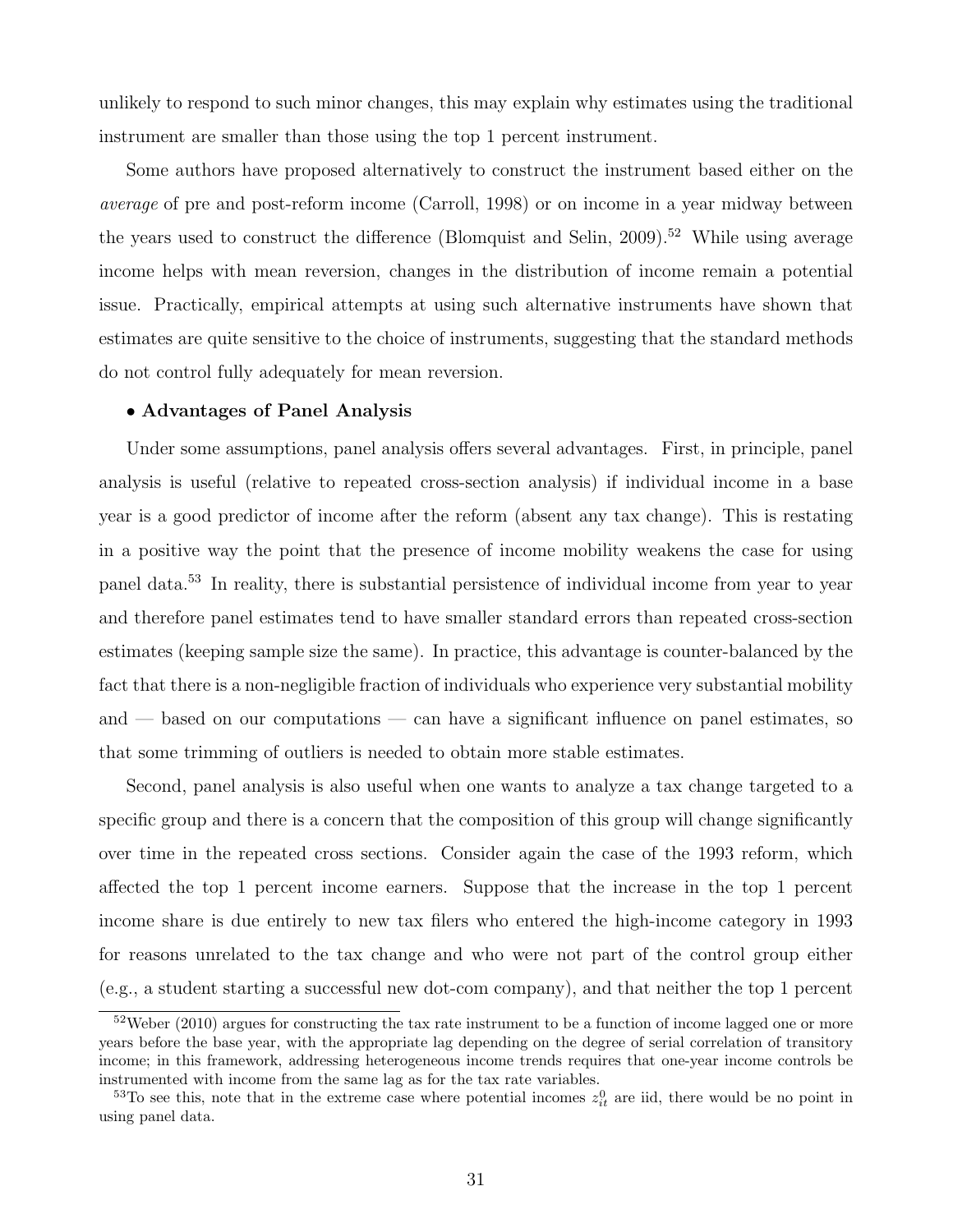unlikely to respond to such minor changes, this may explain why estimates using the traditional instrument are smaller than those using the top 1 percent instrument.

Some authors have proposed alternatively to construct the instrument based either on the *average* of pre and post-reform income (Carroll, 1998) or on income in a year midway between the years used to construct the difference (Blomquist and Selin, 2009).[52] While using average income helps with mean reversion, changes in the distribution of income remain a potential issue. Practically, empirical attempts at using such alternative instruments have shown that estimates are quite sensitive to the choice of instruments, suggesting that the standard methods do not control fully adequately for mean reversion.

**• Advantages of Panel Analysis**

Under some assumptions, panel analysis offers several advantages. First, in principle, panel analysis is useful (relative to repeated cross-section analysis) if individual income in a base year is a good predictor of income after the reform (absent any tax change). This is restating in a positive way the point that the presence of income mobility weakens the case for using panel data.[53] In reality, there is substantial persistence of individual income from year to year and therefore panel estimates tend to have smaller standard errors than repeated cross-section estimates (keeping sample size the same). In practice, this advantage is counter-balanced by the fact that there is a non-negligible fraction of individuals who experience very substantial mobility and — based on our computations — can have a significant influence on panel estimates, so that some trimming of outliers is needed to obtain more stable estimates.

Second, panel analysis is also useful when one wants to analyze a tax change targeted to a specific group and there is a concern that the composition of this group will change significantly over time in the repeated cross sections. Consider again the case of the 1993 reform, which affected the top 1 percent income earners. Suppose that the increase in the top 1 percent income share is due entirely to new tax filers who entered the high-income category in 1993 for reasons unrelated to the tax change and who were not part of the control group either (e.g., a student starting a successful new dot-com company), and that neither the top 1 percent

[52]Weber (2010) argues for constructing the tax rate instrument to be a function of income lagged one or more years before the base year, with the appropriate lag depending on the degree of serial correlation of transitory income; in this framework, addressing heterogeneous income trends requires that one-year income controls be instrumented with income from the same lag as for the tax rate variables.

[53]To see this, note that in the extreme case where potential incomes $z^0_{it}$ are iid, there would be no point in using panel data.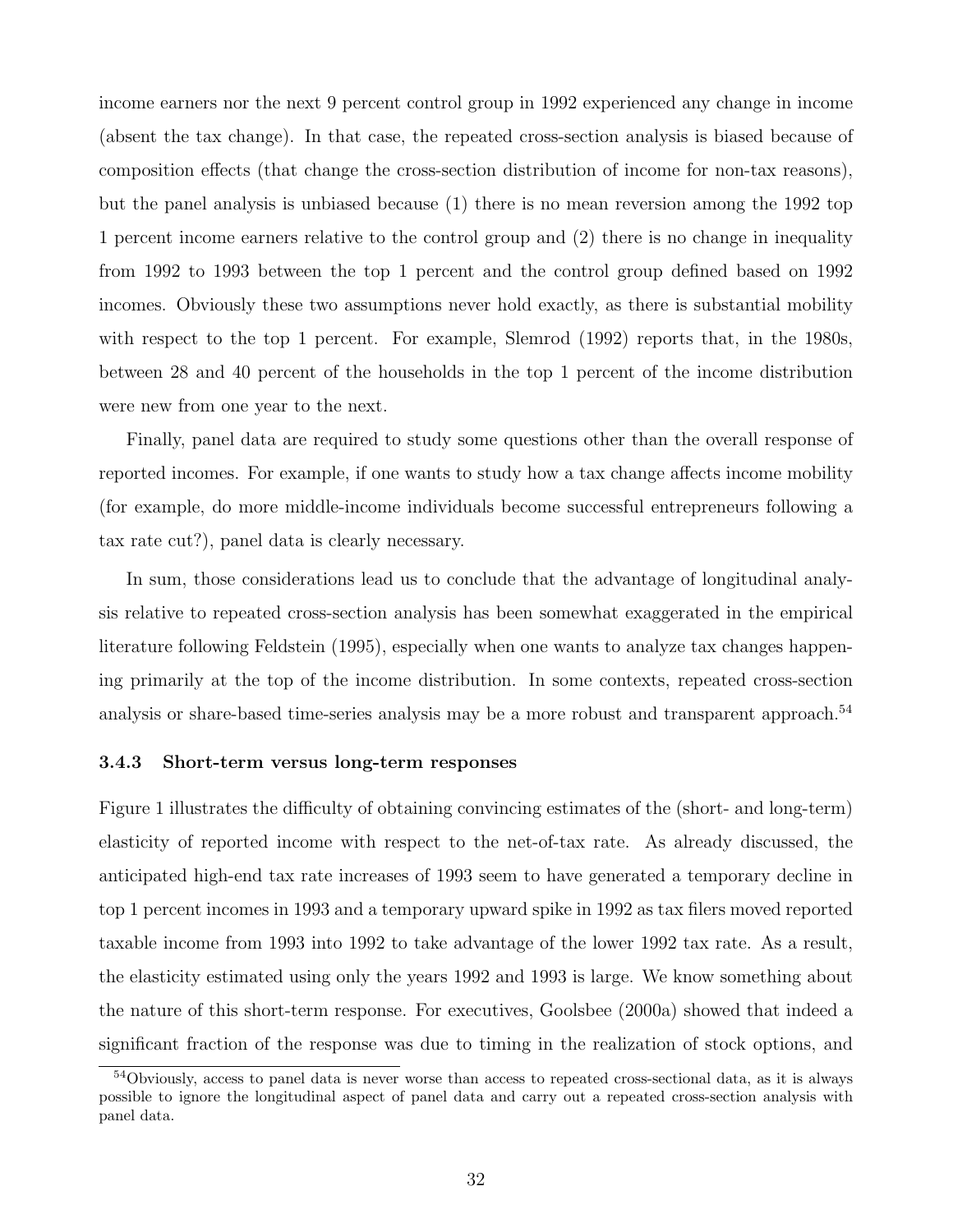income earners nor the next 9 percent control group in 1992 experienced any change in income (absent the tax change). In that case, the repeated cross-section analysis is biased because of composition effects (that change the cross-section distribution of income for non-tax reasons), but the panel analysis is unbiased because (1) there is no mean reversion among the 1992 top 1 percent income earners relative to the control group and (2) there is no change in inequality from 1992 to 1993 between the top 1 percent and the control group defined based on 1992 incomes. Obviously these two assumptions never hold exactly, as there is substantial mobility with respect to the top 1 percent. For example, Slemrod (1992) reports that, in the 1980s, between 28 and 40 percent of the households in the top 1 percent of the income distribution were new from one year to the next.

Finally, panel data are required to study some questions other than the overall response of reported incomes. For example, if one wants to study how a tax change affects income mobility (for example, do more middle-income individuals become successful entrepreneurs following a tax rate cut?), panel data is clearly necessary.

In sum, those considerations lead us to conclude that the advantage of longitudinal analysis relative to repeated cross-section analysis has been somewhat exaggerated in the empirical literature following Feldstein (1995), especially when one wants to analyze tax changes happening primarily at the top of the income distribution. In some contexts, repeated cross-section analysis or share-based time-series analysis may be a more robust and transparent approach.[54]

### 3.4.3 Short-term versus long-term responses

Figure 1 illustrates the difficulty of obtaining convincing estimates of the (short- and long-term) elasticity of reported income with respect to the net-of-tax rate. As already discussed, the anticipated high-end tax rate increases of 1993 seem to have generated a temporary decline in top 1 percent incomes in 1993 and a temporary upward spike in 1992 as tax filers moved reported taxable income from 1993 into 1992 to take advantage of the lower 1992 tax rate. As a result, the elasticity estimated using only the years 1992 and 1993 is large. We know something about the nature of this short-term response. For executives, Goolsbee (2000a) showed that indeed a significant fraction of the response was due to timing in the realization of stock options, and

[54]Obviously, access to panel data is never worse than access to repeated cross-sectional data, as it is always possible to ignore the longitudinal aspect of panel data and carry out a repeated cross-section analysis with panel data.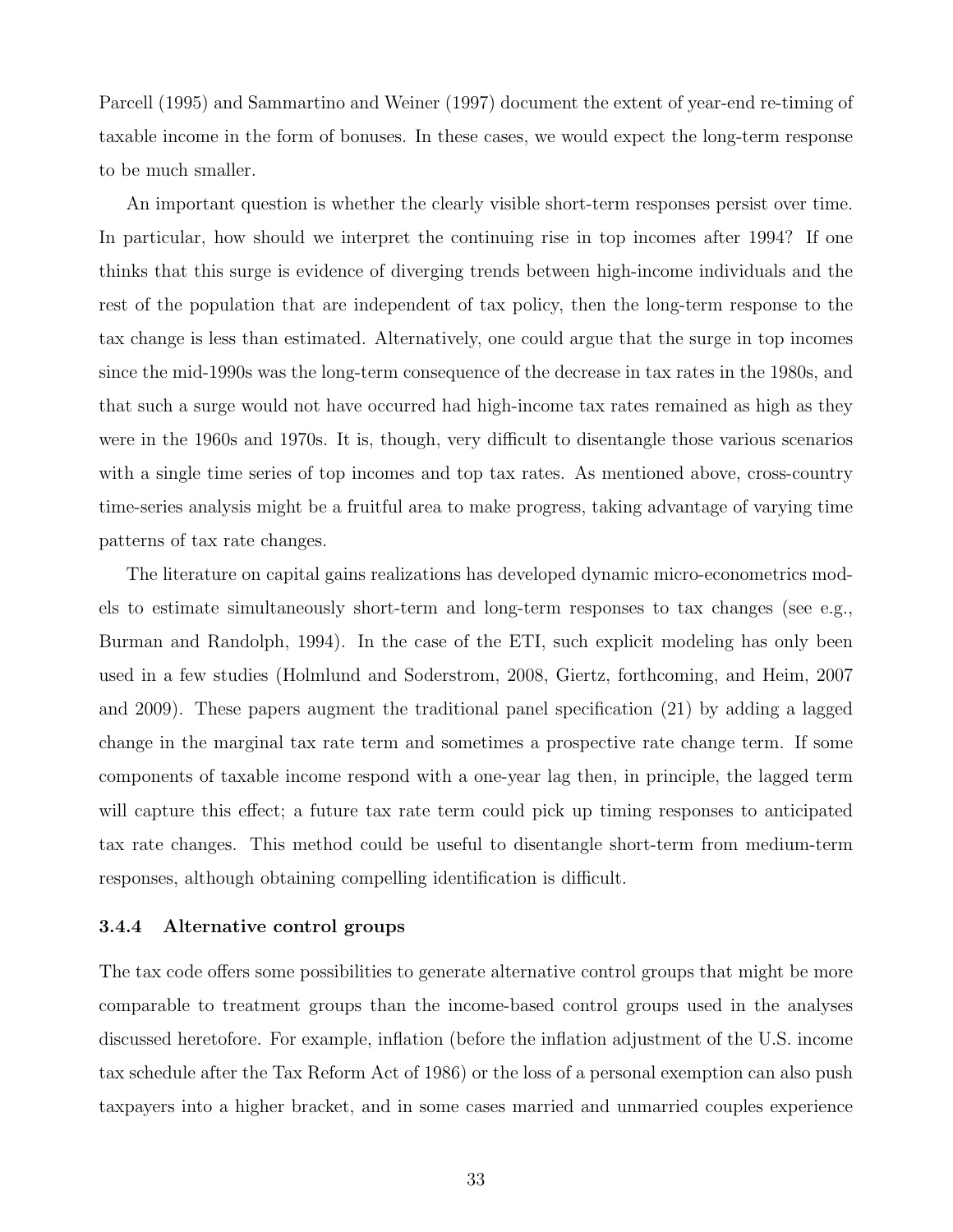Parcell (1995) and Sammartino and Weiner (1997) document the extent of year-end re-timing of taxable income in the form of bonuses. In these cases, we would expect the long-term response to be much smaller.

An important question is whether the clearly visible short-term responses persist over time. In particular, how should we interpret the continuing rise in top incomes after 1994? If one thinks that this surge is evidence of diverging trends between high-income individuals and the rest of the population that are independent of tax policy, then the long-term response to the tax change is less than estimated. Alternatively, one could argue that the surge in top incomes since the mid-1990s was the long-term consequence of the decrease in tax rates in the 1980s, and that such a surge would not have occurred had high-income tax rates remained as high as they were in the 1960s and 1970s. It is, though, very difficult to disentangle those various scenarios with a single time series of top incomes and top tax rates. As mentioned above, cross-country time-series analysis might be a fruitful area to make progress, taking advantage of varying time patterns of tax rate changes.

The literature on capital gains realizations has developed dynamic micro-econometrics models to estimate simultaneously short-term and long-term responses to tax changes (see e.g., Burman and Randolph, 1994). In the case of the ETI, such explicit modeling has only been used in a few studies (Holmlund and Soderstrom, 2008, Giertz, forthcoming, and Heim, 2007 and 2009). These papers augment the traditional panel specification (21) by adding a lagged change in the marginal tax rate term and sometimes a prospective rate change term. If some components of taxable income respond with a one-year lag then, in principle, the lagged term will capture this effect; a future tax rate term could pick up timing responses to anticipated tax rate changes. This method could be useful to disentangle short-term from medium-term responses, although obtaining compelling identification is difficult.

### 3.4.4 Alternative control groups

The tax code offers some possibilities to generate alternative control groups that might be more comparable to treatment groups than the income-based control groups used in the analyses discussed heretofore. For example, inflation (before the inflation adjustment of the U.S. income tax schedule after the Tax Reform Act of 1986) or the loss of a personal exemption can also push taxpayers into a higher bracket, and in some cases married and unmarried couples experience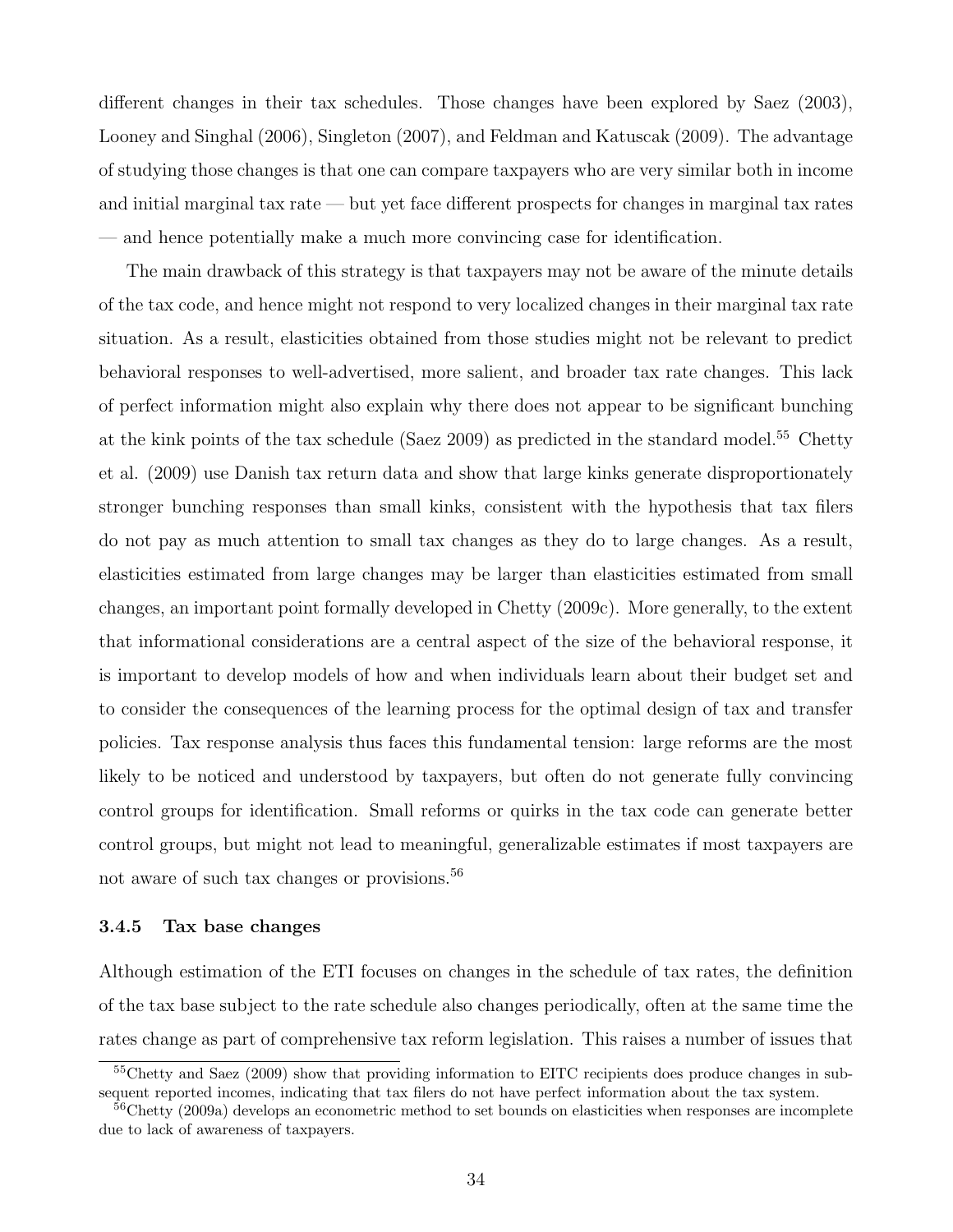different changes in their tax schedules. Those changes have been explored by Saez (2003), Looney and Singhal (2006), Singleton (2007), and Feldman and Katuscak (2009). The advantage of studying those changes is that one can compare taxpayers who are very similar both in income and initial marginal tax rate — but yet face different prospects for changes in marginal tax rates — and hence potentially make a much more convincing case for identification.

The main drawback of this strategy is that taxpayers may not be aware of the minute details of the tax code, and hence might not respond to very localized changes in their marginal tax rate situation. As a result, elasticities obtained from those studies might not be relevant to predict behavioral responses to well-advertised, more salient, and broader tax rate changes. This lack of perfect information might also explain why there does not appear to be significant bunching at the kink points of the tax schedule (Saez 2009) as predicted in the standard model.[55] Chetty et al. (2009) use Danish tax return data and show that large kinks generate disproportionately stronger bunching responses than small kinks, consistent with the hypothesis that tax filers do not pay as much attention to small tax changes as they do to large changes. As a result, elasticities estimated from large changes may be larger than elasticities estimated from small changes, an important point formally developed in Chetty (2009c). More generally, to the extent that informational considerations are a central aspect of the size of the behavioral response, it is important to develop models of how and when individuals learn about their budget set and to consider the consequences of the learning process for the optimal design of tax and transfer policies. Tax response analysis thus faces this fundamental tension: large reforms are the most likely to be noticed and understood by taxpayers, but often do not generate fully convincing control groups for identification. Small reforms or quirks in the tax code can generate better control groups, but might not lead to meaningful, generalizable estimates if most taxpayers are not aware of such tax changes or provisions.[56]

### 3.4.5 Tax base changes

Although estimation of the ETI focuses on changes in the schedule of tax rates, the definition of the tax base subject to the rate schedule also changes periodically, often at the same time the rates change as part of comprehensive tax reform legislation. This raises a number of issues that

[55] Chetty and Saez (2009) show that providing information to EITC recipients does produce changes in subsequent reported incomes, indicating that tax filers do not have perfect information about the tax system.

[56] Chetty (2009a) develops an econometric method to set bounds on elasticities when responses are incomplete due to lack of awareness of taxpayers.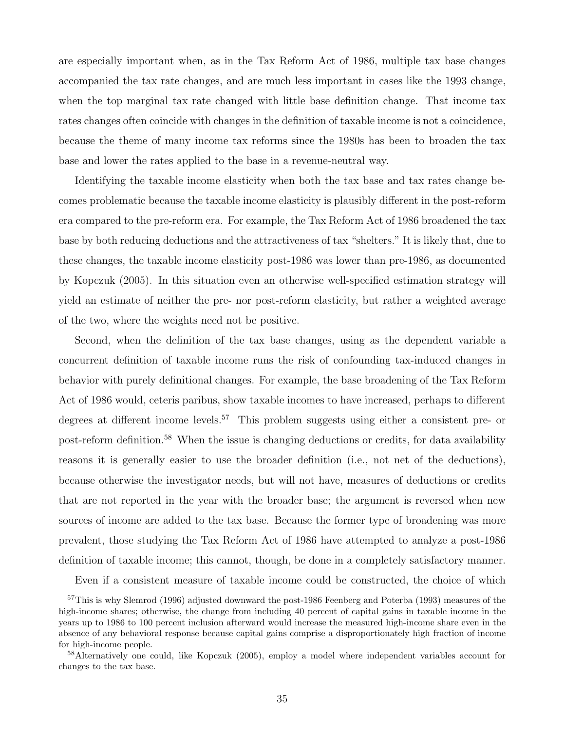are especially important when, as in the Tax Reform Act of 1986, multiple tax base changes accompanied the tax rate changes, and are much less important in cases like the 1993 change, when the top marginal tax rate changed with little base definition change. That income tax rates changes often coincide with changes in the definition of taxable income is not a coincidence, because the theme of many income tax reforms since the 1980s has been to broaden the tax base and lower the rates applied to the base in a revenue-neutral way.

Identifying the taxable income elasticity when both the tax base and tax rates change becomes problematic because the taxable income elasticity is plausibly different in the post-reform era compared to the pre-reform era. For example, the Tax Reform Act of 1986 broadened the tax base by both reducing deductions and the attractiveness of tax "shelters." It is likely that, due to these changes, the taxable income elasticity post-1986 was lower than pre-1986, as documented by Kopczuk (2005). In this situation even an otherwise well-specified estimation strategy will yield an estimate of neither the pre- nor post-reform elasticity, but rather a weighted average of the two, where the weights need not be positive.

Second, when the definition of the tax base changes, using as the dependent variable a concurrent definition of taxable income runs the risk of confounding tax-induced changes in behavior with purely definitional changes. For example, the base broadening of the Tax Reform Act of 1986 would, ceteris paribus, show taxable incomes to have increased, perhaps to different degrees at different income levels.[57] This problem suggests using either a consistent pre- or post-reform definition.[58] When the issue is changing deductions or credits, for data availability reasons it is generally easier to use the broader definition (i.e., not net of the deductions), because otherwise the investigator needs, but will not have, measures of deductions or credits that are not reported in the year with the broader base; the argument is reversed when new sources of income are added to the tax base. Because the former type of broadening was more prevalent, those studying the Tax Reform Act of 1986 have attempted to analyze a post-1986 definition of taxable income; this cannot, though, be done in a completely satisfactory manner.

Even if a consistent measure of taxable income could be constructed, the choice of which

[57] This is why Slemrod (1996) adjusted downward the post-1986 Feenberg and Poterba (1993) measures of the high-income shares; otherwise, the change from including 40 percent of capital gains in taxable income in the years up to 1986 to 100 percent inclusion afterward would increase the measured high-income share even in the absence of any behavioral response because capital gains comprise a disproportionately high fraction of income for high-income people.

[58] Alternatively one could, like Kopczuk (2005), employ a model where independent variables account for changes to the tax base.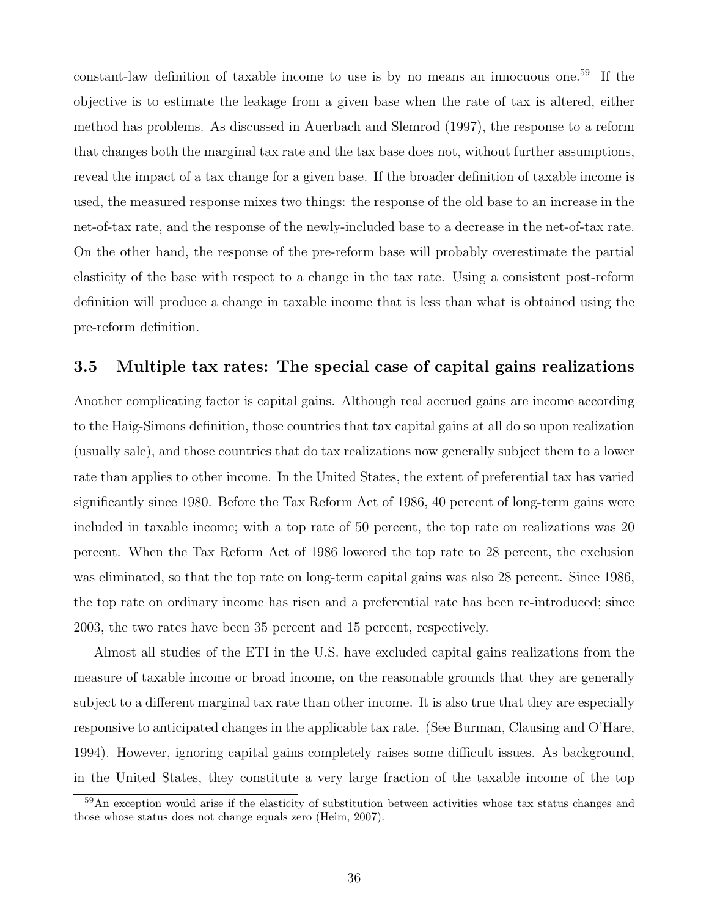constant-law definition of taxable income to use is by no means an innocuous one.[59] If the objective is to estimate the leakage from a given base when the rate of tax is altered, either method has problems. As discussed in Auerbach and Slemrod (1997), the response to a reform that changes both the marginal tax rate and the tax base does not, without further assumptions, reveal the impact of a tax change for a given base. If the broader definition of taxable income is used, the measured response mixes two things: the response of the old base to an increase in the net-of-tax rate, and the response of the newly-included base to a decrease in the net-of-tax rate. On the other hand, the response of the pre-reform base will probably overestimate the partial elasticity of the base with respect to a change in the tax rate. Using a consistent post-reform definition will produce a change in taxable income that is less than what is obtained using the pre-reform definition.

### 3.5 Multiple tax rates: The special case of capital gains realizations

Another complicating factor is capital gains. Although real accrued gains are income according to the Haig-Simons definition, those countries that tax capital gains at all do so upon realization (usually sale), and those countries that do tax realizations now generally subject them to a lower rate than applies to other income. In the United States, the extent of preferential tax has varied significantly since 1980. Before the Tax Reform Act of 1986, 40 percent of long-term gains were included in taxable income; with a top rate of 50 percent, the top rate on realizations was 20 percent. When the Tax Reform Act of 1986 lowered the top rate to 28 percent, the exclusion was eliminated, so that the top rate on long-term capital gains was also 28 percent. Since 1986, the top rate on ordinary income has risen and a preferential rate has been re-introduced; since 2003, the two rates have been 35 percent and 15 percent, respectively.

Almost all studies of the ETI in the U.S. have excluded capital gains realizations from the measure of taxable income or broad income, on the reasonable grounds that they are generally subject to a different marginal tax rate than other income. It is also true that they are especially responsive to anticipated changes in the applicable tax rate. (See Burman, Clausing and O'Hare, 1994). However, ignoring capital gains completely raises some difficult issues. As background, in the United States, they constitute a very large fraction of the taxable income of the top

[59] An exception would arise if the elasticity of substitution between activities whose tax status changes and those whose status does not change equals zero (Heim, 2007).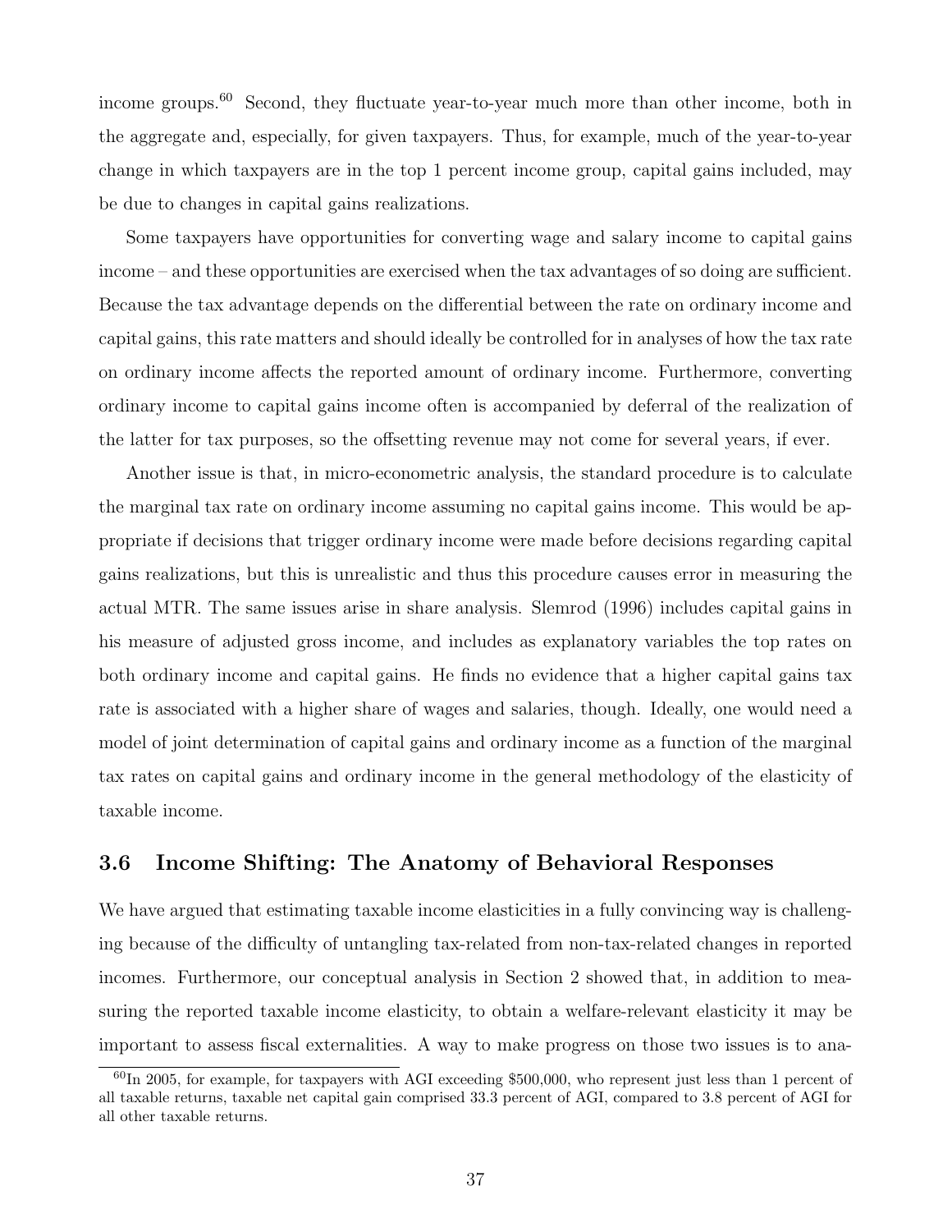income groups.[60] Second, they fluctuate year-to-year much more than other income, both in the aggregate and, especially, for given taxpayers. Thus, for example, much of the year-to-year change in which taxpayers are in the top 1 percent income group, capital gains included, may be due to changes in capital gains realizations.

Some taxpayers have opportunities for converting wage and salary income to capital gains income – and these opportunities are exercised when the tax advantages of so doing are sufficient. Because the tax advantage depends on the differential between the rate on ordinary income and capital gains, this rate matters and should ideally be controlled for in analyses of how the tax rate on ordinary income affects the reported amount of ordinary income. Furthermore, converting ordinary income to capital gains income often is accompanied by deferral of the realization of the latter for tax purposes, so the offsetting revenue may not come for several years, if ever.

Another issue is that, in micro-econometric analysis, the standard procedure is to calculate the marginal tax rate on ordinary income assuming no capital gains income. This would be appropriate if decisions that trigger ordinary income were made before decisions regarding capital gains realizations, but this is unrealistic and thus this procedure causes error in measuring the actual MTR. The same issues arise in share analysis. Slemrod (1996) includes capital gains in his measure of adjusted gross income, and includes as explanatory variables the top rates on both ordinary income and capital gains. He finds no evidence that a higher capital gains tax rate is associated with a higher share of wages and salaries, though. Ideally, one would need a model of joint determination of capital gains and ordinary income as a function of the marginal tax rates on capital gains and ordinary income in the general methodology of the elasticity of taxable income.

### 3.6 Income Shifting: The Anatomy of Behavioral Responses

We have argued that estimating taxable income elasticities in a fully convincing way is challenging because of the difficulty of untangling tax-related from non-tax-related changes in reported incomes. Furthermore, our conceptual analysis in Section 2 showed that, in addition to measuring the reported taxable income elasticity, to obtain a welfare-relevant elasticity it may be important to assess fiscal externalities. A way to make progress on those two issues is to ana-

[60] In 2005, for example, for taxpayers with AGI exceeding \$500,000, who represent just less than 1 percent of all taxable returns, taxable net capital gain comprised 33.3 percent of AGI, compared to 3.8 percent of AGI for all other taxable returns.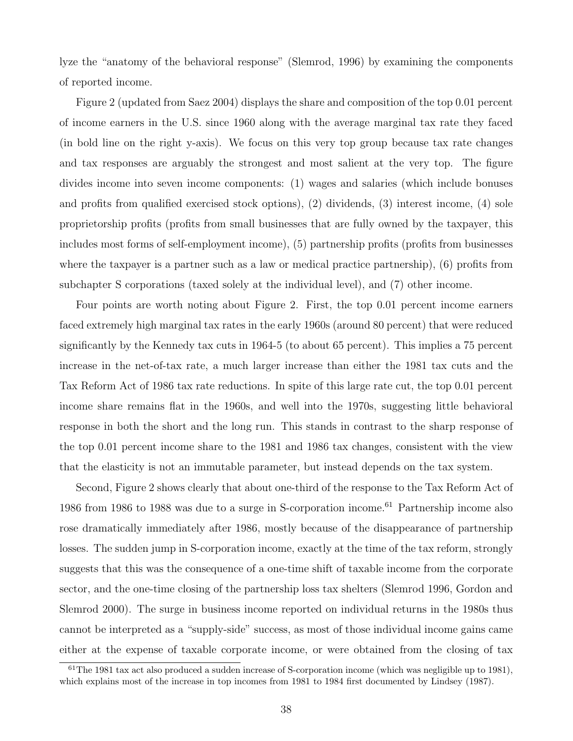lyze the "anatomy of the behavioral response" (Slemrod, 1996) by examining the components of reported income.

Figure 2 (updated from Saez 2004) displays the share and composition of the top 0.01 percent of income earners in the U.S. since 1960 along with the average marginal tax rate they faced (in bold line on the right y-axis). We focus on this very top group because tax rate changes and tax responses are arguably the strongest and most salient at the very top. The figure divides income into seven income components: (1) wages and salaries (which include bonuses and profits from qualified exercised stock options), (2) dividends, (3) interest income, (4) sole proprietorship profits (profits from small businesses that are fully owned by the taxpayer, this includes most forms of self-employment income), (5) partnership profits (profits from businesses where the taxpayer is a partner such as a law or medical practice partnership), (6) profits from subchapter S corporations (taxed solely at the individual level), and (7) other income.

Four points are worth noting about Figure 2. First, the top 0.01 percent income earners faced extremely high marginal tax rates in the early 1960s (around 80 percent) that were reduced significantly by the Kennedy tax cuts in 1964-5 (to about 65 percent). This implies a 75 percent increase in the net-of-tax rate, a much larger increase than either the 1981 tax cuts and the Tax Reform Act of 1986 tax rate reductions. In spite of this large rate cut, the top 0.01 percent income share remains flat in the 1960s, and well into the 1970s, suggesting little behavioral response in both the short and the long run. This stands in contrast to the sharp response of the top 0.01 percent income share to the 1981 and 1986 tax changes, consistent with the view that the elasticity is not an immutable parameter, but instead depends on the tax system.

Second, Figure 2 shows clearly that about one-third of the response to the Tax Reform Act of 1986 from 1986 to 1988 was due to a surge in S-corporation income.[61] Partnership income also rose dramatically immediately after 1986, mostly because of the disappearance of partnership losses. The sudden jump in S-corporation income, exactly at the time of the tax reform, strongly suggests that this was the consequence of a one-time shift of taxable income from the corporate sector, and the one-time closing of the partnership loss tax shelters (Slemrod 1996, Gordon and Slemrod 2000). The surge in business income reported on individual returns in the 1980s thus cannot be interpreted as a "supply-side" success, as most of those individual income gains came either at the expense of taxable corporate income, or were obtained from the closing of tax

[61] The 1981 tax act also produced a sudden increase of S-corporation income (which was negligible up to 1981), which explains most of the increase in top incomes from 1981 to 1984 first documented by Lindsey (1987).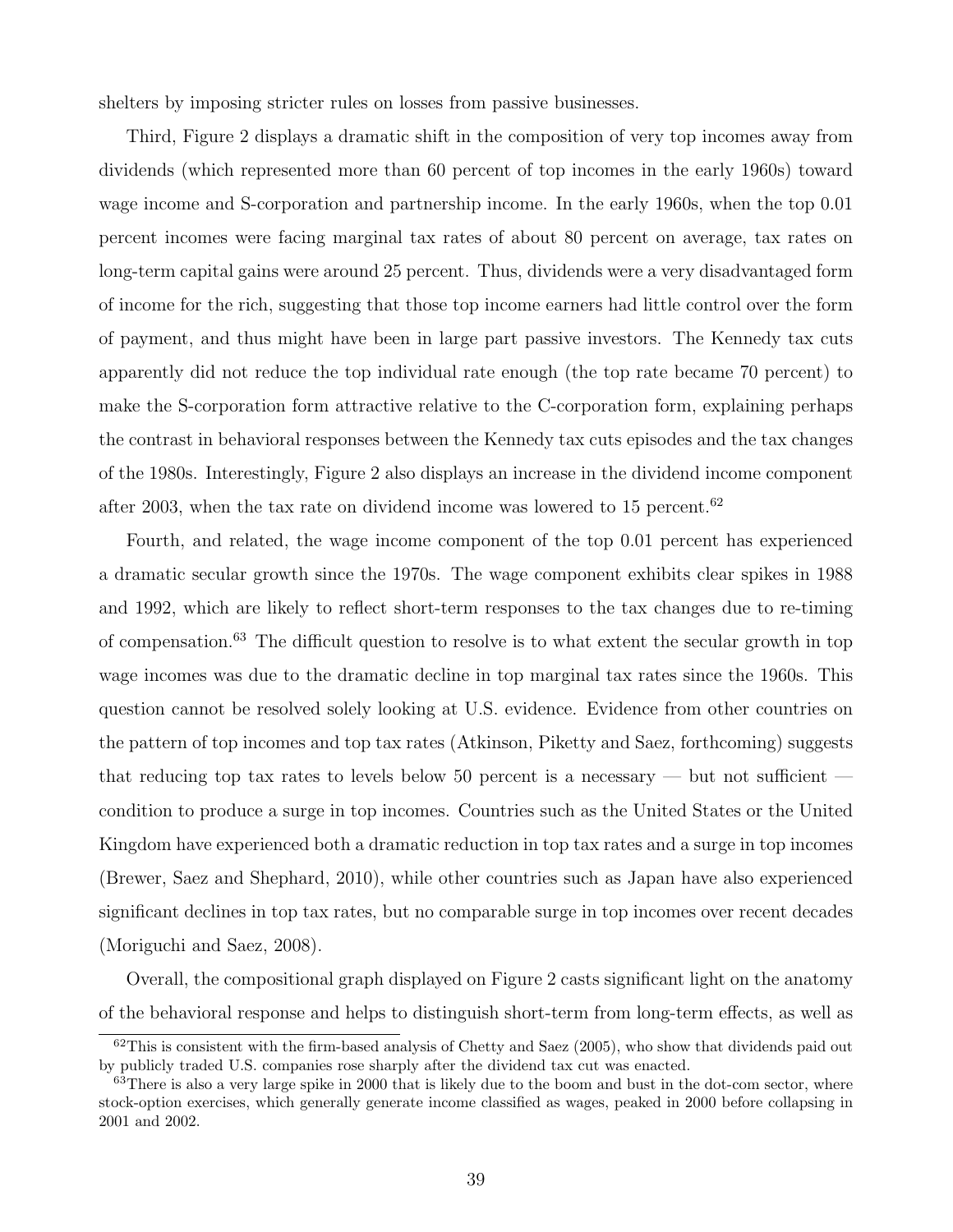shelters by imposing stricter rules on losses from passive businesses.

Third, Figure 2 displays a dramatic shift in the composition of very top incomes away from dividends (which represented more than 60 percent of top incomes in the early 1960s) toward wage income and S-corporation and partnership income. In the early 1960s, when the top 0.01 percent incomes were facing marginal tax rates of about 80 percent on average, tax rates on long-term capital gains were around 25 percent. Thus, dividends were a very disadvantaged form of income for the rich, suggesting that those top income earners had little control over the form of payment, and thus might have been in large part passive investors. The Kennedy tax cuts apparently did not reduce the top individual rate enough (the top rate became 70 percent) to make the S-corporation form attractive relative to the C-corporation form, explaining perhaps the contrast in behavioral responses between the Kennedy tax cuts episodes and the tax changes of the 1980s. Interestingly, Figure 2 also displays an increase in the dividend income component after 2003, when the tax rate on dividend income was lowered to 15 percent.[62]

Fourth, and related, the wage income component of the top 0.01 percent has experienced a dramatic secular growth since the 1970s. The wage component exhibits clear spikes in 1988 and 1992, which are likely to reflect short-term responses to the tax changes due to re-timing of compensation.[63] The difficult question to resolve is to what extent the secular growth in top wage incomes was due to the dramatic decline in top marginal tax rates since the 1960s. This question cannot be resolved solely looking at U.S. evidence. Evidence from other countries on the pattern of top incomes and top tax rates (Atkinson, Piketty and Saez, forthcoming) suggests that reducing top tax rates to levels below 50 percent is a necessary — but not sufficient — condition to produce a surge in top incomes. Countries such as the United States or the United Kingdom have experienced both a dramatic reduction in top tax rates and a surge in top incomes (Brewer, Saez and Shephard, 2010), while other countries such as Japan have also experienced significant declines in top tax rates, but no comparable surge in top incomes over recent decades (Moriguchi and Saez, 2008).

Overall, the compositional graph displayed on Figure 2 casts significant light on the anatomy of the behavioral response and helps to distinguish short-term from long-term effects, as well as

[62]This is consistent with the firm-based analysis of Chetty and Saez (2005), who show that dividends paid out by publicly traded U.S. companies rose sharply after the dividend tax cut was enacted.

[63]There is also a very large spike in 2000 that is likely due to the boom and bust in the dot-com sector, where stock-option exercises, which generally generate income classified as wages, peaked in 2000 before collapsing in 2001 and 2002.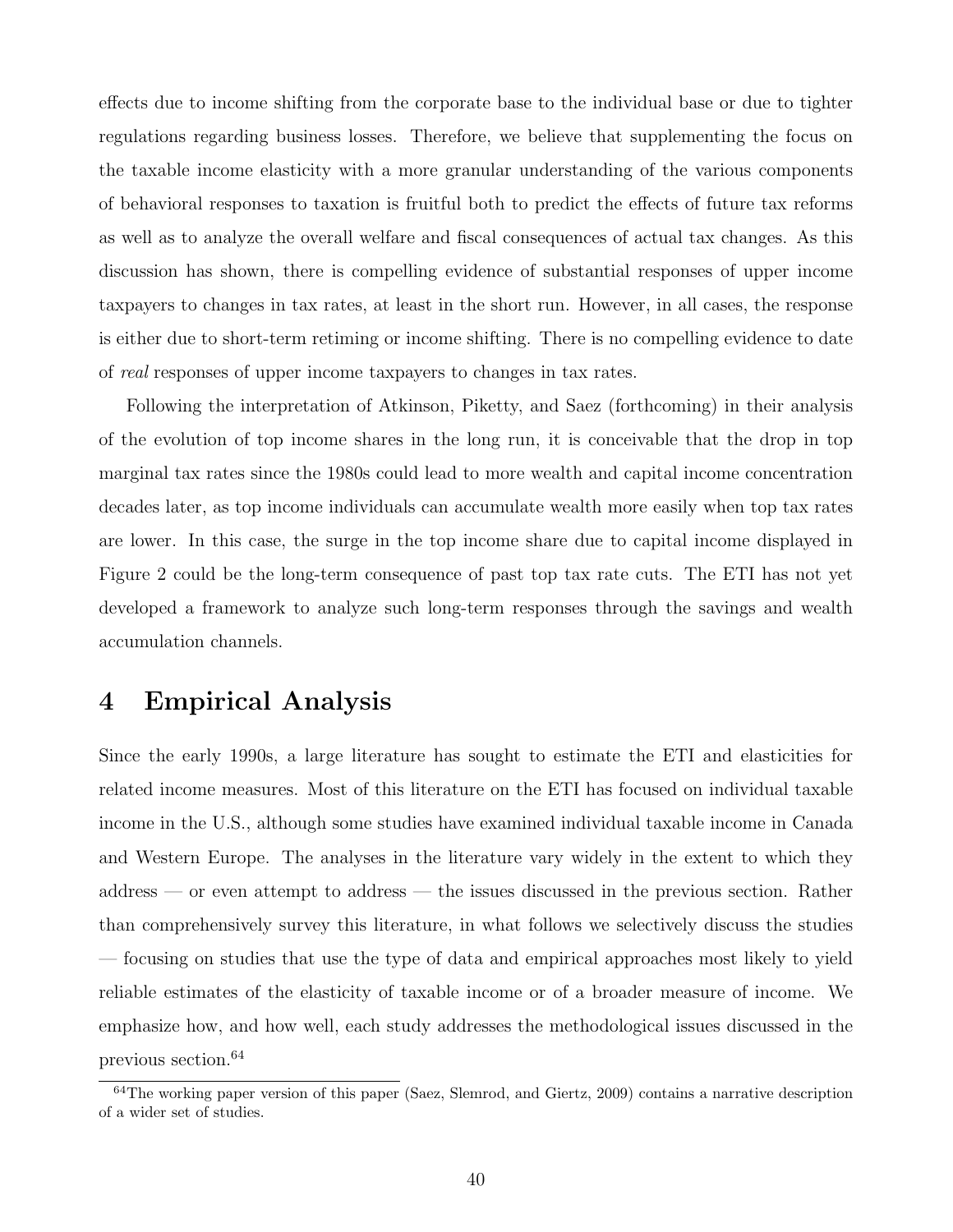effects due to income shifting from the corporate base to the individual base or due to tighter regulations regarding business losses. Therefore, we believe that supplementing the focus on the taxable income elasticity with a more granular understanding of the various components of behavioral responses to taxation is fruitful both to predict the effects of future tax reforms as well as to analyze the overall welfare and fiscal consequences of actual tax changes. As this discussion has shown, there is compelling evidence of substantial responses of upper income taxpayers to changes in tax rates, at least in the short run. However, in all cases, the response is either due to short-term retiming or income shifting. There is no compelling evidence to date of *real* responses of upper income taxpayers to changes in tax rates.

Following the interpretation of Atkinson, Piketty, and Saez (forthcoming) in their analysis of the evolution of top income shares in the long run, it is conceivable that the drop in top marginal tax rates since the 1980s could lead to more wealth and capital income concentration decades later, as top income individuals can accumulate wealth more easily when top tax rates are lower. In this case, the surge in the top income share due to capital income displayed in Figure 2 could be the long-term consequence of past top tax rate cuts. The ETI has not yet developed a framework to analyze such long-term responses through the savings and wealth accumulation channels.

# 4 Empirical Analysis

Since the early 1990s, a large literature has sought to estimate the ETI and elasticities for related income measures. Most of this literature on the ETI has focused on individual taxable income in the U.S., although some studies have examined individual taxable income in Canada and Western Europe. The analyses in the literature vary widely in the extent to which they address — or even attempt to address — the issues discussed in the previous section. Rather than comprehensively survey this literature, in what follows we selectively discuss the studies — focusing on studies that use the type of data and empirical approaches most likely to yield reliable estimates of the elasticity of taxable income or of a broader measure of income. We emphasize how, and how well, each study addresses the methodological issues discussed in the previous section.[64]

[64] The working paper version of this paper (Saez, Slemrod, and Giertz, 2009) contains a narrative description of a wider set of studies.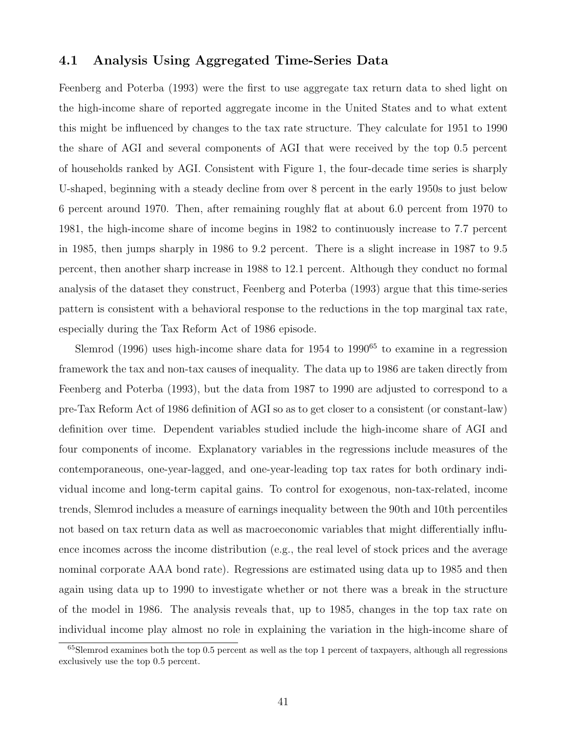### 4.1 Analysis Using Aggregated Time-Series Data

Feenberg and Poterba (1993) were the first to use aggregate tax return data to shed light on the high-income share of reported aggregate income in the United States and to what extent this might be influenced by changes to the tax rate structure. They calculate for 1951 to 1990 the share of AGI and several components of AGI that were received by the top 0.5 percent of households ranked by AGI. Consistent with Figure 1, the four-decade time series is sharply U-shaped, beginning with a steady decline from over 8 percent in the early 1950s to just below 6 percent around 1970. Then, after remaining roughly flat at about 6.0 percent from 1970 to 1981, the high-income share of income begins in 1982 to continuously increase to 7.7 percent in 1985, then jumps sharply in 1986 to 9.2 percent. There is a slight increase in 1987 to 9.5 percent, then another sharp increase in 1988 to 12.1 percent. Although they conduct no formal analysis of the dataset they construct, Feenberg and Poterba (1993) argue that this time-series pattern is consistent with a behavioral response to the reductions in the top marginal tax rate, especially during the Tax Reform Act of 1986 episode.

Slemrod (1996) uses high-income share data for 1954 to 1990[65] to examine in a regression framework the tax and non-tax causes of inequality. The data up to 1986 are taken directly from Feenberg and Poterba (1993), but the data from 1987 to 1990 are adjusted to correspond to a pre-Tax Reform Act of 1986 definition of AGI so as to get closer to a consistent (or constant-law) definition over time. Dependent variables studied include the high-income share of AGI and four components of income. Explanatory variables in the regressions include measures of the contemporaneous, one-year-lagged, and one-year-leading top tax rates for both ordinary individual income and long-term capital gains. To control for exogenous, non-tax-related, income trends, Slemrod includes a measure of earnings inequality between the 90th and 10th percentiles not based on tax return data as well as macroeconomic variables that might differentially influence incomes across the income distribution (e.g., the real level of stock prices and the average nominal corporate AAA bond rate). Regressions are estimated using data up to 1985 and then again using data up to 1990 to investigate whether or not there was a break in the structure of the model in 1986. The analysis reveals that, up to 1985, changes in the top tax rate on individual income play almost no role in explaining the variation in the high-income share of

[65] Slemrod examines both the top 0.5 percent as well as the top 1 percent of taxpayers, although all regressions exclusively use the top 0.5 percent.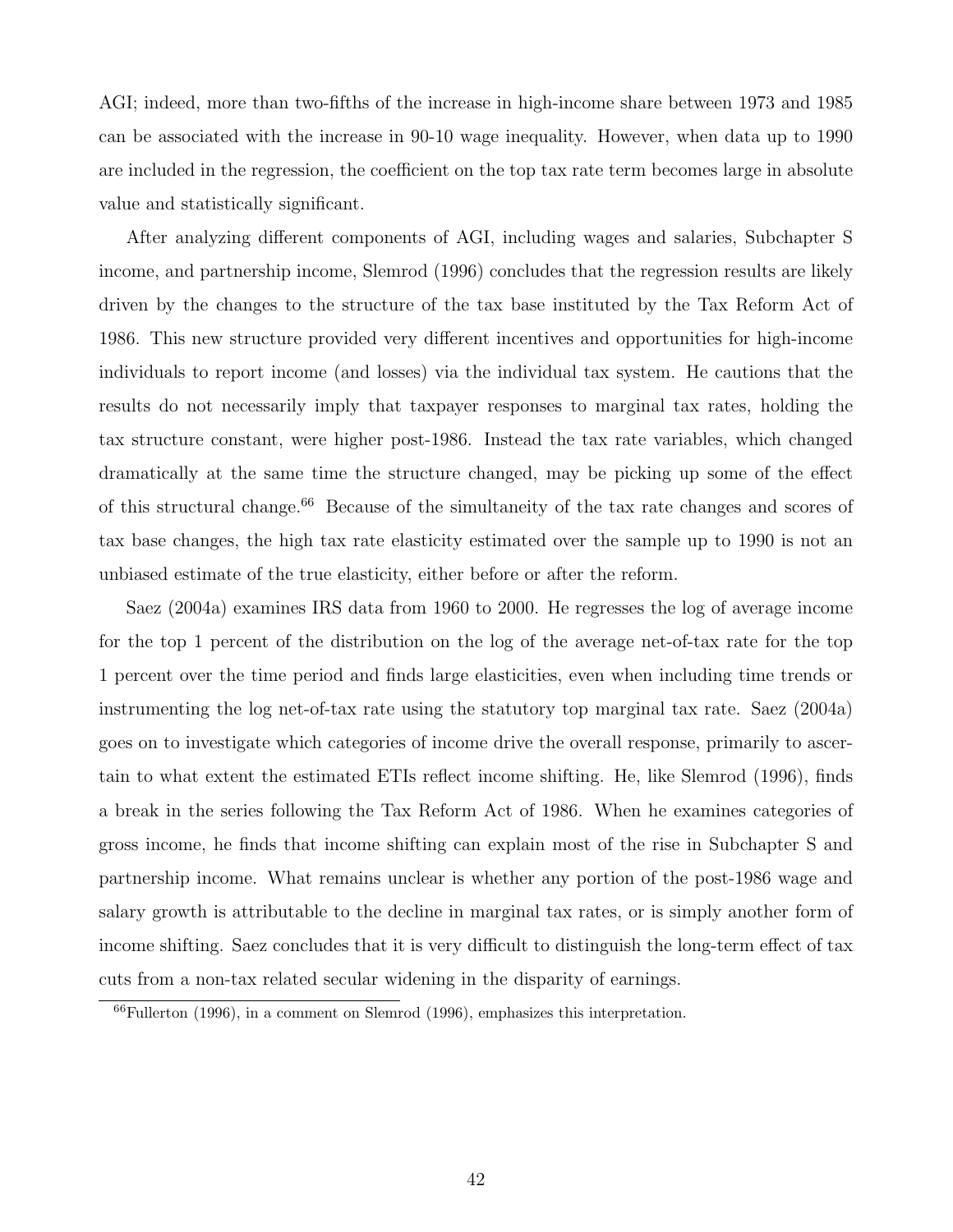AGI; indeed, more than two-fifths of the increase in high-income share between 1973 and 1985 can be associated with the increase in 90-10 wage inequality. However, when data up to 1990 are included in the regression, the coefficient on the top tax rate term becomes large in absolute value and statistically significant.

After analyzing different components of AGI, including wages and salaries, Subchapter S income, and partnership income, Slemrod (1996) concludes that the regression results are likely driven by the changes to the structure of the tax base instituted by the Tax Reform Act of 1986. This new structure provided very different incentives and opportunities for high-income individuals to report income (and losses) via the individual tax system. He cautions that the results do not necessarily imply that taxpayer responses to marginal tax rates, holding the tax structure constant, were higher post-1986. Instead the tax rate variables, which changed dramatically at the same time the structure changed, may be picking up some of the effect of this structural change.[66] Because of the simultaneity of the tax rate changes and scores of tax base changes, the high tax rate elasticity estimated over the sample up to 1990 is not an unbiased estimate of the true elasticity, either before or after the reform.

Saez (2004a) examines IRS data from 1960 to 2000. He regresses the log of average income for the top 1 percent of the distribution on the log of the average net-of-tax rate for the top 1 percent over the time period and finds large elasticities, even when including time trends or instrumenting the log net-of-tax rate using the statutory top marginal tax rate. Saez (2004a) goes on to investigate which categories of income drive the overall response, primarily to ascertain to what extent the estimated ETIs reflect income shifting. He, like Slemrod (1996), finds a break in the series following the Tax Reform Act of 1986. When he examines categories of gross income, he finds that income shifting can explain most of the rise in Subchapter S and partnership income. What remains unclear is whether any portion of the post-1986 wage and salary growth is attributable to the decline in marginal tax rates, or is simply another form of income shifting. Saez concludes that it is very difficult to distinguish the long-term effect of tax cuts from a non-tax related secular widening in the disparity of earnings.

[66] Fullerton (1996), in a comment on Slemrod (1996), emphasizes this interpretation.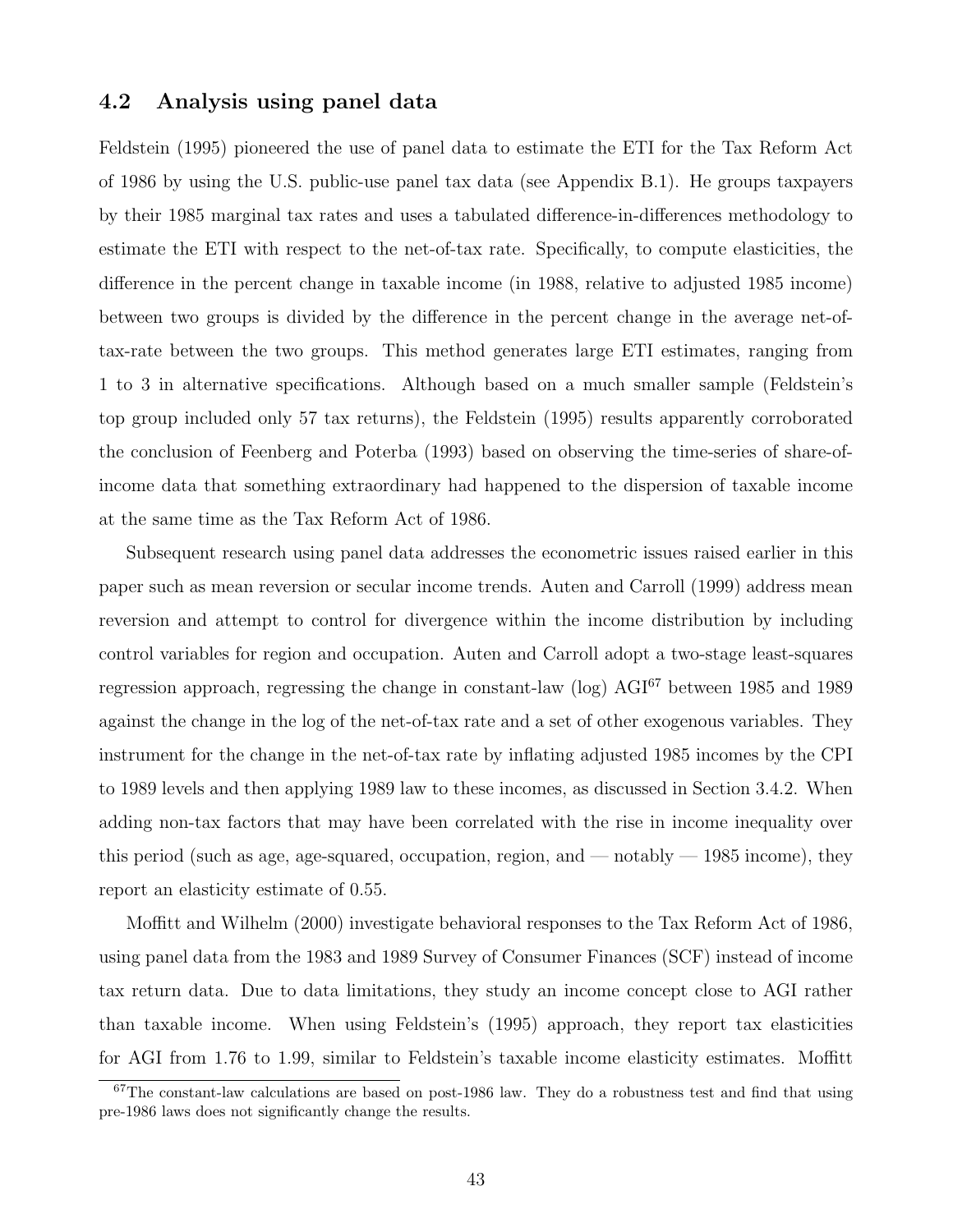### 4.2 Analysis using panel data

Feldstein (1995) pioneered the use of panel data to estimate the ETI for the Tax Reform Act of 1986 by using the U.S. public-use panel tax data (see Appendix B.1). He groups taxpayers by their 1985 marginal tax rates and uses a tabulated difference-in-differences methodology to estimate the ETI with respect to the net-of-tax rate. Specifically, to compute elasticities, the difference in the percent change in taxable income (in 1988, relative to adjusted 1985 income) between two groups is divided by the difference in the percent change in the average net-of-tax-rate between the two groups. This method generates large ETI estimates, ranging from 1 to 3 in alternative specifications. Although based on a much smaller sample (Feldstein's top group included only 57 tax returns), the Feldstein (1995) results apparently corroborated the conclusion of Feenberg and Poterba (1993) based on observing the time-series of share-of-income data that something extraordinary had happened to the dispersion of taxable income at the same time as the Tax Reform Act of 1986.

Subsequent research using panel data addresses the econometric issues raised earlier in this paper such as mean reversion or secular income trends. Auten and Carroll (1999) address mean reversion and attempt to control for divergence within the income distribution by including control variables for region and occupation. Auten and Carroll adopt a two-stage least-squares regression approach, regressing the change in constant-law (log) AGI[67] between 1985 and 1989 against the change in the log of the net-of-tax rate and a set of other exogenous variables. They instrument for the change in the net-of-tax rate by inflating adjusted 1985 incomes by the CPI to 1989 levels and then applying 1989 law to these incomes, as discussed in Section 3.4.2. When adding non-tax factors that may have been correlated with the rise in income inequality over this period (such as age, age-squared, occupation, region, and — notably — 1985 income), they report an elasticity estimate of 0.55.

Moffitt and Wilhelm (2000) investigate behavioral responses to the Tax Reform Act of 1986, using panel data from the 1983 and 1989 Survey of Consumer Finances (SCF) instead of income tax return data. Due to data limitations, they study an income concept close to AGI rather than taxable income. When using Feldstein's (1995) approach, they report tax elasticities for AGI from 1.76 to 1.99, similar to Feldstein's taxable income elasticity estimates. Moffitt

[67] The constant-law calculations are based on post-1986 law. They do a robustness test and find that using pre-1986 laws does not significantly change the results.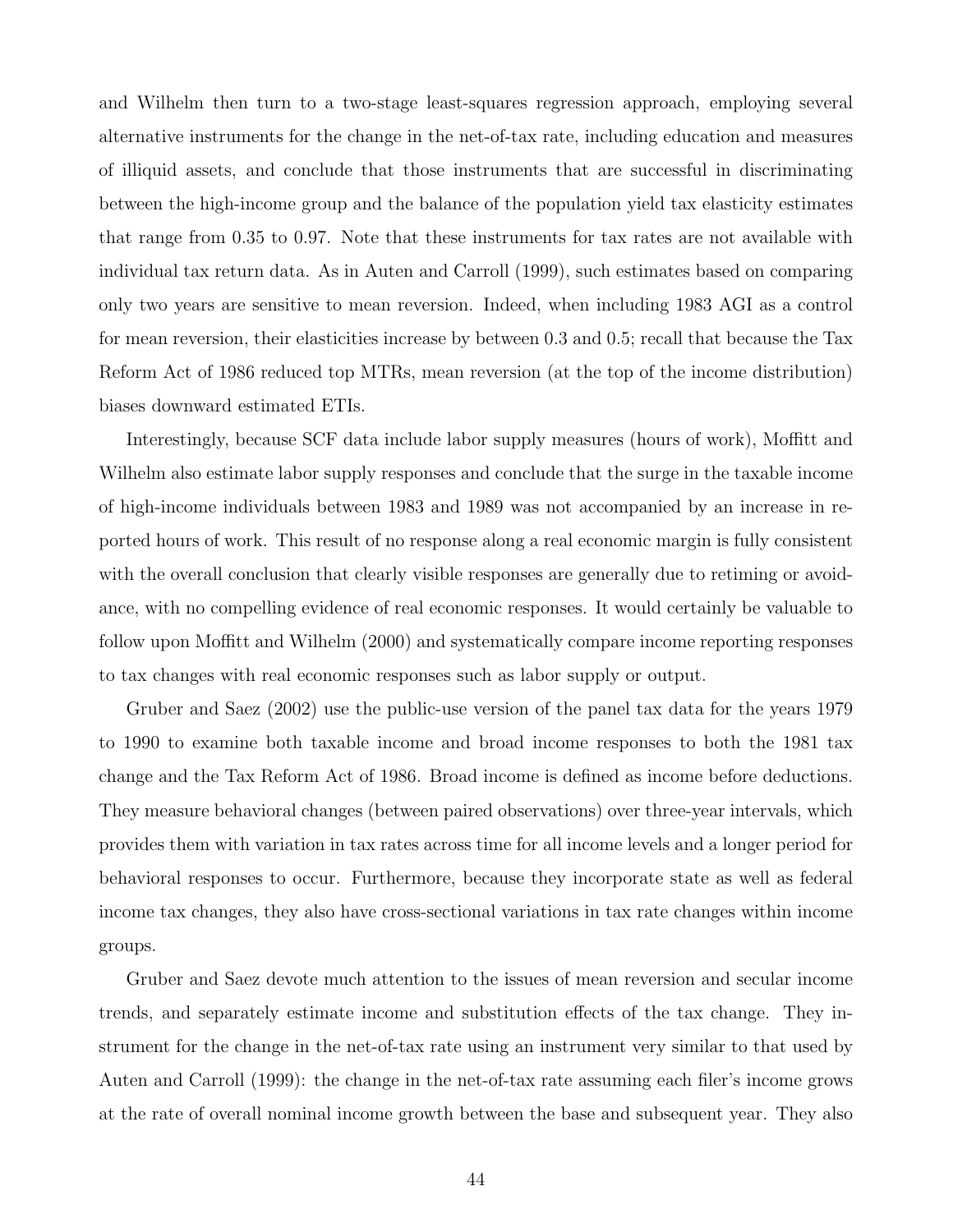and Wilhelm then turn to a two-stage least-squares regression approach, employing several alternative instruments for the change in the net-of-tax rate, including education and measures of illiquid assets, and conclude that those instruments that are successful in discriminating between the high-income group and the balance of the population yield tax elasticity estimates that range from 0.35 to 0.97. Note that these instruments for tax rates are not available with individual tax return data. As in Auten and Carroll (1999), such estimates based on comparing only two years are sensitive to mean reversion. Indeed, when including 1983 AGI as a control for mean reversion, their elasticities increase by between 0.3 and 0.5; recall that because the Tax Reform Act of 1986 reduced top MTRs, mean reversion (at the top of the income distribution) biases downward estimated ETIs.

Interestingly, because SCF data include labor supply measures (hours of work), Moffitt and Wilhelm also estimate labor supply responses and conclude that the surge in the taxable income of high-income individuals between 1983 and 1989 was not accompanied by an increase in reported hours of work. This result of no response along a real economic margin is fully consistent with the overall conclusion that clearly visible responses are generally due to retiming or avoidance, with no compelling evidence of real economic responses. It would certainly be valuable to follow upon Moffitt and Wilhelm (2000) and systematically compare income reporting responses to tax changes with real economic responses such as labor supply or output.

Gruber and Saez (2002) use the public-use version of the panel tax data for the years 1979 to 1990 to examine both taxable income and broad income responses to both the 1981 tax change and the Tax Reform Act of 1986. Broad income is defined as income before deductions. They measure behavioral changes (between paired observations) over three-year intervals, which provides them with variation in tax rates across time for all income levels and a longer period for behavioral responses to occur. Furthermore, because they incorporate state as well as federal income tax changes, they also have cross-sectional variations in tax rate changes within income groups.

Gruber and Saez devote much attention to the issues of mean reversion and secular income trends, and separately estimate income and substitution effects of the tax change. They instrument for the change in the net-of-tax rate using an instrument very similar to that used by Auten and Carroll (1999): the change in the net-of-tax rate assuming each filer's income grows at the rate of overall nominal income growth between the base and subsequent year. They also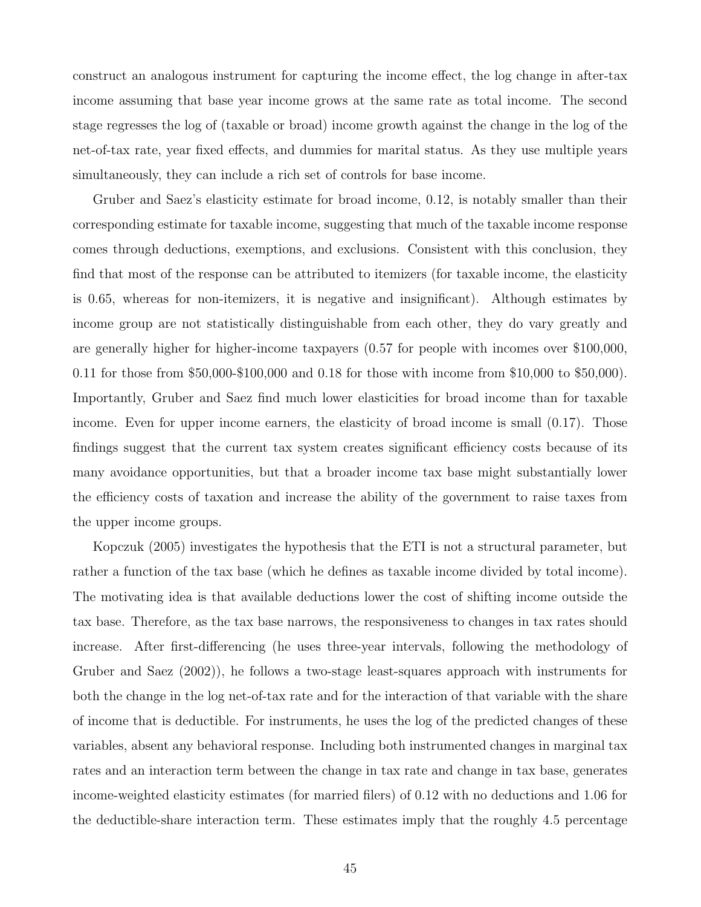construct an analogous instrument for capturing the income effect, the log change in after-tax income assuming that base year income grows at the same rate as total income. The second stage regresses the log of (taxable or broad) income growth against the change in the log of the net-of-tax rate, year fixed effects, and dummies for marital status. As they use multiple years simultaneously, they can include a rich set of controls for base income.

Gruber and Saez's elasticity estimate for broad income, 0.12, is notably smaller than their corresponding estimate for taxable income, suggesting that much of the taxable income response comes through deductions, exemptions, and exclusions. Consistent with this conclusion, they find that most of the response can be attributed to itemizers (for taxable income, the elasticity is 0.65, whereas for non-itemizers, it is negative and insignificant). Although estimates by income group are not statistically distinguishable from each other, they do vary greatly and are generally higher for higher-income taxpayers (0.57 for people with incomes over $100,000, 0.11 for those from $50,000-$100,000 and 0.18 for those with income from $10,000 to $50,000). Importantly, Gruber and Saez find much lower elasticities for broad income than for taxable income. Even for upper income earners, the elasticity of broad income is small (0.17). Those findings suggest that the current tax system creates significant efficiency costs because of its many avoidance opportunities, but that a broader income tax base might substantially lower the efficiency costs of taxation and increase the ability of the government to raise taxes from the upper income groups.

Kopczuk (2005) investigates the hypothesis that the ETI is not a structural parameter, but rather a function of the tax base (which he defines as taxable income divided by total income). The motivating idea is that available deductions lower the cost of shifting income outside the tax base. Therefore, as the tax base narrows, the responsiveness to changes in tax rates should increase. After first-differencing (he uses three-year intervals, following the methodology of Gruber and Saez (2002)), he follows a two-stage least-squares approach with instruments for both the change in the log net-of-tax rate and for the interaction of that variable with the share of income that is deductible. For instruments, he uses the log of the predicted changes of these variables, absent any behavioral response. Including both instrumented changes in marginal tax rates and an interaction term between the change in tax rate and change in tax base, generates income-weighted elasticity estimates (for married filers) of 0.12 with no deductions and 1.06 for the deductible-share interaction term. These estimates imply that the roughly 4.5 percentage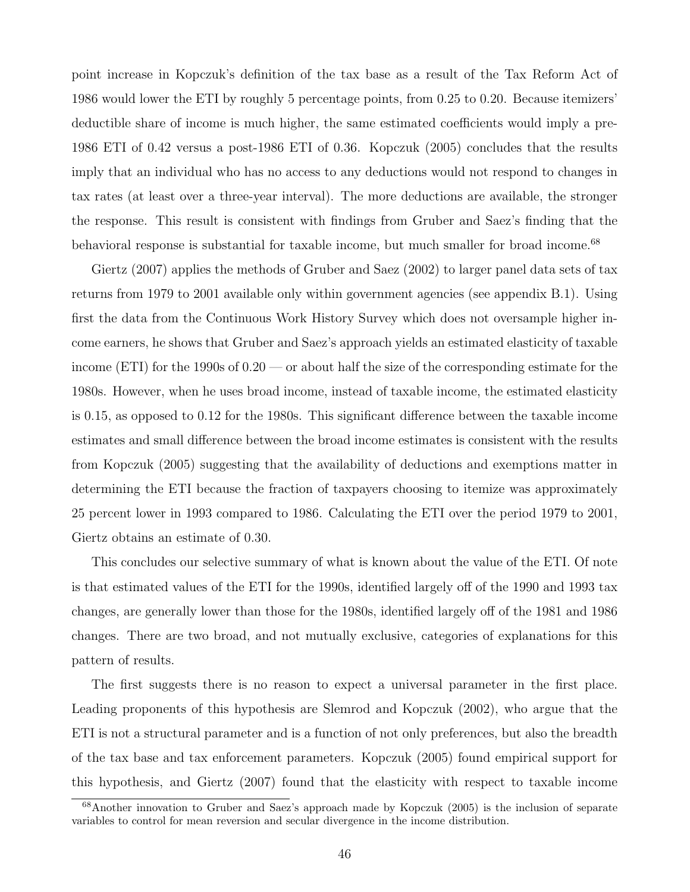point increase in Kopczuk's definition of the tax base as a result of the Tax Reform Act of 1986 would lower the ETI by roughly 5 percentage points, from 0.25 to 0.20. Because itemizers' deductible share of income is much higher, the same estimated coefficients would imply a pre-1986 ETI of 0.42 versus a post-1986 ETI of 0.36. Kopczuk (2005) concludes that the results imply that an individual who has no access to any deductions would not respond to changes in tax rates (at least over a three-year interval). The more deductions are available, the stronger the response. This result is consistent with findings from Gruber and Saez's finding that the behavioral response is substantial for taxable income, but much smaller for broad income.[68]

Giertz (2007) applies the methods of Gruber and Saez (2002) to larger panel data sets of tax returns from 1979 to 2001 available only within government agencies (see appendix B.1). Using first the data from the Continuous Work History Survey which does not oversample higher income earners, he shows that Gruber and Saez's approach yields an estimated elasticity of taxable income (ETI) for the 1990s of 0.20 — or about half the size of the corresponding estimate for the 1980s. However, when he uses broad income, instead of taxable income, the estimated elasticity is 0.15, as opposed to 0.12 for the 1980s. This significant difference between the taxable income estimates and small difference between the broad income estimates is consistent with the results from Kopczuk (2005) suggesting that the availability of deductions and exemptions matter in determining the ETI because the fraction of taxpayers choosing to itemize was approximately 25 percent lower in 1993 compared to 1986. Calculating the ETI over the period 1979 to 2001, Giertz obtains an estimate of 0.30.

This concludes our selective summary of what is known about the value of the ETI. Of note is that estimated values of the ETI for the 1990s, identified largely off of the 1990 and 1993 tax changes, are generally lower than those for the 1980s, identified largely off of the 1981 and 1986 changes. There are two broad, and not mutually exclusive, categories of explanations for this pattern of results.

The first suggests there is no reason to expect a universal parameter in the first place. Leading proponents of this hypothesis are Slemrod and Kopczuk (2002), who argue that the ETI is not a structural parameter and is a function of not only preferences, but also the breadth of the tax base and tax enforcement parameters. Kopczuk (2005) found empirical support for this hypothesis, and Giertz (2007) found that the elasticity with respect to taxable income

[68]Another innovation to Gruber and Saez's approach made by Kopczuk (2005) is the inclusion of separate variables to control for mean reversion and secular divergence in the income distribution.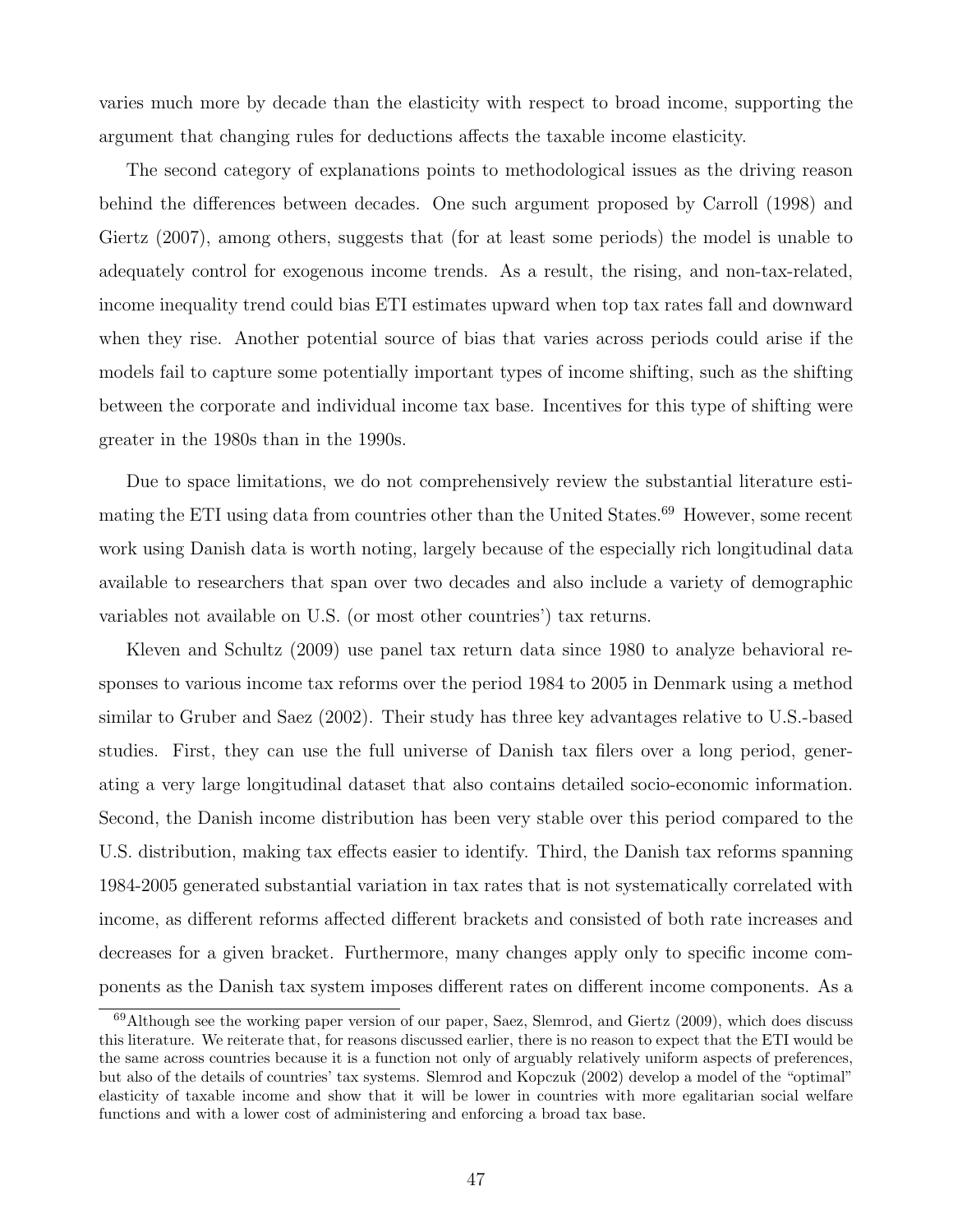varies much more by decade than the elasticity with respect to broad income, supporting the argument that changing rules for deductions affects the taxable income elasticity.

The second category of explanations points to methodological issues as the driving reason behind the differences between decades. One such argument proposed by Carroll (1998) and Giertz (2007), among others, suggests that (for at least some periods) the model is unable to adequately control for exogenous income trends. As a result, the rising, and non-tax-related, income inequality trend could bias ETI estimates upward when top tax rates fall and downward when they rise. Another potential source of bias that varies across periods could arise if the models fail to capture some potentially important types of income shifting, such as the shifting between the corporate and individual income tax base. Incentives for this type of shifting were greater in the 1980s than in the 1990s.

Due to space limitations, we do not comprehensively review the substantial literature estimating the ETI using data from countries other than the United States.[69] However, some recent work using Danish data is worth noting, largely because of the especially rich longitudinal data available to researchers that span over two decades and also include a variety of demographic variables not available on U.S. (or most other countries') tax returns.

Kleven and Schultz (2009) use panel tax return data since 1980 to analyze behavioral responses to various income tax reforms over the period 1984 to 2005 in Denmark using a method similar to Gruber and Saez (2002). Their study has three key advantages relative to U.S.-based studies. First, they can use the full universe of Danish tax filers over a long period, generating a very large longitudinal dataset that also contains detailed socio-economic information. Second, the Danish income distribution has been very stable over this period compared to the U.S. distribution, making tax effects easier to identify. Third, the Danish tax reforms spanning 1984-2005 generated substantial variation in tax rates that is not systematically correlated with income, as different reforms affected different brackets and consisted of both rate increases and decreases for a given bracket. Furthermore, many changes apply only to specific income components as the Danish tax system imposes different rates on different income components. As a

[69] Although see the working paper version of our paper, Saez, Slemrod, and Giertz (2009), which does discuss this literature. We reiterate that, for reasons discussed earlier, there is no reason to expect that the ETI would be the same across countries because it is a function not only of arguably relatively uniform aspects of preferences, but also of the details of countries' tax systems. Slemrod and Kopczuk (2002) develop a model of the "optimal" elasticity of taxable income and show that it will be lower in countries with more egalitarian social welfare functions and with a lower cost of administering and enforcing a broad tax base.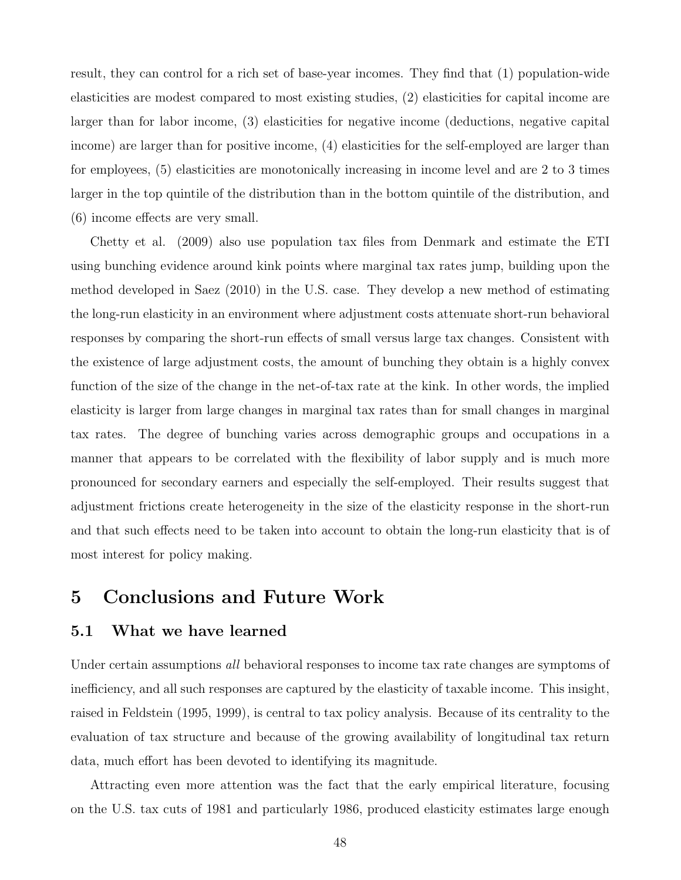result, they can control for a rich set of base-year incomes. They find that (1) population-wide elasticities are modest compared to most existing studies, (2) elasticities for capital income are larger than for labor income, (3) elasticities for negative income (deductions, negative capital income) are larger than for positive income, (4) elasticities for the self-employed are larger than for employees, (5) elasticities are monotonically increasing in income level and are 2 to 3 times larger in the top quintile of the distribution than in the bottom quintile of the distribution, and (6) income effects are very small.

Chetty et al. (2009) also use population tax files from Denmark and estimate the ETI using bunching evidence around kink points where marginal tax rates jump, building upon the method developed in Saez (2010) in the U.S. case. They develop a new method of estimating the long-run elasticity in an environment where adjustment costs attenuate short-run behavioral responses by comparing the short-run effects of small versus large tax changes. Consistent with the existence of large adjustment costs, the amount of bunching they obtain is a highly convex function of the size of the change in the net-of-tax rate at the kink. In other words, the implied elasticity is larger from large changes in marginal tax rates than for small changes in marginal tax rates. The degree of bunching varies across demographic groups and occupations in a manner that appears to be correlated with the flexibility of labor supply and is much more pronounced for secondary earners and especially the self-employed. Their results suggest that adjustment frictions create heterogeneity in the size of the elasticity response in the short-run and that such effects need to be taken into account to obtain the long-run elasticity that is of most interest for policy making.

# 5 Conclusions and Future Work

## 5.1 What we have learned

Under certain assumptions *all* behavioral responses to income tax rate changes are symptoms of inefficiency, and all such responses are captured by the elasticity of taxable income. This insight, raised in Feldstein (1995, 1999), is central to tax policy analysis. Because of its centrality to the evaluation of tax structure and because of the growing availability of longitudinal tax return data, much effort has been devoted to identifying its magnitude.

Attracting even more attention was the fact that the early empirical literature, focusing on the U.S. tax cuts of 1981 and particularly 1986, produced elasticity estimates large enough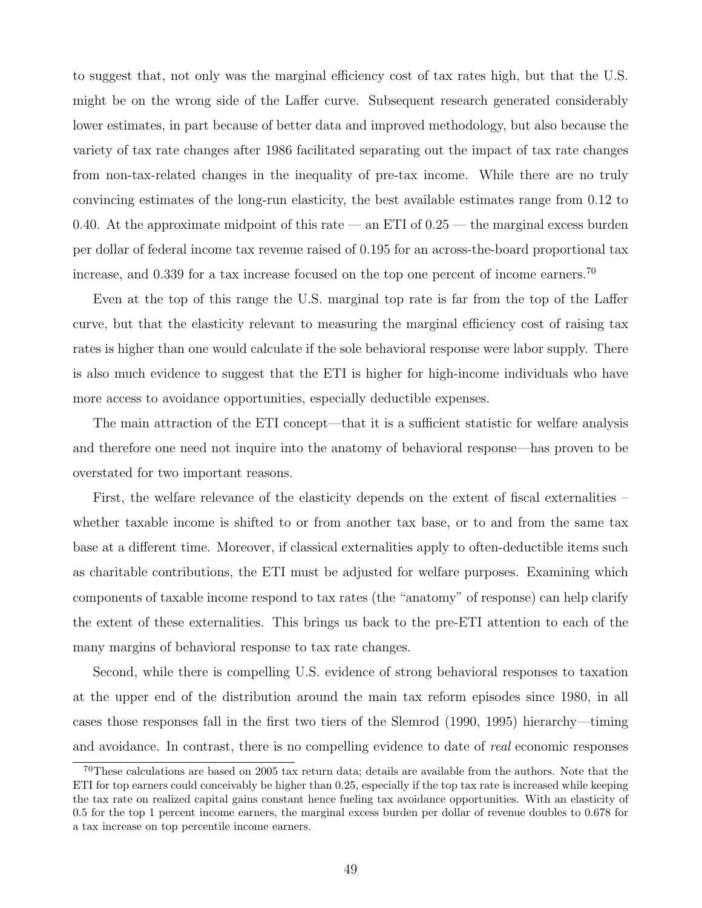to suggest that, not only was the marginal efficiency cost of tax rates high, but that the U.S. might be on the wrong side of the Laffer curve. Subsequent research generated considerably lower estimates, in part because of better data and improved methodology, but also because the variety of tax rate changes after 1986 facilitated separating out the impact of tax rate changes from non-tax-related changes in the inequality of pre-tax income. While there are no truly convincing estimates of the long-run elasticity, the best available estimates range from 0.12 to 0.40. At the approximate midpoint of this rate — an ETI of 0.25 — the marginal excess burden per dollar of federal income tax revenue raised of 0.195 for an across-the-board proportional tax increase, and 0.339 for a tax increase focused on the top one percent of income earners.[70]

Even at the top of this range the U.S. marginal top rate is far from the top of the Laffer curve, but that the elasticity relevant to measuring the marginal efficiency cost of raising tax rates is higher than one would calculate if the sole behavioral response were labor supply. There is also much evidence to suggest that the ETI is higher for high-income individuals who have more access to avoidance opportunities, especially deductible expenses.

The main attraction of the ETI concept—that it is a sufficient statistic for welfare analysis and therefore one need not inquire into the anatomy of behavioral response—has proven to be overstated for two important reasons.

First, the welfare relevance of the elasticity depends on the extent of fiscal externalities – whether taxable income is shifted to or from another tax base, or to and from the same tax base at a different time. Moreover, if classical externalities apply to often-deductible items such as charitable contributions, the ETI must be adjusted for welfare purposes. Examining which components of taxable income respond to tax rates (the "anatomy" of response) can help clarify the extent of these externalities. This brings us back to the pre-ETI attention to each of the many margins of behavioral response to tax rate changes.

Second, while there is compelling U.S. evidence of strong behavioral responses to taxation at the upper end of the distribution around the main tax reform episodes since 1980, in all cases those responses fall in the first two tiers of the Slemrod (1990, 1995) hierarchy—timing and avoidance. In contrast, there is no compelling evidence to date of *real* economic responses

[70]These calculations are based on 2005 tax return data; details are available from the authors. Note that the ETI for top earners could conceivably be higher than 0.25, especially if the top tax rate is increased while keeping the tax rate on realized capital gains constant hence fueling tax avoidance opportunities. With an elasticity of 0.5 for the top 1 percent income earners, the marginal excess burden per dollar of revenue doubles to 0.678 for a tax increase on top percentile income earners.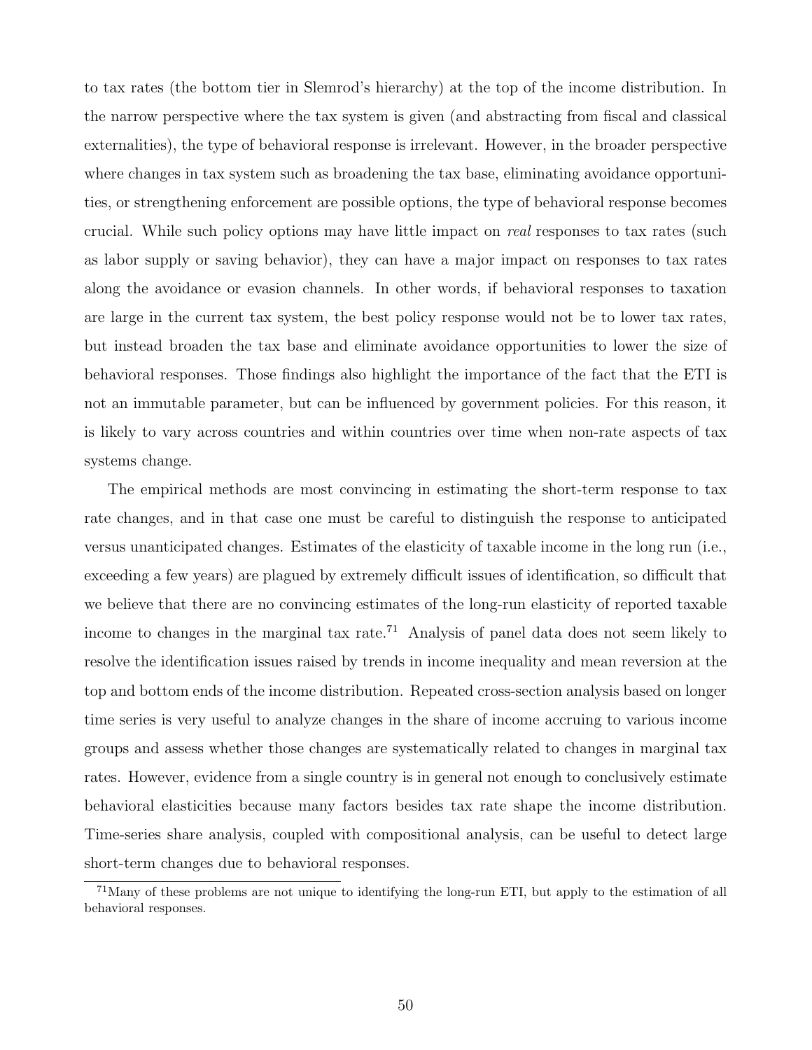to tax rates (the bottom tier in Slemrod's hierarchy) at the top of the income distribution. In the narrow perspective where the tax system is given (and abstracting from fiscal and classical externalities), the type of behavioral response is irrelevant. However, in the broader perspective where changes in tax system such as broadening the tax base, eliminating avoidance opportunities, or strengthening enforcement are possible options, the type of behavioral response becomes crucial. While such policy options may have little impact on *real* responses to tax rates (such as labor supply or saving behavior), they can have a major impact on responses to tax rates along the avoidance or evasion channels. In other words, if behavioral responses to taxation are large in the current tax system, the best policy response would not be to lower tax rates, but instead broaden the tax base and eliminate avoidance opportunities to lower the size of behavioral responses. Those findings also highlight the importance of the fact that the ETI is not an immutable parameter, but can be influenced by government policies. For this reason, it is likely to vary across countries and within countries over time when non-rate aspects of tax systems change.

The empirical methods are most convincing in estimating the short-term response to tax rate changes, and in that case one must be careful to distinguish the response to anticipated versus unanticipated changes. Estimates of the elasticity of taxable income in the long run (i.e., exceeding a few years) are plagued by extremely difficult issues of identification, so difficult that we believe that there are no convincing estimates of the long-run elasticity of reported taxable income to changes in the marginal tax rate.[71] Analysis of panel data does not seem likely to resolve the identification issues raised by trends in income inequality and mean reversion at the top and bottom ends of the income distribution. Repeated cross-section analysis based on longer time series is very useful to analyze changes in the share of income accruing to various income groups and assess whether those changes are systematically related to changes in marginal tax rates. However, evidence from a single country is in general not enough to conclusively estimate behavioral elasticities because many factors besides tax rate shape the income distribution. Time-series share analysis, coupled with compositional analysis, can be useful to detect large short-term changes due to behavioral responses.

[71] Many of these problems are not unique to identifying the long-run ETI, but apply to the estimation of all behavioral responses.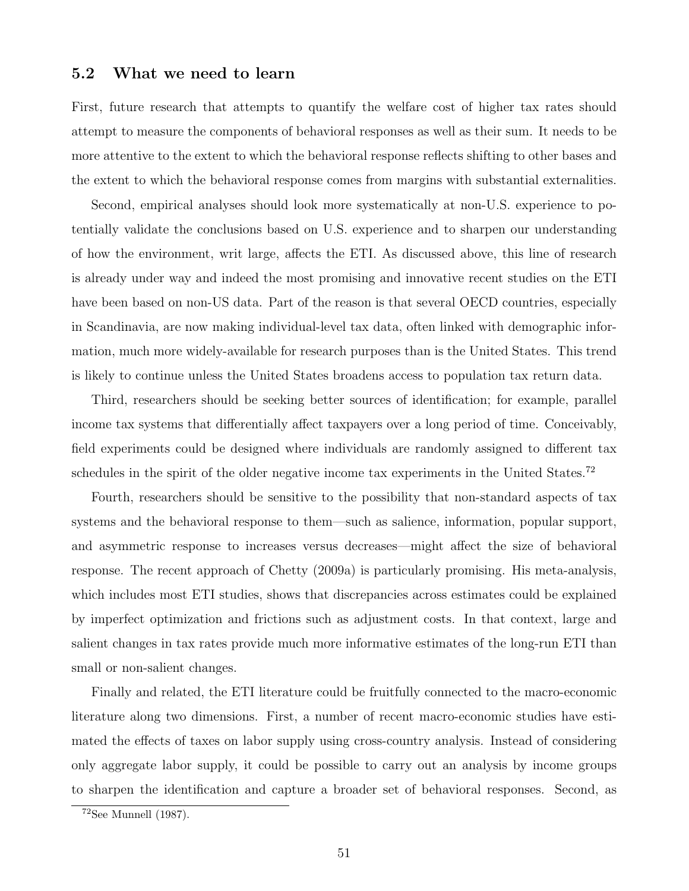## 5.2 What we need to learn

First, future research that attempts to quantify the welfare cost of higher tax rates should attempt to measure the components of behavioral responses as well as their sum. It needs to be more attentive to the extent to which the behavioral response reflects shifting to other bases and the extent to which the behavioral response comes from margins with substantial externalities.

Second, empirical analyses should look more systematically at non-U.S. experience to potentially validate the conclusions based on U.S. experience and to sharpen our understanding of how the environment, writ large, affects the ETI. As discussed above, this line of research is already under way and indeed the most promising and innovative recent studies on the ETI have been based on non-US data. Part of the reason is that several OECD countries, especially in Scandinavia, are now making individual-level tax data, often linked with demographic information, much more widely-available for research purposes than is the United States. This trend is likely to continue unless the United States broadens access to population tax return data.

Third, researchers should be seeking better sources of identification; for example, parallel income tax systems that differentially affect taxpayers over a long period of time. Conceivably, field experiments could be designed where individuals are randomly assigned to different tax schedules in the spirit of the older negative income tax experiments in the United States.[72]

Fourth, researchers should be sensitive to the possibility that non-standard aspects of tax systems and the behavioral response to them—such as salience, information, popular support, and asymmetric response to increases versus decreases—might affect the size of behavioral response. The recent approach of Chetty (2009a) is particularly promising. His meta-analysis, which includes most ETI studies, shows that discrepancies across estimates could be explained by imperfect optimization and frictions such as adjustment costs. In that context, large and salient changes in tax rates provide much more informative estimates of the long-run ETI than small or non-salient changes.

Finally and related, the ETI literature could be fruitfully connected to the macro-economic literature along two dimensions. First, a number of recent macro-economic studies have estimated the effects of taxes on labor supply using cross-country analysis. Instead of considering only aggregate labor supply, it could be possible to carry out an analysis by income groups to sharpen the identification and capture a broader set of behavioral responses. Second, as

[72] See Munnell (1987).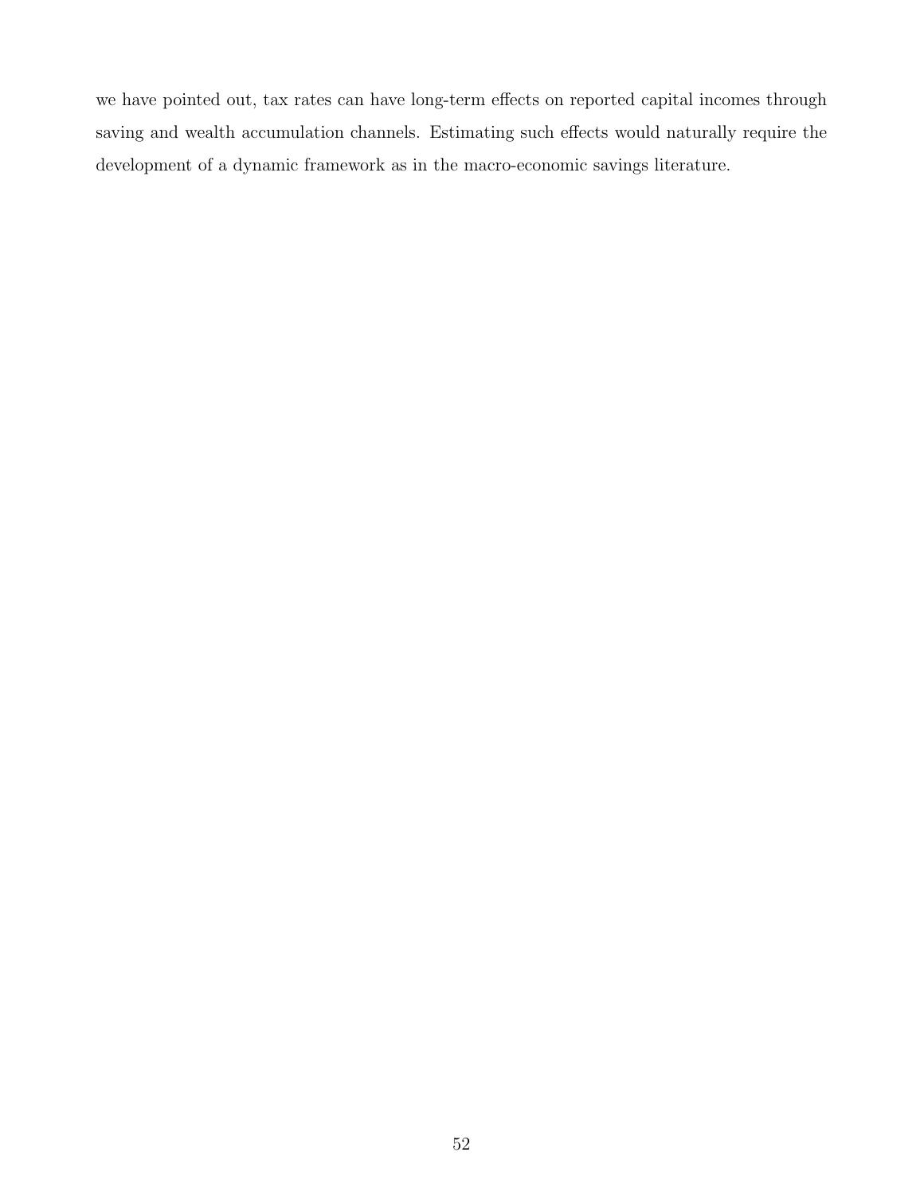we have pointed out, tax rates can have long-term effects on reported capital incomes through saving and wealth accumulation channels. Estimating such effects would naturally require the development of a dynamic framework as in the macro-economic savings literature.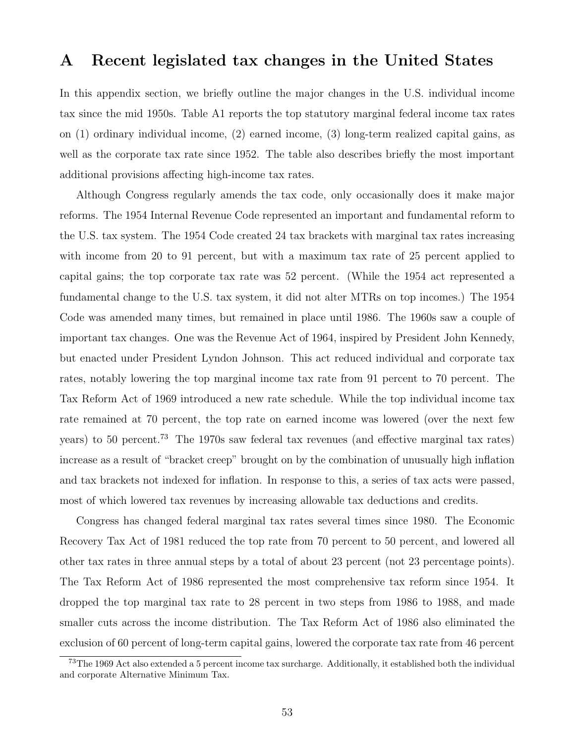# A Recent legislated tax changes in the United States

In this appendix section, we briefly outline the major changes in the U.S. individual income tax since the mid 1950s. Table A1 reports the top statutory marginal federal income tax rates on (1) ordinary individual income, (2) earned income, (3) long-term realized capital gains, as well as the corporate tax rate since 1952. The table also describes briefly the most important additional provisions affecting high-income tax rates.

Although Congress regularly amends the tax code, only occasionally does it make major reforms. The 1954 Internal Revenue Code represented an important and fundamental reform to the U.S. tax system. The 1954 Code created 24 tax brackets with marginal tax rates increasing with income from 20 to 91 percent, but with a maximum tax rate of 25 percent applied to capital gains; the top corporate tax rate was 52 percent. (While the 1954 act represented a fundamental change to the U.S. tax system, it did not alter MTRs on top incomes.) The 1954 Code was amended many times, but remained in place until 1986. The 1960s saw a couple of important tax changes. One was the Revenue Act of 1964, inspired by President John Kennedy, but enacted under President Lyndon Johnson. This act reduced individual and corporate tax rates, notably lowering the top marginal income tax rate from 91 percent to 70 percent. The Tax Reform Act of 1969 introduced a new rate schedule. While the top individual income tax rate remained at 70 percent, the top rate on earned income was lowered (over the next few years) to 50 percent.[73] The 1970s saw federal tax revenues (and effective marginal tax rates) increase as a result of "bracket creep" brought on by the combination of unusually high inflation and tax brackets not indexed for inflation. In response to this, a series of tax acts were passed, most of which lowered tax revenues by increasing allowable tax deductions and credits.

Congress has changed federal marginal tax rates several times since 1980. The Economic Recovery Tax Act of 1981 reduced the top rate from 70 percent to 50 percent, and lowered all other tax rates in three annual steps by a total of about 23 percent (not 23 percentage points). The Tax Reform Act of 1986 represented the most comprehensive tax reform since 1954. It dropped the top marginal tax rate to 28 percent in two steps from 1986 to 1988, and made smaller cuts across the income distribution. The Tax Reform Act of 1986 also eliminated the exclusion of 60 percent of long-term capital gains, lowered the corporate tax rate from 46 percent

[73] The 1969 Act also extended a 5 percent income tax surcharge. Additionally, it established both the individual and corporate Alternative Minimum Tax.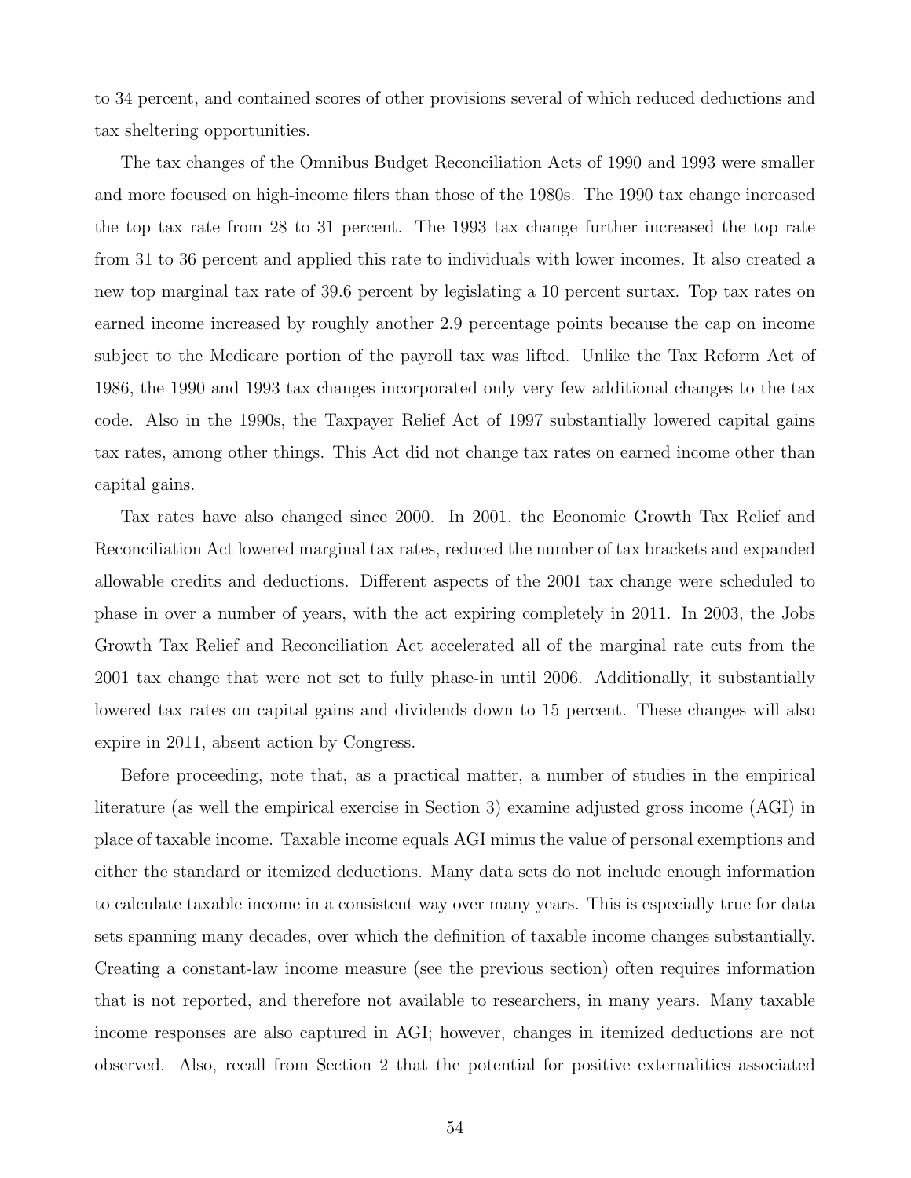to 34 percent, and contained scores of other provisions several of which reduced deductions and tax sheltering opportunities.

The tax changes of the Omnibus Budget Reconciliation Acts of 1990 and 1993 were smaller and more focused on high-income filers than those of the 1980s. The 1990 tax change increased the top tax rate from 28 to 31 percent. The 1993 tax change further increased the top rate from 31 to 36 percent and applied this rate to individuals with lower incomes. It also created a new top marginal tax rate of 39.6 percent by legislating a 10 percent surtax. Top tax rates on earned income increased by roughly another 2.9 percentage points because the cap on income subject to the Medicare portion of the payroll tax was lifted. Unlike the Tax Reform Act of 1986, the 1990 and 1993 tax changes incorporated only very few additional changes to the tax code. Also in the 1990s, the Taxpayer Relief Act of 1997 substantially lowered capital gains tax rates, among other things. This Act did not change tax rates on earned income other than capital gains.

Tax rates have also changed since 2000. In 2001, the Economic Growth Tax Relief and Reconciliation Act lowered marginal tax rates, reduced the number of tax brackets and expanded allowable credits and deductions. Different aspects of the 2001 tax change were scheduled to phase in over a number of years, with the act expiring completely in 2011. In 2003, the Jobs Growth Tax Relief and Reconciliation Act accelerated all of the marginal rate cuts from the 2001 tax change that were not set to fully phase-in until 2006. Additionally, it substantially lowered tax rates on capital gains and dividends down to 15 percent. These changes will also expire in 2011, absent action by Congress.

Before proceeding, note that, as a practical matter, a number of studies in the empirical literature (as well the empirical exercise in Section 3) examine adjusted gross income (AGI) in place of taxable income. Taxable income equals AGI minus the value of personal exemptions and either the standard or itemized deductions. Many data sets do not include enough information to calculate taxable income in a consistent way over many years. This is especially true for data sets spanning many decades, over which the definition of taxable income changes substantially. Creating a constant-law income measure (see the previous section) often requires information that is not reported, and therefore not available to researchers, in many years. Many taxable income responses are also captured in AGI; however, changes in itemized deductions are not observed. Also, recall from Section 2 that the potential for positive externalities associated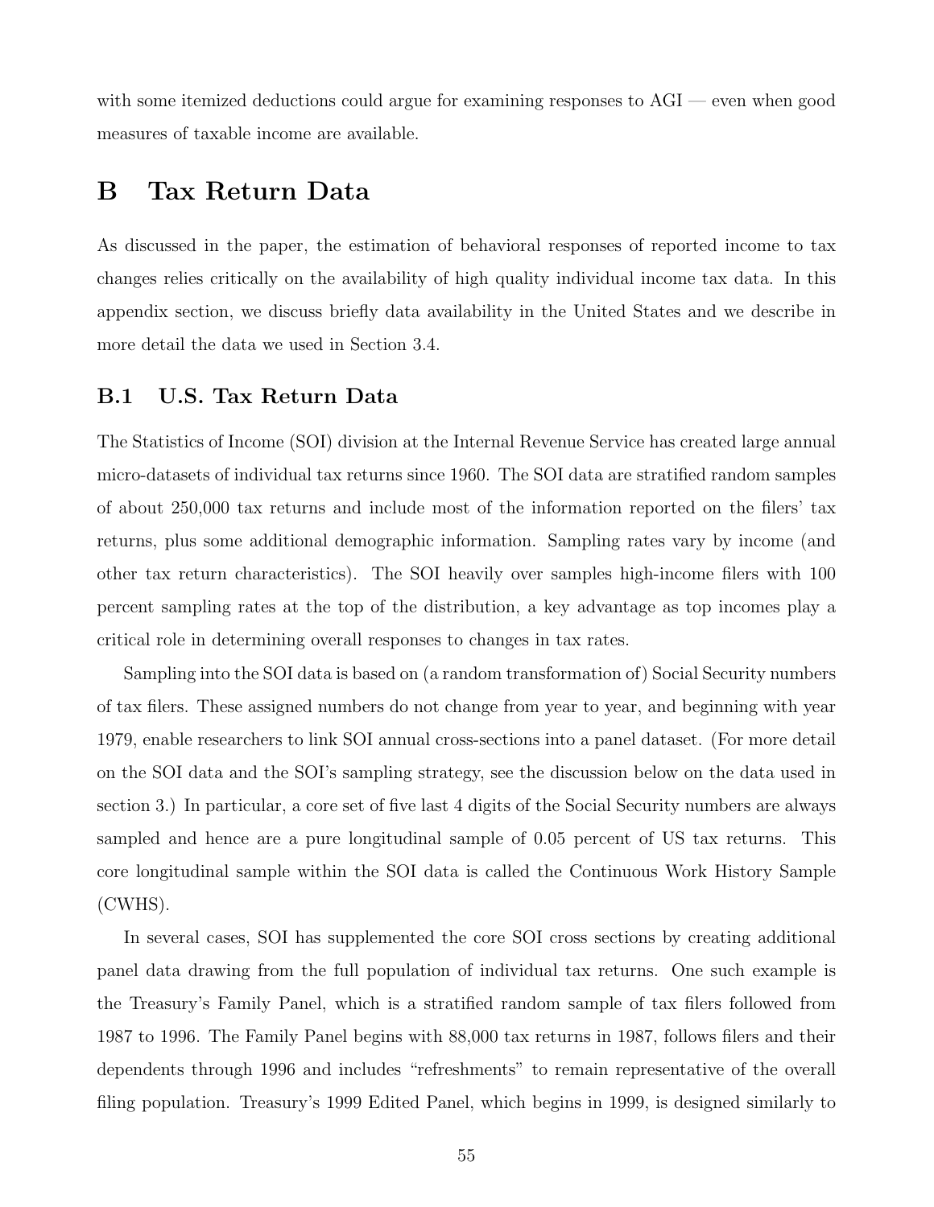with some itemized deductions could argue for examining responses to AGI — even when good measures of taxable income are available.

# B Tax Return Data

As discussed in the paper, the estimation of behavioral responses of reported income to tax changes relies critically on the availability of high quality individual income tax data. In this appendix section, we discuss briefly data availability in the United States and we describe in more detail the data we used in Section 3.4.

## B.1 U.S. Tax Return Data

The Statistics of Income (SOI) division at the Internal Revenue Service has created large annual micro-datasets of individual tax returns since 1960. The SOI data are stratified random samples of about 250,000 tax returns and include most of the information reported on the filers' tax returns, plus some additional demographic information. Sampling rates vary by income (and other tax return characteristics). The SOI heavily over samples high-income filers with 100 percent sampling rates at the top of the distribution, a key advantage as top incomes play a critical role in determining overall responses to changes in tax rates.

Sampling into the SOI data is based on (a random transformation of) Social Security numbers of tax filers. These assigned numbers do not change from year to year, and beginning with year 1979, enable researchers to link SOI annual cross-sections into a panel dataset. (For more detail on the SOI data and the SOI's sampling strategy, see the discussion below on the data used in section 3.) In particular, a core set of five last 4 digits of the Social Security numbers are always sampled and hence are a pure longitudinal sample of 0.05 percent of US tax returns. This core longitudinal sample within the SOI data is called the Continuous Work History Sample (CWHS).

In several cases, SOI has supplemented the core SOI cross sections by creating additional panel data drawing from the full population of individual tax returns. One such example is the Treasury's Family Panel, which is a stratified random sample of tax filers followed from 1987 to 1996. The Family Panel begins with 88,000 tax returns in 1987, follows filers and their dependents through 1996 and includes "refreshments" to remain representative of the overall filing population. Treasury's 1999 Edited Panel, which begins in 1999, is designed similarly to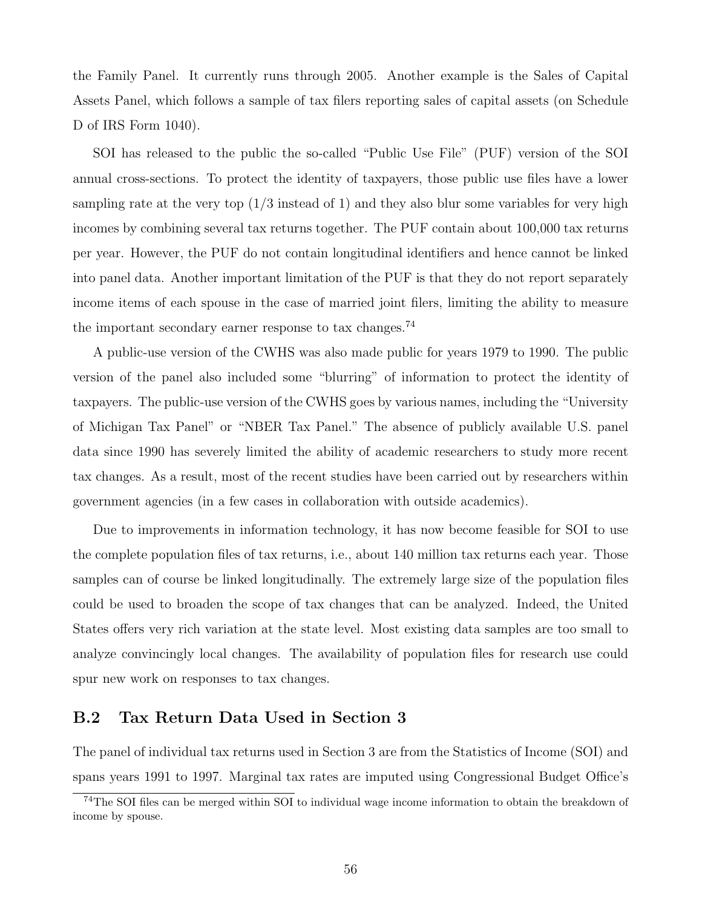the Family Panel. It currently runs through 2005. Another example is the Sales of Capital Assets Panel, which follows a sample of tax filers reporting sales of capital assets (on Schedule D of IRS Form 1040).

SOI has released to the public the so-called "Public Use File" (PUF) version of the SOI annual cross-sections. To protect the identity of taxpayers, those public use files have a lower sampling rate at the very top (1/3 instead of 1) and they also blur some variables for very high incomes by combining several tax returns together. The PUF contain about 100,000 tax returns per year. However, the PUF do not contain longitudinal identifiers and hence cannot be linked into panel data. Another important limitation of the PUF is that they do not report separately income items of each spouse in the case of married joint filers, limiting the ability to measure the important secondary earner response to tax changes.[74]

A public-use version of the CWHS was also made public for years 1979 to 1990. The public version of the panel also included some "blurring" of information to protect the identity of taxpayers. The public-use version of the CWHS goes by various names, including the "University of Michigan Tax Panel" or "NBER Tax Panel." The absence of publicly available U.S. panel data since 1990 has severely limited the ability of academic researchers to study more recent tax changes. As a result, most of the recent studies have been carried out by researchers within government agencies (in a few cases in collaboration with outside academics).

Due to improvements in information technology, it has now become feasible for SOI to use the complete population files of tax returns, i.e., about 140 million tax returns each year. Those samples can of course be linked longitudinally. The extremely large size of the population files could be used to broaden the scope of tax changes that can be analyzed. Indeed, the United States offers very rich variation at the state level. Most existing data samples are too small to analyze convincingly local changes. The availability of population files for research use could spur new work on responses to tax changes.

## B.2 Tax Return Data Used in Section 3

The panel of individual tax returns used in Section 3 are from the Statistics of Income (SOI) and spans years 1991 to 1997. Marginal tax rates are imputed using Congressional Budget Office's

[74] The SOI files can be merged within SOI to individual wage income information to obtain the breakdown of income by spouse.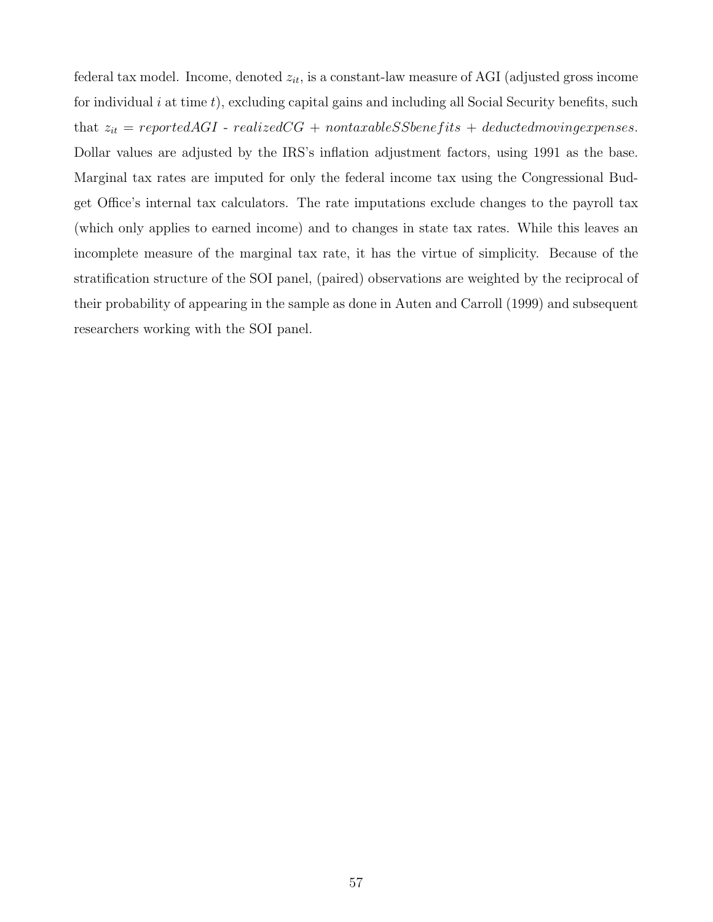federal tax model. Income, denoted $z_{it}$, is a constant-law measure of AGI (adjusted gross income for individual $i$ at time $t$), excluding capital gains and including all Social Security benefits, such that $z_{it} = reportedAGI$ - $realizedCG$ + $nontaxableSSbenefits$ + $deductedmovingexpenses$. Dollar values are adjusted by the IRS's inflation adjustment factors, using 1991 as the base. Marginal tax rates are imputed for only the federal income tax using the Congressional Budget Office's internal tax calculators. The rate imputations exclude changes to the payroll tax (which only applies to earned income) and to changes in state tax rates. While this leaves an incomplete measure of the marginal tax rate, it has the virtue of simplicity. Because of the stratification structure of the SOI panel, (paired) observations are weighted by the reciprocal of their probability of appearing in the sample as done in Auten and Carroll (1999) and subsequent researchers working with the SOI panel.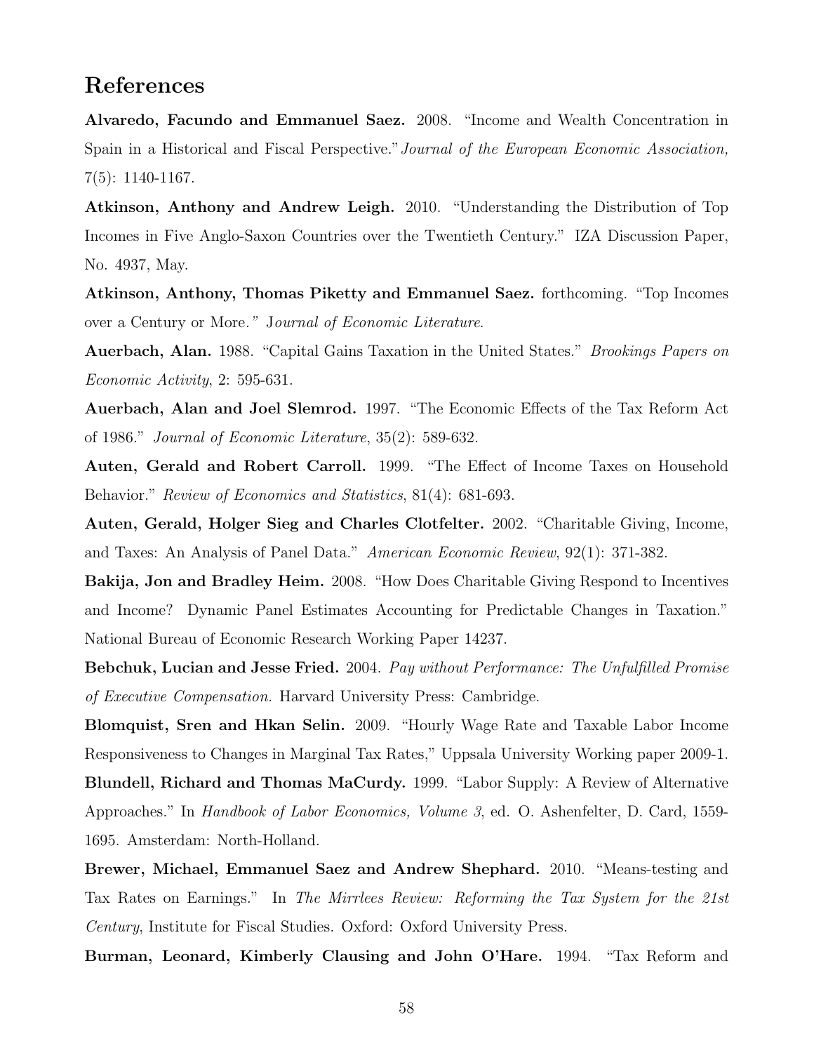## References

**Alvaredo, Facundo and Emmanuel Saez.** 2008. "Income and Wealth Concentration in Spain in a Historical and Fiscal Perspective." *Journal of the European Economic Association,* 7(5): 1140-1167.

**Atkinson, Anthony and Andrew Leigh.** 2010. "Understanding the Distribution of Top Incomes in Five Anglo-Saxon Countries over the Twentieth Century." IZA Discussion Paper, No. 4937, May.

**Atkinson, Anthony, Thomas Piketty and Emmanuel Saez.** forthcoming. "Top Incomes over a Century or More." J*ournal of Economic Literature*.

**Auerbach, Alan.** 1988. "Capital Gains Taxation in the United States." *Brookings Papers on Economic Activity*, 2: 595-631.

**Auerbach, Alan and Joel Slemrod.** 1997. "The Economic Effects of the Tax Reform Act of 1986." *Journal of Economic Literature*, 35(2): 589-632.

**Auten, Gerald and Robert Carroll.** 1999. "The Effect of Income Taxes on Household Behavior." *Review of Economics and Statistics*, 81(4): 681-693.

**Auten, Gerald, Holger Sieg and Charles Clotfelter.** 2002. "Charitable Giving, Income, and Taxes: An Analysis of Panel Data." *American Economic Review*, 92(1): 371-382.

**Bakija, Jon and Bradley Heim.** 2008. "How Does Charitable Giving Respond to Incentives and Income? Dynamic Panel Estimates Accounting for Predictable Changes in Taxation." National Bureau of Economic Research Working Paper 14237.

**Bebchuk, Lucian and Jesse Fried.** 2004. *Pay without Performance: The Unfulfilled Promise of Executive Compensation.* Harvard University Press: Cambridge.

**Blomquist, Sren and Hkan Selin.** 2009. "Hourly Wage Rate and Taxable Labor Income Responsiveness to Changes in Marginal Tax Rates," Uppsala University Working paper 2009-1.

**Blundell, Richard and Thomas MaCurdy.** 1999. "Labor Supply: A Review of Alternative Approaches." In *Handbook of Labor Economics, Volume 3*, ed. O. Ashenfelter, D. Card, 1559-1695. Amsterdam: North-Holland.

**Brewer, Michael, Emmanuel Saez and Andrew Shephard.** 2010. "Means-testing and Tax Rates on Earnings." In *The Mirrlees Review: Reforming the Tax System for the 21st Century*, Institute for Fiscal Studies. Oxford: Oxford University Press.

**Burman, Leonard, Kimberly Clausing and John O'Hare.** 1994. "Tax Reform and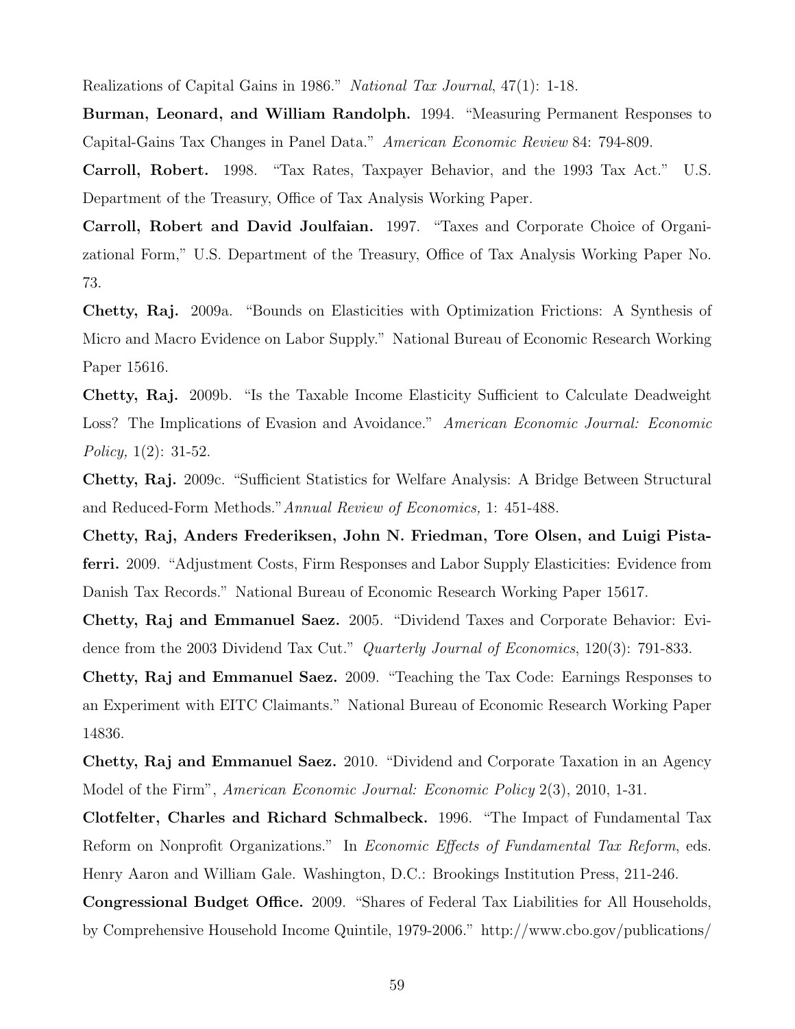Realizations of Capital Gains in 1986." *National Tax Journal*, 47(1): 1-18.

**Burman, Leonard, and William Randolph.** 1994. "Measuring Permanent Responses to Capital-Gains Tax Changes in Panel Data." *American Economic Review* 84: 794-809.

**Carroll, Robert.** 1998. "Tax Rates, Taxpayer Behavior, and the 1993 Tax Act." U.S. Department of the Treasury, Office of Tax Analysis Working Paper.

**Carroll, Robert and David Joulfaian.** 1997. "Taxes and Corporate Choice of Organizational Form," U.S. Department of the Treasury, Office of Tax Analysis Working Paper No. 73.

**Chetty, Raj.** 2009a. "Bounds on Elasticities with Optimization Frictions: A Synthesis of Micro and Macro Evidence on Labor Supply." National Bureau of Economic Research Working Paper 15616.

**Chetty, Raj.** 2009b. "Is the Taxable Income Elasticity Sufficient to Calculate Deadweight Loss? The Implications of Evasion and Avoidance." *American Economic Journal: Economic Policy,* 1(2): 31-52.

**Chetty, Raj.** 2009c. "Sufficient Statistics for Welfare Analysis: A Bridge Between Structural and Reduced-Form Methods."*Annual Review of Economics,* 1: 451-488.

**Chetty, Raj, Anders Frederiksen, John N. Friedman, Tore Olsen, and Luigi Pistaferri.** 2009. "Adjustment Costs, Firm Responses and Labor Supply Elasticities: Evidence from Danish Tax Records." National Bureau of Economic Research Working Paper 15617.

**Chetty, Raj and Emmanuel Saez.** 2005. "Dividend Taxes and Corporate Behavior: Evidence from the 2003 Dividend Tax Cut." *Quarterly Journal of Economics*, 120(3): 791-833.

**Chetty, Raj and Emmanuel Saez.** 2009. "Teaching the Tax Code: Earnings Responses to an Experiment with EITC Claimants." National Bureau of Economic Research Working Paper 14836.

**Chetty, Raj and Emmanuel Saez.** 2010. "Dividend and Corporate Taxation in an Agency Model of the Firm", *American Economic Journal: Economic Policy* 2(3), 2010, 1-31.

**Clotfelter, Charles and Richard Schmalbeck.** 1996. "The Impact of Fundamental Tax Reform on Nonprofit Organizations." In *Economic Effects of Fundamental Tax Reform*, eds. Henry Aaron and William Gale. Washington, D.C.: Brookings Institution Press, 211-246.

**Congressional Budget Office.** 2009. "Shares of Federal Tax Liabilities for All Households, by Comprehensive Household Income Quintile, 1979-2006." http://www.cbo.gov/publications/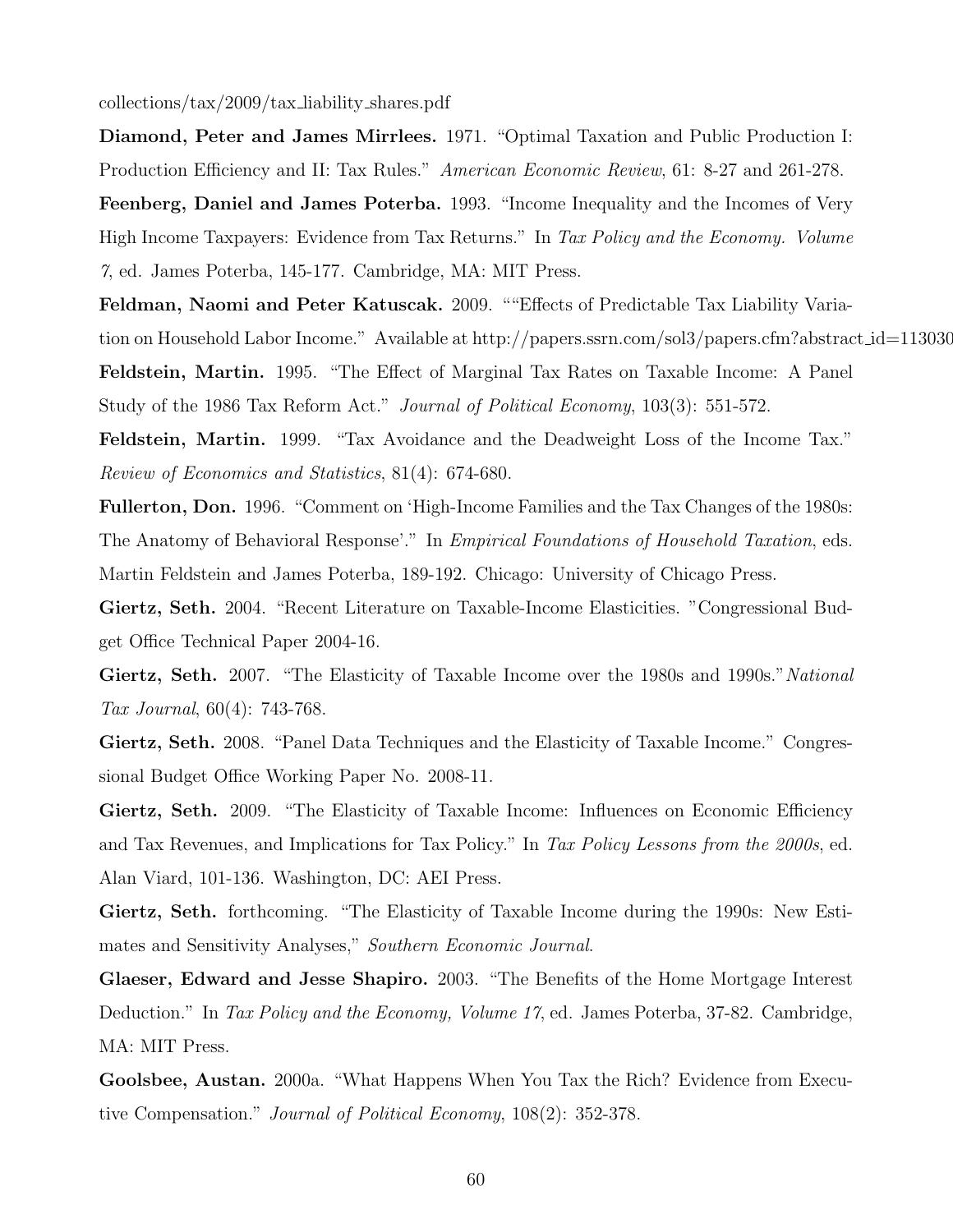collections/tax/2009/tax_liability_shares.pdf

**Diamond, Peter and James Mirrlees.** 1971. "Optimal Taxation and Public Production I: Production Efficiency and II: Tax Rules." *American Economic Review*, 61: 8-27 and 261-278.

**Feenberg, Daniel and James Poterba.** 1993. "Income Inequality and the Incomes of Very High Income Taxpayers: Evidence from Tax Returns." In *Tax Policy and the Economy. Volume 7*, ed. James Poterba, 145-177. Cambridge, MA: MIT Press.

**Feldman, Naomi and Peter Katuscak.** 2009. ""Effects of Predictable Tax Liability Variation on Household Labor Income." Available at http://papers.ssrn.com/sol3/papers.cfm?abstract_id=113030

**Feldstein, Martin.** 1995. "The Effect of Marginal Tax Rates on Taxable Income: A Panel Study of the 1986 Tax Reform Act." *Journal of Political Economy*, 103(3): 551-572.

**Feldstein, Martin.** 1999. "Tax Avoidance and the Deadweight Loss of the Income Tax." *Review of Economics and Statistics*, 81(4): 674-680.

**Fullerton, Don.** 1996. "Comment on 'High-Income Families and the Tax Changes of the 1980s: The Anatomy of Behavioral Response'." In *Empirical Foundations of Household Taxation*, eds. Martin Feldstein and James Poterba, 189-192. Chicago: University of Chicago Press.

**Giertz, Seth.** 2004. "Recent Literature on Taxable-Income Elasticities. "Congressional Budget Office Technical Paper 2004-16.

**Giertz, Seth.** 2007. "The Elasticity of Taxable Income over the 1980s and 1990s."*National Tax Journal*, 60(4): 743-768.

**Giertz, Seth.** 2008. "Panel Data Techniques and the Elasticity of Taxable Income." Congressional Budget Office Working Paper No. 2008-11.

**Giertz, Seth.** 2009. "The Elasticity of Taxable Income: Influences on Economic Efficiency and Tax Revenues, and Implications for Tax Policy." In *Tax Policy Lessons from the 2000s*, ed. Alan Viard, 101-136. Washington, DC: AEI Press.

**Giertz, Seth.** forthcoming. "The Elasticity of Taxable Income during the 1990s: New Estimates and Sensitivity Analyses," *Southern Economic Journal*.

**Glaeser, Edward and Jesse Shapiro.** 2003. "The Benefits of the Home Mortgage Interest Deduction." In *Tax Policy and the Economy, Volume 17*, ed. James Poterba, 37-82. Cambridge, MA: MIT Press.

**Goolsbee, Austan.** 2000a. "What Happens When You Tax the Rich? Evidence from Executive Compensation." *Journal of Political Economy*, 108(2): 352-378.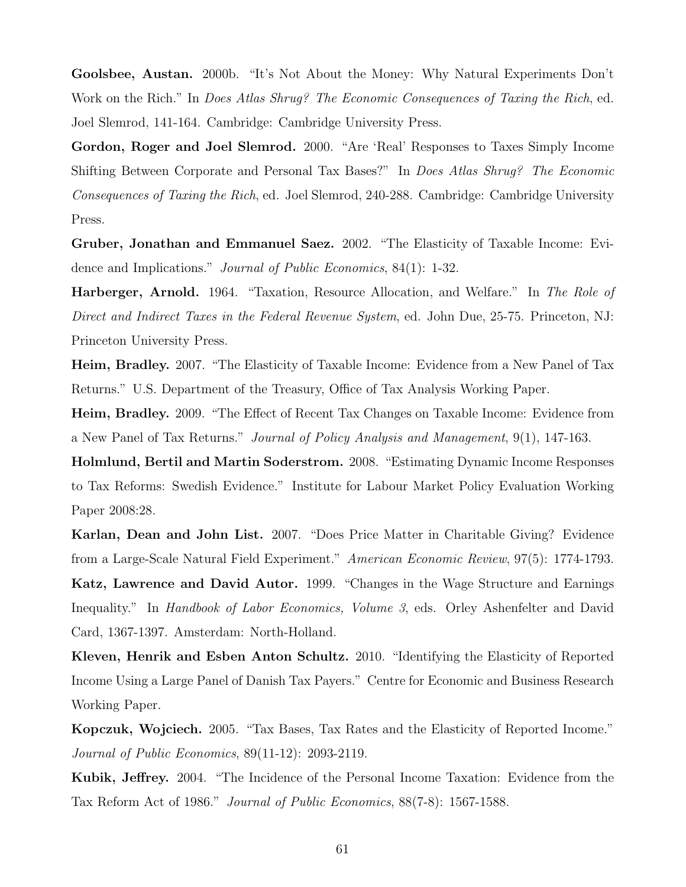**Goolsbee, Austan.** 2000b. "It's Not About the Money: Why Natural Experiments Don't Work on the Rich." In *Does Atlas Shrug? The Economic Consequences of Taxing the Rich*, ed. Joel Slemrod, 141-164. Cambridge: Cambridge University Press.

**Gordon, Roger and Joel Slemrod.** 2000. "Are 'Real' Responses to Taxes Simply Income Shifting Between Corporate and Personal Tax Bases?" In *Does Atlas Shrug? The Economic Consequences of Taxing the Rich*, ed. Joel Slemrod, 240-288. Cambridge: Cambridge University Press.

**Gruber, Jonathan and Emmanuel Saez.** 2002. "The Elasticity of Taxable Income: Evidence and Implications." *Journal of Public Economics*, 84(1): 1-32.

**Harberger, Arnold.** 1964. "Taxation, Resource Allocation, and Welfare." In *The Role of Direct and Indirect Taxes in the Federal Revenue System*, ed. John Due, 25-75. Princeton, NJ: Princeton University Press.

**Heim, Bradley.** 2007. "The Elasticity of Taxable Income: Evidence from a New Panel of Tax Returns." U.S. Department of the Treasury, Office of Tax Analysis Working Paper.

**Heim, Bradley.** 2009. "The Effect of Recent Tax Changes on Taxable Income: Evidence from a New Panel of Tax Returns." *Journal of Policy Analysis and Management*, 9(1), 147-163.

**Holmlund, Bertil and Martin Soderstrom.** 2008. "Estimating Dynamic Income Responses to Tax Reforms: Swedish Evidence." Institute for Labour Market Policy Evaluation Working Paper 2008:28.

**Karlan, Dean and John List.** 2007. "Does Price Matter in Charitable Giving? Evidence from a Large-Scale Natural Field Experiment." *American Economic Review*, 97(5): 1774-1793.

**Katz, Lawrence and David Autor.** 1999. "Changes in the Wage Structure and Earnings Inequality." In *Handbook of Labor Economics, Volume 3*, eds. Orley Ashenfelter and David Card, 1367-1397. Amsterdam: North-Holland.

**Kleven, Henrik and Esben Anton Schultz.** 2010. "Identifying the Elasticity of Reported Income Using a Large Panel of Danish Tax Payers." Centre for Economic and Business Research Working Paper.

**Kopczuk, Wojciech.** 2005. "Tax Bases, Tax Rates and the Elasticity of Reported Income." *Journal of Public Economics*, 89(11-12): 2093-2119.

**Kubik, Jeffrey.** 2004. "The Incidence of the Personal Income Taxation: Evidence from the Tax Reform Act of 1986." *Journal of Public Economics*, 88(7-8): 1567-1588.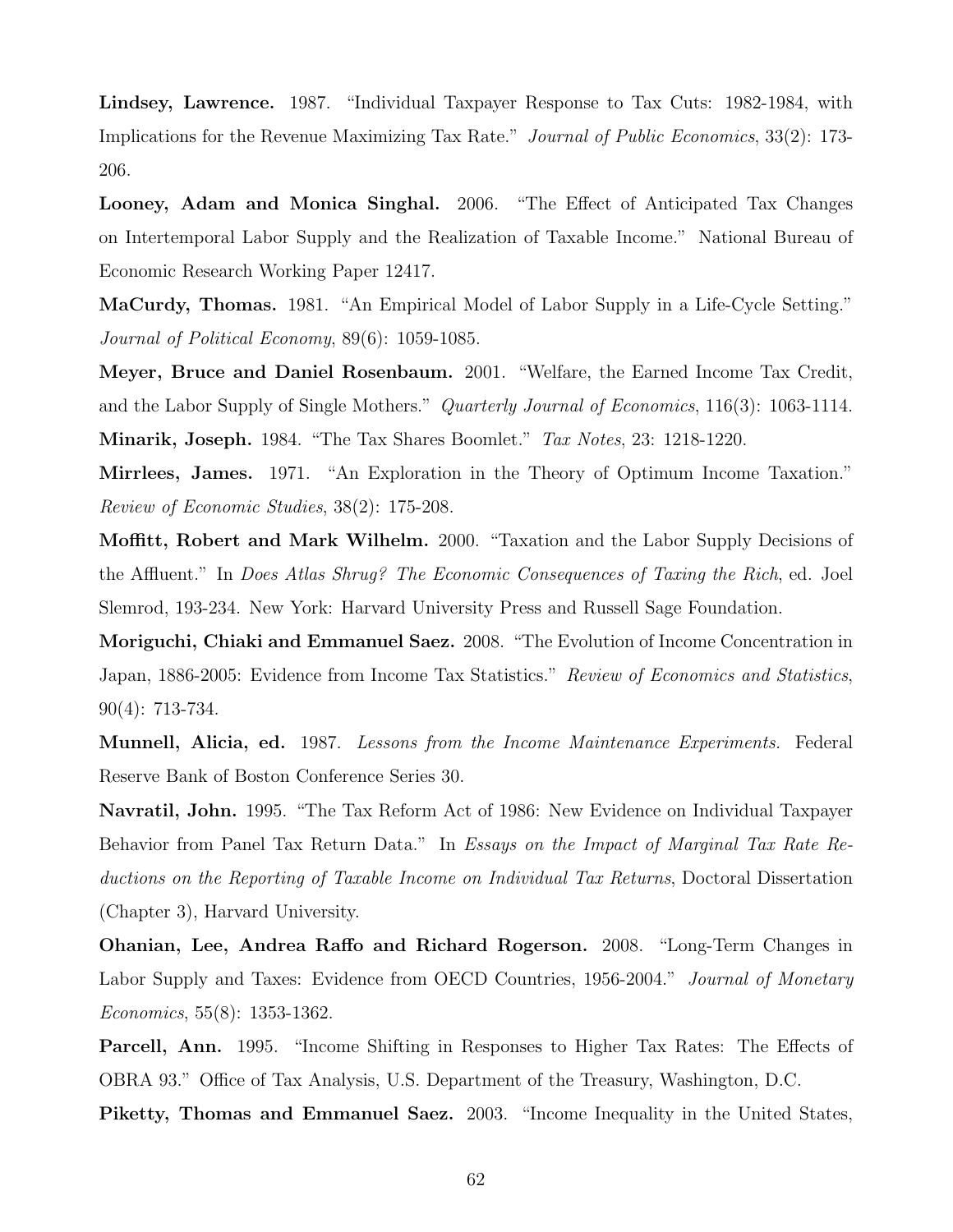**Lindsey, Lawrence.** 1987. "Individual Taxpayer Response to Tax Cuts: 1982-1984, with Implications for the Revenue Maximizing Tax Rate." *Journal of Public Economics*, 33(2): 173-206.

**Looney, Adam and Monica Singhal.** 2006. "The Effect of Anticipated Tax Changes on Intertemporal Labor Supply and the Realization of Taxable Income." National Bureau of Economic Research Working Paper 12417.

**MaCurdy, Thomas.** 1981. "An Empirical Model of Labor Supply in a Life-Cycle Setting." *Journal of Political Economy*, 89(6): 1059-1085.

**Meyer, Bruce and Daniel Rosenbaum.** 2001. "Welfare, the Earned Income Tax Credit, and the Labor Supply of Single Mothers." *Quarterly Journal of Economics*, 116(3): 1063-1114.

**Minarik, Joseph.** 1984. "The Tax Shares Boomlet." *Tax Notes*, 23: 1218-1220.

**Mirrlees, James.** 1971. "An Exploration in the Theory of Optimum Income Taxation." *Review of Economic Studies*, 38(2): 175-208.

**Moffitt, Robert and Mark Wilhelm.** 2000. "Taxation and the Labor Supply Decisions of the Affluent." In *Does Atlas Shrug? The Economic Consequences of Taxing the Rich*, ed. Joel Slemrod, 193-234. New York: Harvard University Press and Russell Sage Foundation.

**Moriguchi, Chiaki and Emmanuel Saez.** 2008. "The Evolution of Income Concentration in Japan, 1886-2005: Evidence from Income Tax Statistics." *Review of Economics and Statistics*, 90(4): 713-734.

**Munnell, Alicia, ed.** 1987. *Lessons from the Income Maintenance Experiments.* Federal Reserve Bank of Boston Conference Series 30.

**Navratil, John.** 1995. "The Tax Reform Act of 1986: New Evidence on Individual Taxpayer Behavior from Panel Tax Return Data." In *Essays on the Impact of Marginal Tax Rate Reductions on the Reporting of Taxable Income on Individual Tax Returns*, Doctoral Dissertation (Chapter 3), Harvard University.

**Ohanian, Lee, Andrea Raffo and Richard Rogerson.** 2008. "Long-Term Changes in Labor Supply and Taxes: Evidence from OECD Countries, 1956-2004." *Journal of Monetary Economics*, 55(8): 1353-1362.

**Parcell, Ann.** 1995. "Income Shifting in Responses to Higher Tax Rates: The Effects of OBRA 93." Office of Tax Analysis, U.S. Department of the Treasury, Washington, D.C.

**Piketty, Thomas and Emmanuel Saez.** 2003. "Income Inequality in the United States,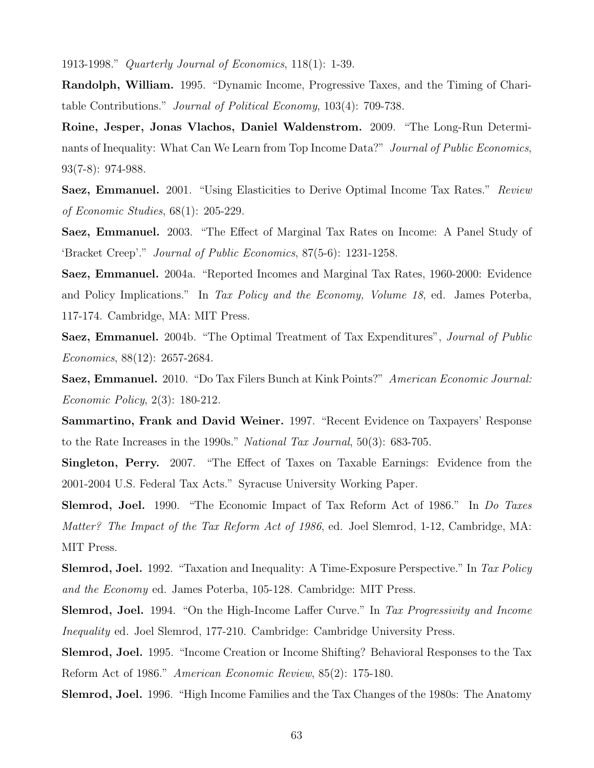1913-1998." *Quarterly Journal of Economics*, 118(1): 1-39.

**Randolph, William.** 1995. "Dynamic Income, Progressive Taxes, and the Timing of Charitable Contributions." *Journal of Political Economy*, 103(4): 709-738.

**Roine, Jesper, Jonas Vlachos, Daniel Waldenstrom.** 2009. "The Long-Run Determinants of Inequality: What Can We Learn from Top Income Data?" *Journal of Public Economics*, 93(7-8): 974-988.

**Saez, Emmanuel.** 2001. "Using Elasticities to Derive Optimal Income Tax Rates." *Review of Economic Studies*, 68(1): 205-229.

**Saez, Emmanuel.** 2003. "The Effect of Marginal Tax Rates on Income: A Panel Study of 'Bracket Creep'." *Journal of Public Economics*, 87(5-6): 1231-1258.

**Saez, Emmanuel.** 2004a. "Reported Incomes and Marginal Tax Rates, 1960-2000: Evidence and Policy Implications." In *Tax Policy and the Economy, Volume 18*, ed. James Poterba, 117-174. Cambridge, MA: MIT Press.

**Saez, Emmanuel.** 2004b. "The Optimal Treatment of Tax Expenditures", *Journal of Public Economics*, 88(12): 2657-2684.

**Saez, Emmanuel.** 2010. "Do Tax Filers Bunch at Kink Points?" *American Economic Journal: Economic Policy*, 2(3): 180-212.

**Sammartino, Frank and David Weiner.** 1997. "Recent Evidence on Taxpayers' Response to the Rate Increases in the 1990s." *National Tax Journal*, 50(3): 683-705.

**Singleton, Perry.** 2007. "The Effect of Taxes on Taxable Earnings: Evidence from the 2001-2004 U.S. Federal Tax Acts." Syracuse University Working Paper.

**Slemrod, Joel.** 1990. "The Economic Impact of Tax Reform Act of 1986." In *Do Taxes Matter? The Impact of the Tax Reform Act of 1986*, ed. Joel Slemrod, 1-12, Cambridge, MA: MIT Press.

**Slemrod, Joel.** 1992. "Taxation and Inequality: A Time-Exposure Perspective." In *Tax Policy and the Economy* ed. James Poterba, 105-128. Cambridge: MIT Press.

**Slemrod, Joel.** 1994. "On the High-Income Laffer Curve." In *Tax Progressivity and Income Inequality* ed. Joel Slemrod, 177-210. Cambridge: Cambridge University Press.

**Slemrod, Joel.** 1995. "Income Creation or Income Shifting? Behavioral Responses to the Tax Reform Act of 1986." *American Economic Review*, 85(2): 175-180.

**Slemrod, Joel.** 1996. "High Income Families and the Tax Changes of the 1980s: The Anatomy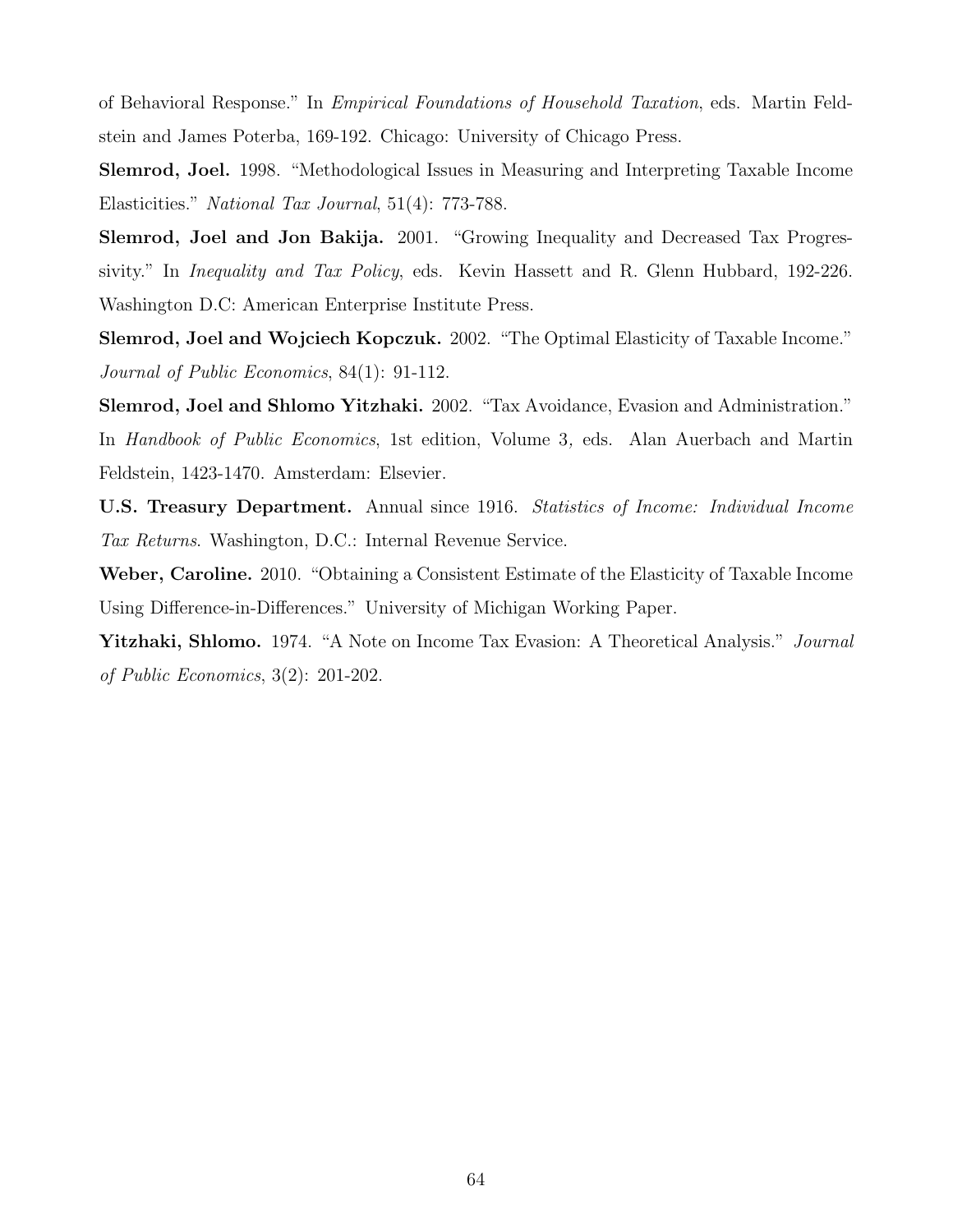of Behavioral Response." In *Empirical Foundations of Household Taxation*, eds. Martin Feldstein and James Poterba, 169-192. Chicago: University of Chicago Press.

**Slemrod, Joel.** 1998. "Methodological Issues in Measuring and Interpreting Taxable Income Elasticities." *National Tax Journal*, 51(4): 773-788.

**Slemrod, Joel and Jon Bakija.** 2001. "Growing Inequality and Decreased Tax Progressivity." In *Inequality and Tax Policy*, eds. Kevin Hassett and R. Glenn Hubbard, 192-226. Washington D.C: American Enterprise Institute Press.

**Slemrod, Joel and Wojciech Kopczuk.** 2002. "The Optimal Elasticity of Taxable Income." *Journal of Public Economics*, 84(1): 91-112.

**Slemrod, Joel and Shlomo Yitzhaki.** 2002. "Tax Avoidance, Evasion and Administration." In *Handbook of Public Economics*, 1st edition, Volume 3, eds. Alan Auerbach and Martin Feldstein, 1423-1470. Amsterdam: Elsevier.

**U.S. Treasury Department.** Annual since 1916. *Statistics of Income: Individual Income Tax Returns*. Washington, D.C.: Internal Revenue Service.

**Weber, Caroline.** 2010. "Obtaining a Consistent Estimate of the Elasticity of Taxable Income Using Difference-in-Differences." University of Michigan Working Paper.

**Yitzhaki, Shlomo.** 1974. "A Note on Income Tax Evasion: A Theoretical Analysis." *Journal of Public Economics*, 3(2): 201-202.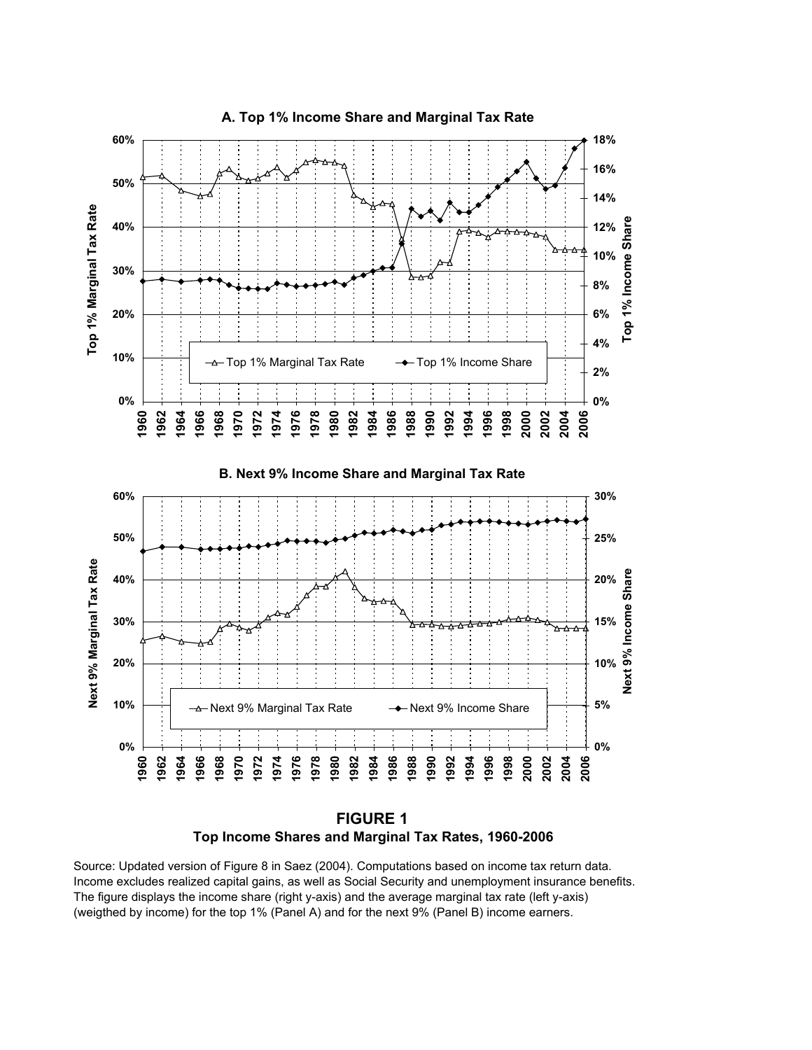**FIGURE 1**
**Top Income Shares and Marginal Tax Rates, 1960-2006**

Source: Updated version of Figure 8 in Saez (2004). Computations based on income tax return data. Income excludes realized capital gains, as well as Social Security and unemployment insurance benefits. The figure displays the income share (right y-axis) and the average marginal tax rate (left y-axis) (weigthed by income) for the top 1% (Panel A) and for the next 9% (Panel B) income earners.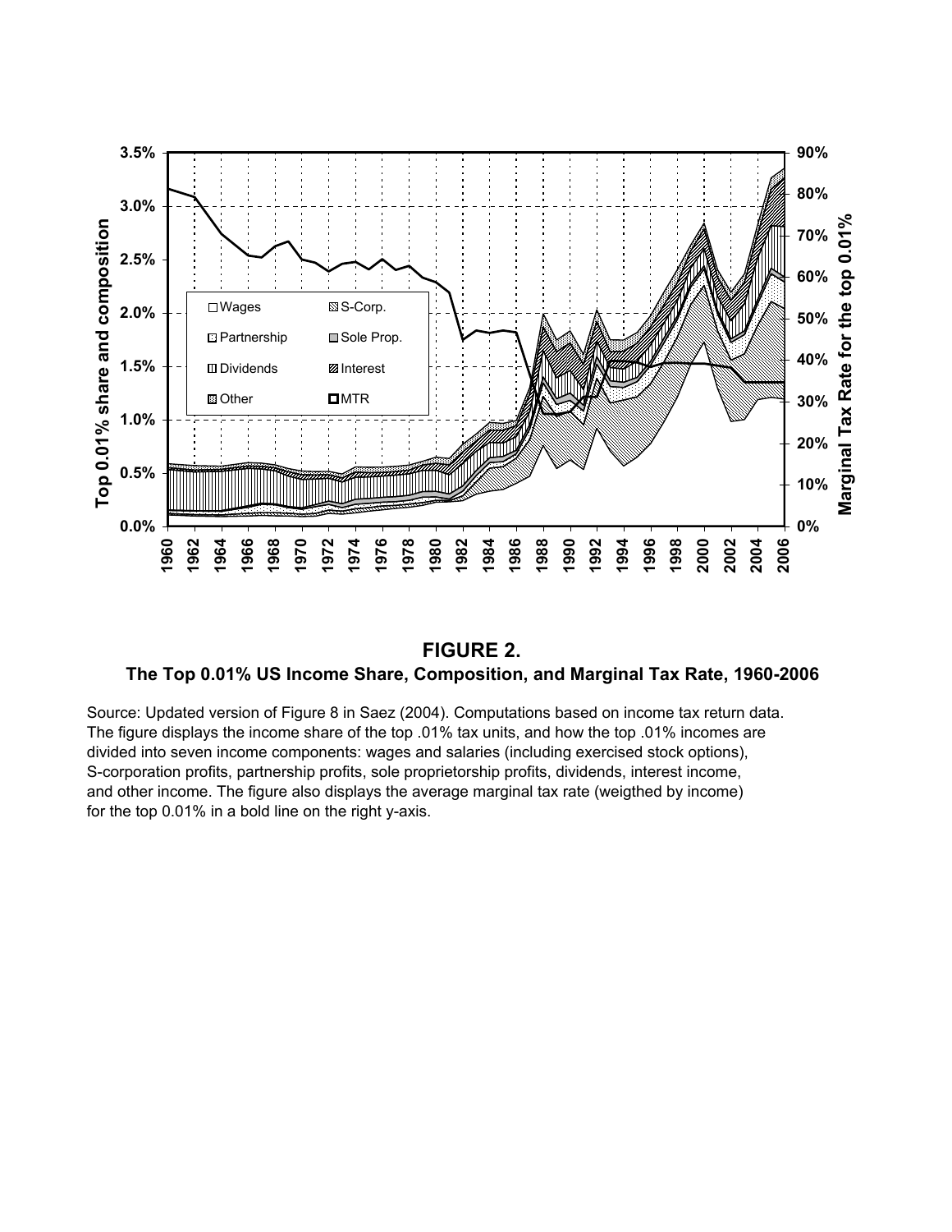**FIGURE 2.**
**The Top 0.01% US Income Share, Composition, and Marginal Tax Rate, 1960-2006**

Source: Updated version of Figure 8 in Saez (2004). Computations based on income tax return data. The figure displays the income share of the top .01% tax units, and how the top .01% incomes are divided into seven income components: wages and salaries (including exercised stock options), S-corporation profits, partnership profits, sole proprietorship profits, dividends, interest income, and other income. The figure also displays the average marginal tax rate (weigthed by income) for the top 0.01% in a bold line on the right y-axis.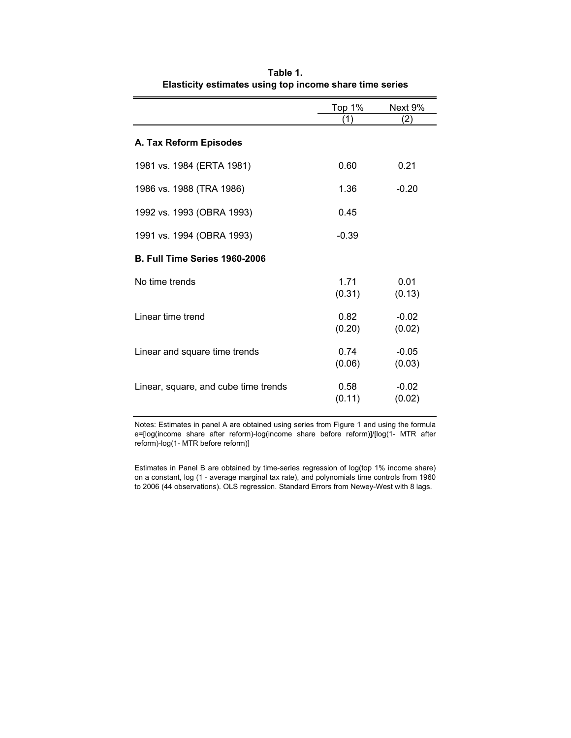**Table 1.**
**Elasticity estimates using top income share time series**

| | Top 1% | Next 9% |
|---|---|---|
| | (1) | (2) |
| **A. Tax Reform Episodes** | | |
| 1981 vs. 1984 (ERTA 1981) | 0.60 | 0.21 |
| 1986 vs. 1988 (TRA 1986) | 1.36 | -0.20 |
| 1992 vs. 1993 (OBRA 1993) | 0.45 | |
| 1991 vs. 1994 (OBRA 1993) | -0.39 | |
| **B. Full Time Series 1960-2006** | | |
| No time trends | 1.71 | 0.01 |
| | (0.31) | (0.13) |
| Linear time trend | 0.82 | -0.02 |
| | (0.20) | (0.02) |
| Linear and square time trends | 0.74 | -0.05 |
| | (0.06) | (0.03) |
| Linear, square, and cube time trends | 0.58 | -0.02 |
| | (0.11) | (0.02) |

Notes: Estimates in panel A are obtained using series from Figure 1 and using the formula e=[log(income share after reform)-log(income share before reform)]/[log(1- MTR after reform)-log(1- MTR before reform)]

Estimates in Panel B are obtained by time-series regression of log(top 1% income share) on a constant, log (1 - average marginal tax rate), and polynomials time controls from 1960 to 2006 (44 observations). OLS regression. Standard Errors from Newey-West with 8 lags.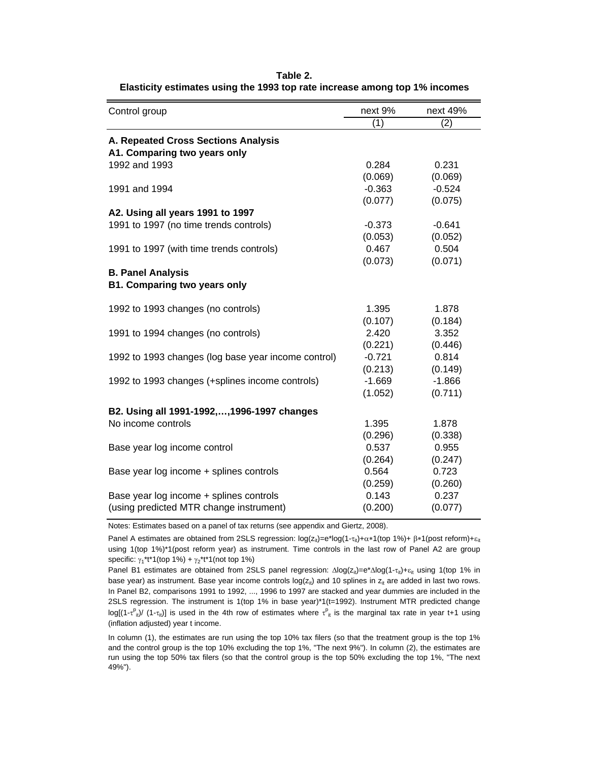**Table 2.**
**Elasticity estimates using the 1993 top rate increase among top 1% incomes**

| Control group | next 9% | next 49% |
|---|---|---|
| | (1) | (2) |
| **A. Repeated Cross Sections Analysis** | | |
| **A1. Comparing two years only** | | |
| 1992 and 1993 | 0.284 | 0.231 |
| | (0.069) | (0.069) |
| 1991 and 1994 | -0.363 | -0.524 |
| | (0.077) | (0.075) |
| **A2. Using all years 1991 to 1997** | | |
| 1991 to 1997 (no time trends controls) | -0.373 | -0.641 |
| | (0.053) | (0.052) |
| 1991 to 1997 (with time trends controls) | 0.467 | 0.504 |
| | (0.073) | (0.071) |
| **B. Panel Analysis** | | |
| **B1. Comparing two years only** | | |
| 1992 to 1993 changes (no controls) | 1.395 | 1.878 |
| | (0.107) | (0.184) |
| 1991 to 1994 changes (no controls) | 2.420 | 3.352 |
| | (0.221) | (0.446) |
| 1992 to 1993 changes (log base year income control) | -0.721 | 0.814 |
| | (0.213) | (0.149) |
| 1992 to 1993 changes (+splines income controls) | -1.669 | -1.866 |
| | (1.052) | (0.711) |
| **B2. Using all 1991-1992,…,1996-1997 changes** | | |
| No income controls | 1.395 | 1.878 |
| | (0.296) | (0.338) |
| Base year log income control | 0.537 | 0.955 |
| | (0.264) | (0.247) |
| Base year log income + splines controls | 0.564 | 0.723 |
| | (0.259) | (0.260) |
| Base year log income + splines controls | 0.143 | 0.237 |
| (using predicted MTR change instrument) | (0.200) | (0.077) |

Notes: Estimates based on a panel of tax returns (see appendix and Giertz, 2008).

Panel A estimates are obtained from 2SLS regression: $\log(z_{it})=e*\log(1-\tau_{it})+\alpha*1(\text{top }1\%)+\beta*1(\text{post reform})+\varepsilon_{it}$ using 1(top 1%)*1(post reform year) as instrument. Time controls in the last row of Panel A2 are group specific: $\gamma_1*t*1(\text{top }1\%)+\gamma_2*t*1(\text{not top }1\%)$

Panel B1 estimates are obtained from 2SLS panel regression: $\Delta\log(z_{it})=e*\Delta\log(1-\tau_{it})+\varepsilon_{it}$ using 1(top 1% in base year) as instrument. Base year income controls $\log(z_{it})$ and 10 splines in $z_{it}$ are added in last two rows. In Panel B2, comparisons 1991 to 1992, ..., 1996 to 1997 are stacked and year dummies are included in the 2SLS regression. The instrument is 1(top 1% in base year)*1(t=1992). Instrument MTR predicted change $\log[(1-\tau^{p}_{it})/(1-\tau_{it})]$ is used in the 4th row of estimates where $\tau^{p}_{it}$ is the marginal tax rate in year t+1 using (inflation adjusted) year t income.

In column (1), the estimates are run using the top 10% tax filers (so that the treatment group is the top 1% and the control group is the top 10% excluding the top 1%, "The next 9%"). In column (2), the estimates are run using the top 50% tax filers (so that the control group is the top 50% excluding the top 1%, "The next 49%").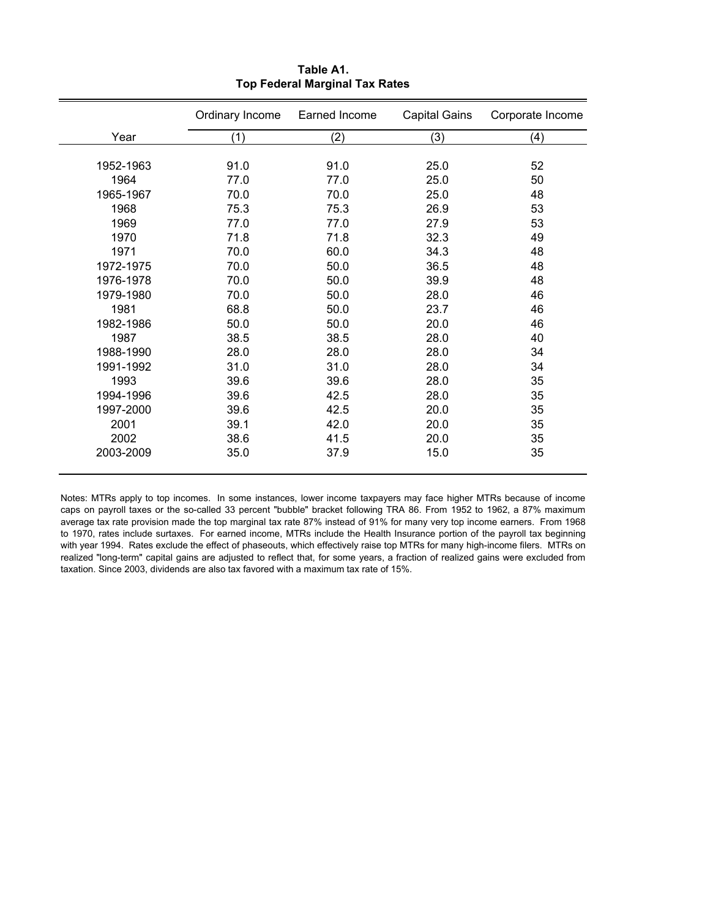**Table A1.**
**Top Federal Marginal Tax Rates**

| Year | Ordinary Income (1) | Earned Income (2) | Capital Gains (3) | Corporate Income (4) |
|---|---|---|---|---|
| 1952-1963 | 91.0 | 91.0 | 25.0 | 52 |
| 1964 | 77.0 | 77.0 | 25.0 | 50 |
| 1965-1967 | 70.0 | 70.0 | 25.0 | 48 |
| 1968 | 75.3 | 75.3 | 26.9 | 53 |
| 1969 | 77.0 | 77.0 | 27.9 | 53 |
| 1970 | 71.8 | 71.8 | 32.3 | 49 |
| 1971 | 70.0 | 60.0 | 34.3 | 48 |
| 1972-1975 | 70.0 | 50.0 | 36.5 | 48 |
| 1976-1978 | 70.0 | 50.0 | 39.9 | 48 |
| 1979-1980 | 70.0 | 50.0 | 28.0 | 46 |
| 1981 | 68.8 | 50.0 | 23.7 | 46 |
| 1982-1986 | 50.0 | 50.0 | 20.0 | 46 |
| 1987 | 38.5 | 38.5 | 28.0 | 40 |
| 1988-1990 | 28.0 | 28.0 | 28.0 | 34 |
| 1991-1992 | 31.0 | 31.0 | 28.0 | 34 |
| 1993 | 39.6 | 39.6 | 28.0 | 35 |
| 1994-1996 | 39.6 | 42.5 | 28.0 | 35 |
| 1997-2000 | 39.6 | 42.5 | 20.0 | 35 |
| 2001 | 39.1 | 42.0 | 20.0 | 35 |
| 2002 | 38.6 | 41.5 | 20.0 | 35 |
| 2003-2009 | 35.0 | 37.9 | 15.0 | 35 |

Notes: MTRs apply to top incomes. In some instances, lower income taxpayers may face higher MTRs because of income caps on payroll taxes or the so-called 33 percent "bubble" bracket following TRA 86. From 1952 to 1962, a 87% maximum average tax rate provision made the top marginal tax rate 87% instead of 91% for many very top income earners. From 1968 to 1970, rates include surtaxes. For earned income, MTRs include the Health Insurance portion of the payroll tax beginning with year 1994. Rates exclude the effect of phaseouts, which effectively raise top MTRs for many high-income filers. MTRs on realized "long-term" capital gains are adjusted to reflect that, for some years, a fraction of realized gains were excluded from taxation. Since 2003, dividends are also tax favored with a maximum tax rate of 15%.